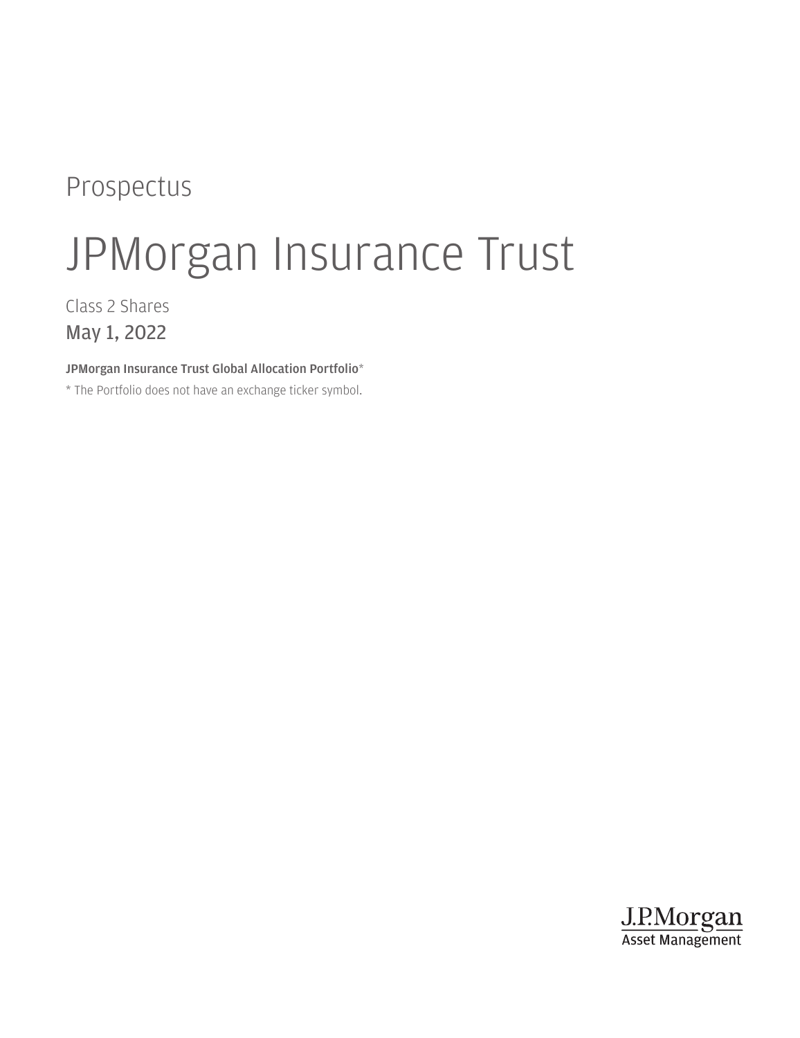Prospectus

# JPMorgan Insurance Trust

Class 2 Shares

May 1, 2022

**JPMorgan Insurance Trust Global Allocation Portfolio***

* The Portfolio does not have an exchange ticker symbol.

J.P.Morgan
Asset Management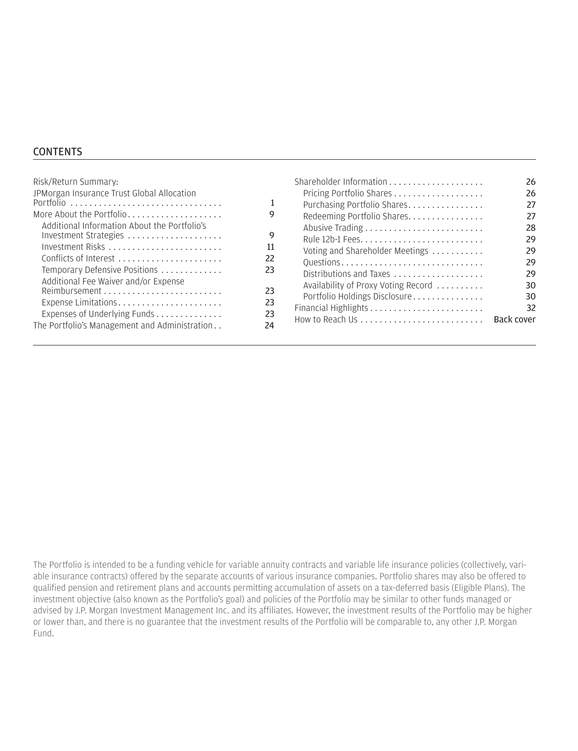## CONTENTS

| | |
|---|---|
| Risk/Return Summary: | |
| JPMorgan Insurance Trust Global Allocation Portfolio | 1 |
| More About the Portfolio | 9 |
| Additional Information About the Portfolio's Investment Strategies | 9 |
| Investment Risks | 11 |
| Conflicts of Interest | 22 |
| Temporary Defensive Positions | 23 |
| Additional Fee Waiver and/or Expense Reimbursement | 23 |
| Expense Limitations | 23 |
| Expenses of Underlying Funds | 23 |
| The Portfolio's Management and Administration | 24 |
| Shareholder Information | 26 |
| Pricing Portfolio Shares | 26 |
| Purchasing Portfolio Shares | 27 |
| Redeeming Portfolio Shares | 27 |
| Abusive Trading | 28 |
| Rule 12b-1 Fees | 29 |
| Voting and Shareholder Meetings | 29 |
| Questions | 29 |
| Distributions and Taxes | 29 |
| Availability of Proxy Voting Record | 30 |
| Portfolio Holdings Disclosure | 30 |
| Financial Highlights | 32 |
| How to Reach Us | Back cover |

The Portfolio is intended to be a funding vehicle for variable annuity contracts and variable life insurance policies (collectively, variable insurance contracts) offered by the separate accounts of various insurance companies. Portfolio shares may also be offered to qualified pension and retirement plans and accounts permitting accumulation of assets on a tax-deferred basis (Eligible Plans). The investment objective (also known as the Portfolio's goal) and policies of the Portfolio may be similar to other funds managed or advised by J.P. Morgan Investment Management Inc. and its affiliates. However, the investment results of the Portfolio may be higher or lower than, and there is no guarantee that the investment results of the Portfolio will be comparable to, any other J.P. Morgan Fund.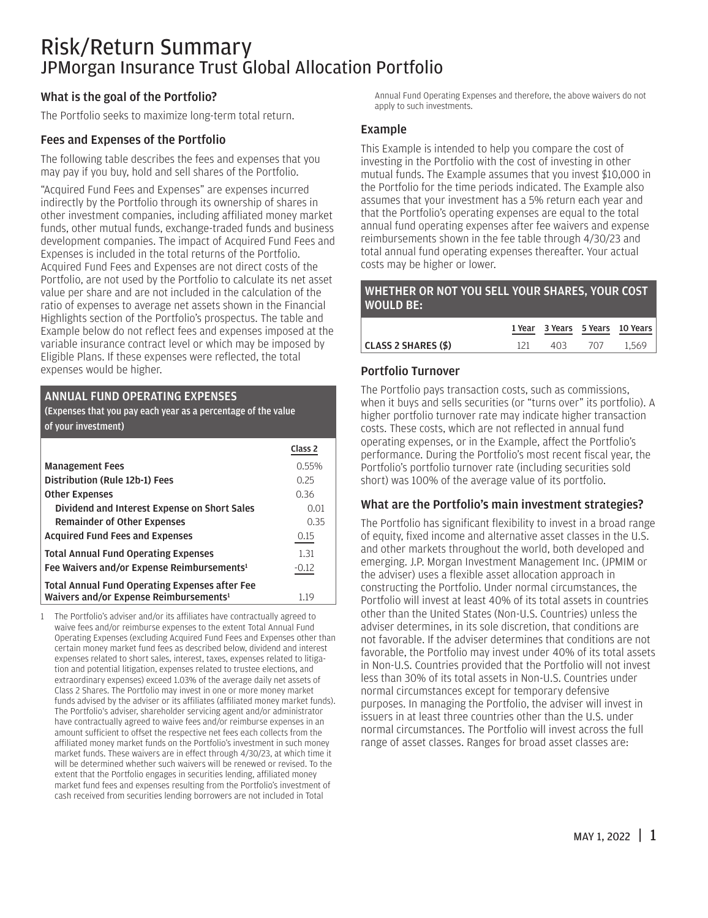# Risk/Return Summary
## JPMorgan Insurance Trust Global Allocation Portfolio

### What is the goal of the Portfolio?

The Portfolio seeks to maximize long-term total return.

### Fees and Expenses of the Portfolio

The following table describes the fees and expenses that you may pay if you buy, hold and sell shares of the Portfolio.

"Acquired Fund Fees and Expenses" are expenses incurred indirectly by the Portfolio through its ownership of shares in other investment companies, including affiliated money market funds, other mutual funds, exchange-traded funds and business development companies. The impact of Acquired Fund Fees and Expenses is included in the total returns of the Portfolio. Acquired Fund Fees and Expenses are not direct costs of the Portfolio, are not used by the Portfolio to calculate its net asset value per share and are not included in the calculation of the ratio of expenses to average net assets shown in the Financial Highlights section of the Portfolio's prospectus. The table and Example below do not reflect fees and expenses imposed at the variable insurance contract level or which may be imposed by Eligible Plans. If these expenses were reflected, the total expenses would be higher.

**ANNUAL FUND OPERATING EXPENSES**
(Expenses that you pay each year as a percentage of the value of your investment)

| | Class 2 |
|---|---|
| **Management Fees** | 0.55% |
| **Distribution (Rule 12b-1) Fees** | 0.25 |
| **Other Expenses** | 0.36 |
| **Dividend and Interest Expense on Short Sales** | 0.01 |
| **Remainder of Other Expenses** | 0.35 |
| **Acquired Fund Fees and Expenses** | 0.15 |
| **Total Annual Fund Operating Expenses** | 1.31 |
| **Fee Waivers and/or Expense Reimbursements[1]** | -0.12 |
| **Total Annual Fund Operating Expenses after Fee Waivers and/or Expense Reimbursements[1]** | 1.19 |

1 The Portfolio's adviser and/or its affiliates have contractually agreed to waive fees and/or reimburse expenses to the extent Total Annual Fund Operating Expenses (excluding Acquired Fund Fees and Expenses other than certain money market fund fees as described below, dividend and interest expenses related to short sales, interest, taxes, expenses related to litigation and potential litigation, expenses related to trustee elections, and extraordinary expenses) exceed 1.03% of the average daily net assets of Class 2 Shares. The Portfolio may invest in one or more money market funds advised by the adviser or its affiliates (affiliated money market funds). The Portfolio's adviser, shareholder servicing agent and/or administrator have contractually agreed to waive fees and/or reimburse expenses in an amount sufficient to offset the respective net fees each collects from the affiliated money market funds on the Portfolio's investment in such money market funds. These waivers are in effect through 4/30/23, at which time it will be determined whether such waivers will be renewed or revised. To the extent that the Portfolio engages in securities lending, affiliated money market fund fees and expenses resulting from the Portfolio's investment of cash received from securities lending borrowers are not included in Total Annual Fund Operating Expenses and therefore, the above waivers do not apply to such investments.

### Example

This Example is intended to help you compare the cost of investing in the Portfolio with the cost of investing in other mutual funds. The Example assumes that you invest $10,000 in the Portfolio for the time periods indicated. The Example also assumes that your investment has a 5% return each year and that the Portfolio's operating expenses are equal to the total annual fund operating expenses after fee waivers and expense reimbursements shown in the fee table through 4/30/23 and total annual fund operating expenses thereafter. Your actual costs may be higher or lower.

**WHETHER OR NOT YOU SELL YOUR SHARES, YOUR COST WOULD BE:**

| | 1 Year | 3 Years | 5 Years | 10 Years |
|---|---|---|---|---|
| **CLASS 2 SHARES ($)** | 121 | 403 | 707 | 1,569 |

### Portfolio Turnover

The Portfolio pays transaction costs, such as commissions, when it buys and sells securities (or "turns over" its portfolio). A higher portfolio turnover rate may indicate higher transaction costs. These costs, which are not reflected in annual fund operating expenses, or in the Example, affect the Portfolio's performance. During the Portfolio's most recent fiscal year, the Portfolio's portfolio turnover rate (including securities sold short) was 100% of the average value of its portfolio.

### What are the Portfolio's main investment strategies?

The Portfolio has significant flexibility to invest in a broad range of equity, fixed income and alternative asset classes in the U.S. and other markets throughout the world, both developed and emerging. J.P. Morgan Investment Management Inc. (JPMIM or the adviser) uses a flexible asset allocation approach in constructing the Portfolio. Under normal circumstances, the Portfolio will invest at least 40% of its total assets in countries other than the United States (Non-U.S. Countries) unless the adviser determines, in its sole discretion, that conditions are not favorable. If the adviser determines that conditions are not favorable, the Portfolio may invest under 40% of its total assets in Non-U.S. Countries provided that the Portfolio will not invest less than 30% of its total assets in Non-U.S. Countries under normal circumstances except for temporary defensive purposes. In managing the Portfolio, the adviser will invest in issuers in at least three countries other than the U.S. under normal circumstances. The Portfolio will invest across the full range of asset classes. Ranges for broad asset classes are: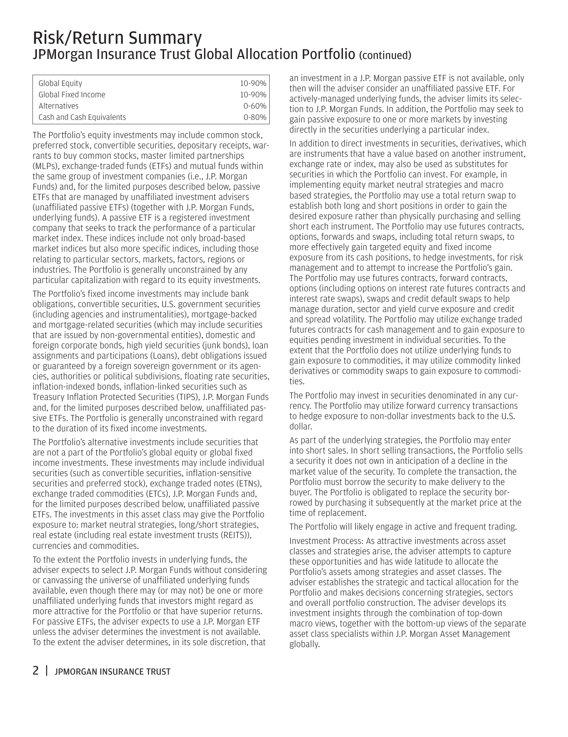# Risk/Return Summary
## JPMorgan Insurance Trust Global Allocation Portfolio (continued)

| | |
|---|---|
| Global Equity | 10-90% |
| Global Fixed Income | 10-90% |
| Alternatives | 0-60% |
| Cash and Cash Equivalents | 0-80% |

The Portfolio's equity investments may include common stock, preferred stock, convertible securities, depositary receipts, warrants to buy common stocks, master limited partnerships (MLPs), exchange-traded funds (ETFs) and mutual funds within the same group of investment companies (i.e., J.P. Morgan Funds) and, for the limited purposes described below, passive ETFs that are managed by unaffiliated investment advisers (unaffiliated passive ETFs) (together with J.P. Morgan Funds, underlying funds). A passive ETF is a registered investment company that seeks to track the performance of a particular market index. These indices include not only broad-based market indices but also more specific indices, including those relating to particular sectors, markets, factors, regions or industries. The Portfolio is generally unconstrained by any particular capitalization with regard to its equity investments.

The Portfolio's fixed income investments may include bank obligations, convertible securities, U.S. government securities (including agencies and instrumentalities), mortgage-backed and mortgage-related securities (which may include securities that are issued by non-governmental entities), domestic and foreign corporate bonds, high yield securities (junk bonds), loan assignments and participations (Loans), debt obligations issued or guaranteed by a foreign sovereign government or its agencies, authorities or political subdivisions, floating rate securities, inflation-indexed bonds, inflation-linked securities such as Treasury Inflation Protected Securities (TIPS), J.P. Morgan Funds and, for the limited purposes described below, unaffiliated passive ETFs. The Portfolio is generally unconstrained with regard to the duration of its fixed income investments.

The Portfolio's alternative investments include securities that are not a part of the Portfolio's global equity or global fixed income investments. These investments may include individual securities (such as convertible securities, inflation-sensitive securities and preferred stock), exchange traded notes (ETNs), exchange traded commodities (ETCs), J.P. Morgan Funds and, for the limited purposes described below, unaffiliated passive ETFs. The investments in this asset class may give the Portfolio exposure to: market neutral strategies, long/short strategies, real estate (including real estate investment trusts (REITS)), currencies and commodities.

To the extent the Portfolio invests in underlying funds, the adviser expects to select J.P. Morgan Funds without considering or canvassing the universe of unaffiliated underlying funds available, even though there may (or may not) be one or more unaffiliated underlying funds that investors might regard as more attractive for the Portfolio or that have superior returns. For passive ETFs, the adviser expects to use a J.P. Morgan ETF unless the adviser determines the investment is not available. To the extent the adviser determines, in its sole discretion, that an investment in a J.P. Morgan passive ETF is not available, only then will the adviser consider an unaffiliated passive ETF. For actively-managed underlying funds, the adviser limits its selection to J.P. Morgan Funds. In addition, the Portfolio may seek to gain passive exposure to one or more markets by investing directly in the securities underlying a particular index.

In addition to direct investments in securities, derivatives, which are instruments that have a value based on another instrument, exchange rate or index, may also be used as substitutes for securities in which the Portfolio can invest. For example, in implementing equity market neutral strategies and macro based strategies, the Portfolio may use a total return swap to establish both long and short positions in order to gain the desired exposure rather than physically purchasing and selling short each instrument. The Portfolio may use futures contracts, options, forwards and swaps, including total return swaps, to more effectively gain targeted equity and fixed income exposure from its cash positions, to hedge investments, for risk management and to attempt to increase the Portfolio's gain. The Portfolio may use futures contracts, forward contracts, options (including options on interest rate futures contracts and interest rate swaps), swaps and credit default swaps to help manage duration, sector and yield curve exposure and credit and spread volatility. The Portfolio may utilize exchange traded futures contracts for cash management and to gain exposure to equities pending investment in individual securities. To the extent that the Portfolio does not utilize underlying funds to gain exposure to commodities, it may utilize commodity linked derivatives or commodity swaps to gain exposure to commodities.

The Portfolio may invest in securities denominated in any currency. The Portfolio may utilize forward currency transactions to hedge exposure to non-dollar investments back to the U.S. dollar.

As part of the underlying strategies, the Portfolio may enter into short sales. In short selling transactions, the Portfolio sells a security it does not own in anticipation of a decline in the market value of the security. To complete the transaction, the Portfolio must borrow the security to make delivery to the buyer. The Portfolio is obligated to replace the security borrowed by purchasing it subsequently at the market price at the time of replacement.

The Portfolio will likely engage in active and frequent trading.

Investment Process: As attractive investments across asset classes and strategies arise, the adviser attempts to capture these opportunities and has wide latitude to allocate the Portfolio's assets among strategies and asset classes. The adviser establishes the strategic and tactical allocation for the Portfolio and makes decisions concerning strategies, sectors and overall portfolio construction. The adviser develops its investment insights through the combination of top-down macro views, together with the bottom-up views of the separate asset class specialists within J.P. Morgan Asset Management globally.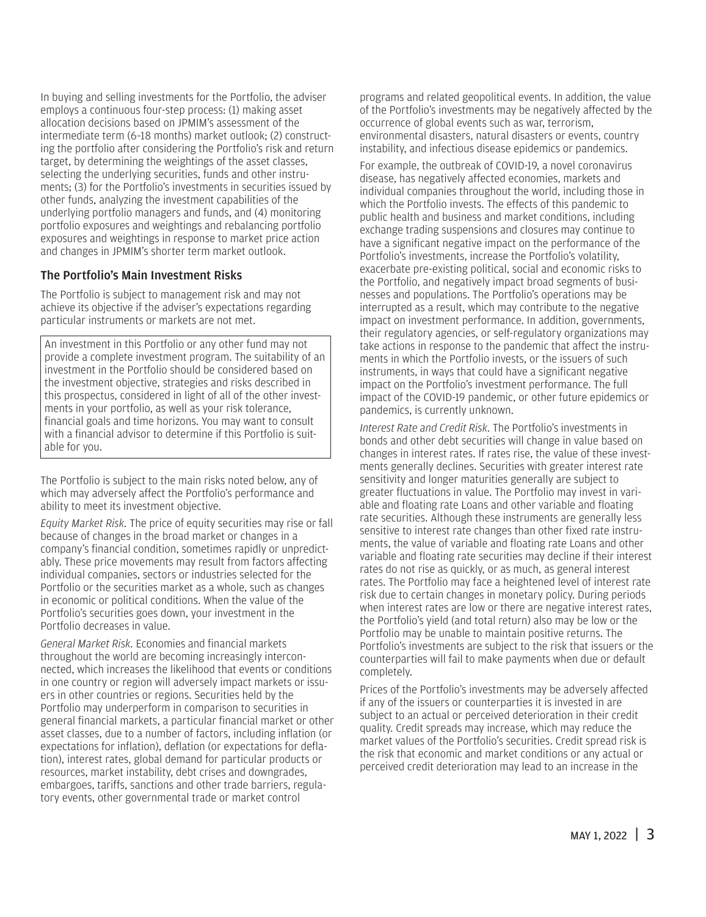In buying and selling investments for the Portfolio, the adviser employs a continuous four-step process: (1) making asset allocation decisions based on JPMIM's assessment of the intermediate term (6–18 months) market outlook; (2) constructing the portfolio after considering the Portfolio's risk and return target, by determining the weightings of the asset classes, selecting the underlying securities, funds and other instruments; (3) for the Portfolio's investments in securities issued by other funds, analyzing the investment capabilities of the underlying portfolio managers and funds, and (4) monitoring portfolio exposures and weightings and rebalancing portfolio exposures and weightings in response to market price action and changes in JPMIM's shorter term market outlook.

### The Portfolio's Main Investment Risks

The Portfolio is subject to management risk and may not achieve its objective if the adviser's expectations regarding particular instruments or markets are not met.

> An investment in this Portfolio or any other fund may not provide a complete investment program. The suitability of an investment in the Portfolio should be considered based on the investment objective, strategies and risks described in this prospectus, considered in light of all of the other investments in your portfolio, as well as your risk tolerance, financial goals and time horizons. You may want to consult with a financial advisor to determine if this Portfolio is suitable for you.

The Portfolio is subject to the main risks noted below, any of which may adversely affect the Portfolio's performance and ability to meet its investment objective.

*Equity Market Risk*. The price of equity securities may rise or fall because of changes in the broad market or changes in a company's financial condition, sometimes rapidly or unpredictably. These price movements may result from factors affecting individual companies, sectors or industries selected for the Portfolio or the securities market as a whole, such as changes in economic or political conditions. When the value of the Portfolio's securities goes down, your investment in the Portfolio decreases in value.

*General Market Risk*. Economies and financial markets throughout the world are becoming increasingly interconnected, which increases the likelihood that events or conditions in one country or region will adversely impact markets or issuers in other countries or regions. Securities held by the Portfolio may underperform in comparison to securities in general financial markets, a particular financial market or other asset classes, due to a number of factors, including inflation (or expectations for inflation), deflation (or expectations for deflation), interest rates, global demand for particular products or resources, market instability, debt crises and downgrades, embargoes, tariffs, sanctions and other trade barriers, regulatory events, other governmental trade or market control programs and related geopolitical events. In addition, the value of the Portfolio's investments may be negatively affected by the occurrence of global events such as war, terrorism, environmental disasters, natural disasters or events, country instability, and infectious disease epidemics or pandemics.

For example, the outbreak of COVID-19, a novel coronavirus disease, has negatively affected economies, markets and individual companies throughout the world, including those in which the Portfolio invests. The effects of this pandemic to public health and business and market conditions, including exchange trading suspensions and closures may continue to have a significant negative impact on the performance of the Portfolio's investments, increase the Portfolio's volatility, exacerbate pre-existing political, social and economic risks to the Portfolio, and negatively impact broad segments of businesses and populations. The Portfolio's operations may be interrupted as a result, which may contribute to the negative impact on investment performance. In addition, governments, their regulatory agencies, or self-regulatory organizations may take actions in response to the pandemic that affect the instruments in which the Portfolio invests, or the issuers of such instruments, in ways that could have a significant negative impact on the Portfolio's investment performance. The full impact of the COVID-19 pandemic, or other future epidemics or pandemics, is currently unknown.

*Interest Rate and Credit Risk*. The Portfolio's investments in bonds and other debt securities will change in value based on changes in interest rates. If rates rise, the value of these investments generally declines. Securities with greater interest rate sensitivity and longer maturities generally are subject to greater fluctuations in value. The Portfolio may invest in variable and floating rate Loans and other variable and floating rate securities. Although these instruments are generally less sensitive to interest rate changes than other fixed rate instruments, the value of variable and floating rate Loans and other variable and floating rate securities may decline if their interest rates do not rise as quickly, or as much, as general interest rates. The Portfolio may face a heightened level of interest rate risk due to certain changes in monetary policy. During periods when interest rates are low or there are negative interest rates, the Portfolio's yield (and total return) also may be low or the Portfolio may be unable to maintain positive returns. The Portfolio's investments are subject to the risk that issuers or the counterparties will fail to make payments when due or default completely.

Prices of the Portfolio's investments may be adversely affected if any of the issuers or counterparties it is invested in are subject to an actual or perceived deterioration in their credit quality. Credit spreads may increase, which may reduce the market values of the Portfolio's securities. Credit spread risk is the risk that economic and market conditions or any actual or perceived credit deterioration may lead to an increase in the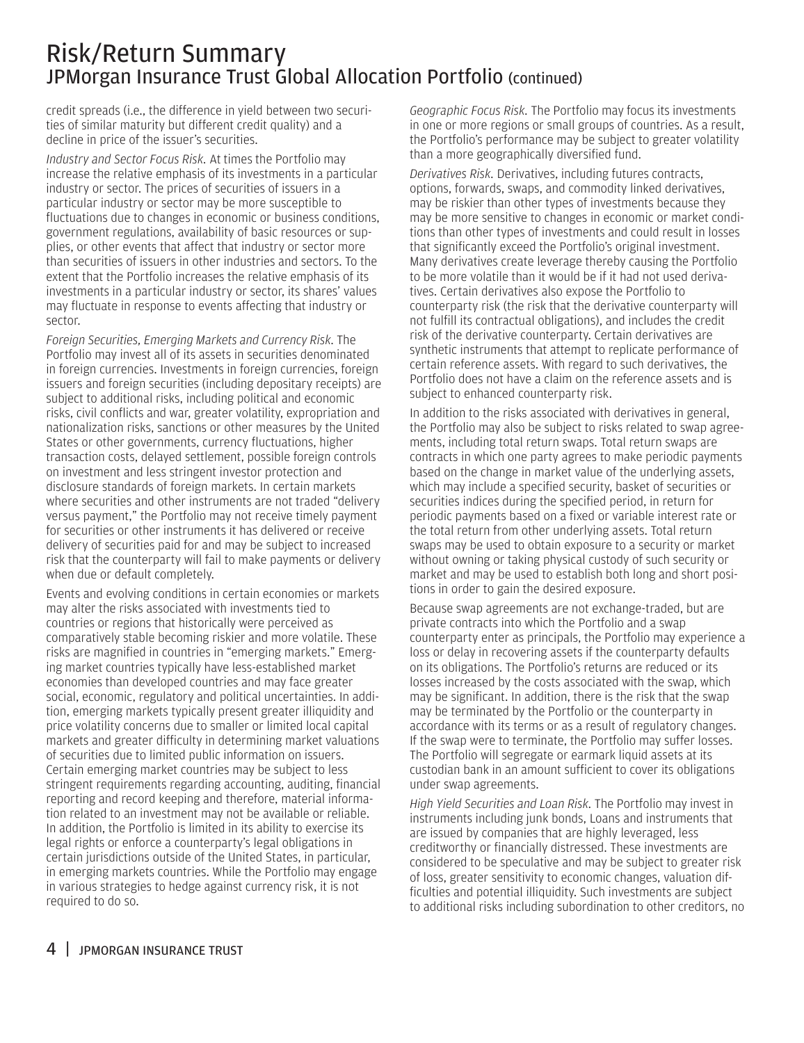credit spreads (i.e., the difference in yield between two securities of similar maturity but different credit quality) and a decline in price of the issuer's securities.

*Industry and Sector Focus Risk.* At times the Portfolio may increase the relative emphasis of its investments in a particular industry or sector. The prices of securities of issuers in a particular industry or sector may be more susceptible to fluctuations due to changes in economic or business conditions, government regulations, availability of basic resources or supplies, or other events that affect that industry or sector more than securities of issuers in other industries and sectors. To the extent that the Portfolio increases the relative emphasis of its investments in a particular industry or sector, its shares' values may fluctuate in response to events affecting that industry or sector.

*Foreign Securities, Emerging Markets and Currency Risk.* The Portfolio may invest all of its assets in securities denominated in foreign currencies. Investments in foreign currencies, foreign issuers and foreign securities (including depositary receipts) are subject to additional risks, including political and economic risks, civil conflicts and war, greater volatility, expropriation and nationalization risks, sanctions or other measures by the United States or other governments, currency fluctuations, higher transaction costs, delayed settlement, possible foreign controls on investment and less stringent investor protection and disclosure standards of foreign markets. In certain markets where securities and other instruments are not traded "delivery versus payment," the Portfolio may not receive timely payment for securities or other instruments it has delivered or receive delivery of securities paid for and may be subject to increased risk that the counterparty will fail to make payments or delivery when due or default completely.

Events and evolving conditions in certain economies or markets may alter the risks associated with investments tied to countries or regions that historically were perceived as comparatively stable becoming riskier and more volatile. These risks are magnified in countries in "emerging markets." Emerging market countries typically have less-established market economies than developed countries and may face greater social, economic, regulatory and political uncertainties. In addition, emerging markets typically present greater illiquidity and price volatility concerns due to smaller or limited local capital markets and greater difficulty in determining market valuations of securities due to limited public information on issuers. Certain emerging market countries may be subject to less stringent requirements regarding accounting, auditing, financial reporting and record keeping and therefore, material information related to an investment may not be available or reliable. In addition, the Portfolio is limited in its ability to exercise its legal rights or enforce a counterparty's legal obligations in certain jurisdictions outside of the United States, in particular, in emerging markets countries. While the Portfolio may engage in various strategies to hedge against currency risk, it is not required to do so.

*Geographic Focus Risk.* The Portfolio may focus its investments in one or more regions or small groups of countries. As a result, the Portfolio's performance may be subject to greater volatility than a more geographically diversified fund.

*Derivatives Risk.* Derivatives, including futures contracts, options, forwards, swaps, and commodity linked derivatives, may be riskier than other types of investments because they may be more sensitive to changes in economic or market conditions than other types of investments and could result in losses that significantly exceed the Portfolio's original investment. Many derivatives create leverage thereby causing the Portfolio to be more volatile than it would be if it had not used derivatives. Certain derivatives also expose the Portfolio to counterparty risk (the risk that the derivative counterparty will not fulfill its contractual obligations), and includes the credit risk of the derivative counterparty. Certain derivatives are synthetic instruments that attempt to replicate performance of certain reference assets. With regard to such derivatives, the Portfolio does not have a claim on the reference assets and is subject to enhanced counterparty risk.

In addition to the risks associated with derivatives in general, the Portfolio may also be subject to risks related to swap agreements, including total return swaps. Total return swaps are contracts in which one party agrees to make periodic payments based on the change in market value of the underlying assets, which may include a specified security, basket of securities or securities indices during the specified period, in return for periodic payments based on a fixed or variable interest rate or the total return from other underlying assets. Total return swaps may be used to obtain exposure to a security or market without owning or taking physical custody of such security or market and may be used to establish both long and short positions in order to gain the desired exposure.

Because swap agreements are not exchange-traded, but are private contracts into which the Portfolio and a swap counterparty enter as principals, the Portfolio may experience a loss or delay in recovering assets if the counterparty defaults on its obligations. The Portfolio's returns are reduced or its losses increased by the costs associated with the swap, which may be significant. In addition, there is the risk that the swap may be terminated by the Portfolio or the counterparty in accordance with its terms or as a result of regulatory changes. If the swap were to terminate, the Portfolio may suffer losses. The Portfolio will segregate or earmark liquid assets at its custodian bank in an amount sufficient to cover its obligations under swap agreements.

*High Yield Securities and Loan Risk.* The Portfolio may invest in instruments including junk bonds, Loans and instruments that are issued by companies that are highly leveraged, less creditworthy or financially distressed. These investments are considered to be speculative and may be subject to greater risk of loss, greater sensitivity to economic changes, valuation difficulties and potential illiquidity. Such investments are subject to additional risks including subordination to other creditors, no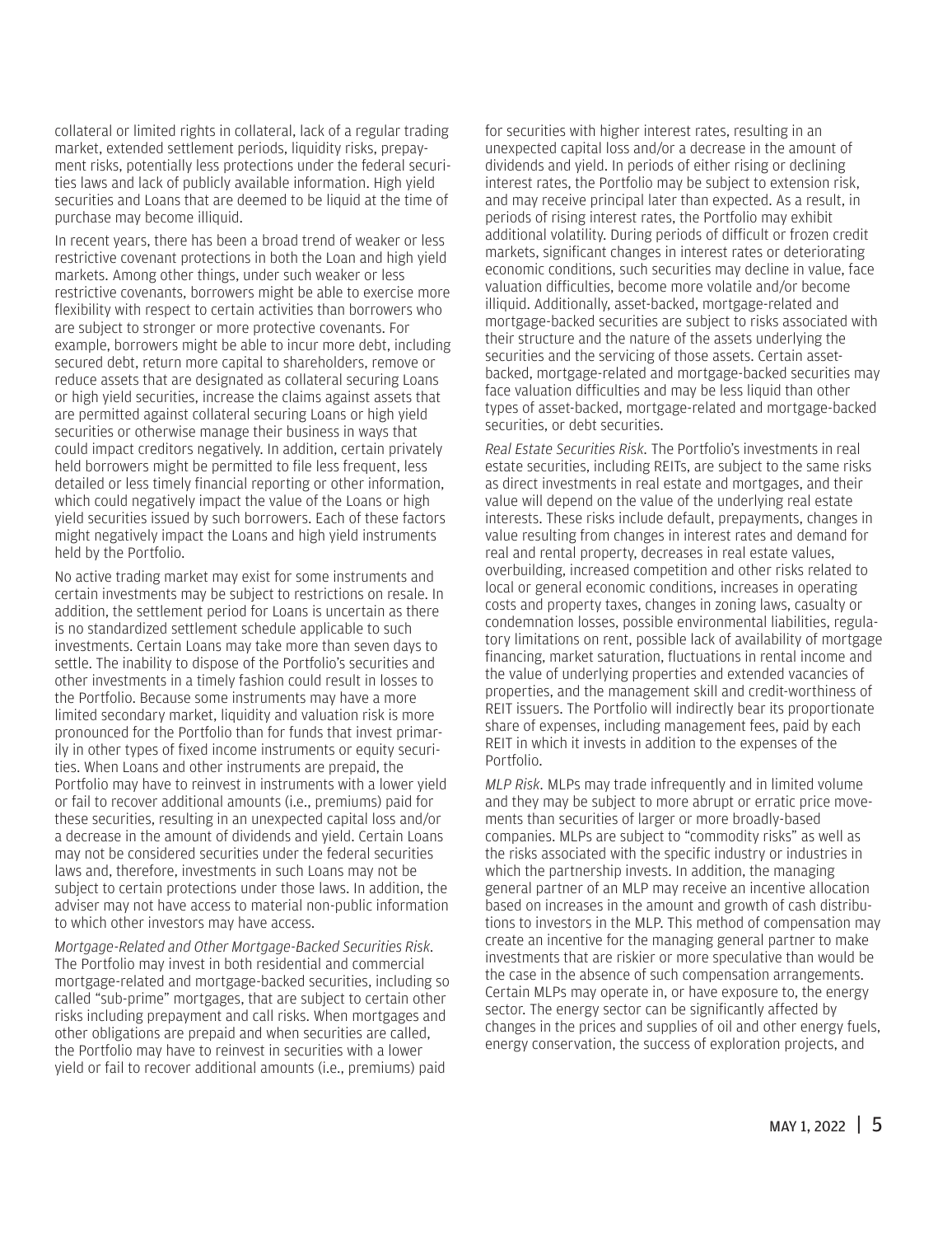collateral or limited rights in collateral, lack of a regular trading market, extended settlement periods, liquidity risks, prepayment risks, potentially less protections under the federal securities laws and lack of publicly available information. High yield securities and Loans that are deemed to be liquid at the time of purchase may become illiquid.

In recent years, there has been a broad trend of weaker or less restrictive covenant protections in both the Loan and high yield markets. Among other things, under such weaker or less restrictive covenants, borrowers might be able to exercise more flexibility with respect to certain activities than borrowers who are subject to stronger or more protective covenants. For example, borrowers might be able to incur more debt, including secured debt, return more capital to shareholders, remove or reduce assets that are designated as collateral securing Loans or high yield securities, increase the claims against assets that are permitted against collateral securing Loans or high yield securities or otherwise manage their business in ways that could impact creditors negatively. In addition, certain privately held borrowers might be permitted to file less frequent, less detailed or less timely financial reporting or other information, which could negatively impact the value of the Loans or high yield securities issued by such borrowers. Each of these factors might negatively impact the Loans and high yield instruments held by the Portfolio.

No active trading market may exist for some instruments and certain investments may be subject to restrictions on resale. In addition, the settlement period for Loans is uncertain as there is no standardized settlement schedule applicable to such investments. Certain Loans may take more than seven days to settle. The inability to dispose of the Portfolio's securities and other investments in a timely fashion could result in losses to the Portfolio. Because some instruments may have a more limited secondary market, liquidity and valuation risk is more pronounced for the Portfolio than for funds that invest primarily in other types of fixed income instruments or equity securities. When Loans and other instruments are prepaid, the Portfolio may have to reinvest in instruments with a lower yield or fail to recover additional amounts (i.e., premiums) paid for these securities, resulting in an unexpected capital loss and/or a decrease in the amount of dividends and yield. Certain Loans may not be considered securities under the federal securities laws and, therefore, investments in such Loans may not be subject to certain protections under those laws. In addition, the adviser may not have access to material non-public information to which other investors may have access.

*Mortgage-Related and Other Mortgage-Backed Securities Risk*. The Portfolio may invest in both residential and commercial mortgage-related and mortgage-backed securities, including so called "sub-prime" mortgages, that are subject to certain other risks including prepayment and call risks. When mortgages and other obligations are prepaid and when securities are called, the Portfolio may have to reinvest in securities with a lower yield or fail to recover additional amounts (i.e., premiums) paid for securities with higher interest rates, resulting in an unexpected capital loss and/or a decrease in the amount of dividends and yield. In periods of either rising or declining interest rates, the Portfolio may be subject to extension risk, and may receive principal later than expected. As a result, in periods of rising interest rates, the Portfolio may exhibit additional volatility. During periods of difficult or frozen credit markets, significant changes in interest rates or deteriorating economic conditions, such securities may decline in value, face valuation difficulties, become more volatile and/or become illiquid. Additionally, asset-backed, mortgage-related and mortgage-backed securities are subject to risks associated with their structure and the nature of the assets underlying the securities and the servicing of those assets. Certain asset-backed, mortgage-related and mortgage-backed securities may face valuation difficulties and may be less liquid than other types of asset-backed, mortgage-related and mortgage-backed securities, or debt securities.

*Real Estate Securities Risk*. The Portfolio's investments in real estate securities, including REITs, are subject to the same risks as direct investments in real estate and mortgages, and their value will depend on the value of the underlying real estate interests. These risks include default, prepayments, changes in value resulting from changes in interest rates and demand for real and rental property, decreases in real estate values, overbuilding, increased competition and other risks related to local or general economic conditions, increases in operating costs and property taxes, changes in zoning laws, casualty or condemnation losses, possible environmental liabilities, regulatory limitations on rent, possible lack of availability of mortgage financing, market saturation, fluctuations in rental income and the value of underlying properties and extended vacancies of properties, and the management skill and credit-worthiness of REIT issuers. The Portfolio will indirectly bear its proportionate share of expenses, including management fees, paid by each REIT in which it invests in addition to the expenses of the Portfolio.

*MLP Risk*. MLPs may trade infrequently and in limited volume and they may be subject to more abrupt or erratic price movements than securities of larger or more broadly-based companies. MLPs are subject to "commodity risks" as well as the risks associated with the specific industry or industries in which the partnership invests. In addition, the managing general partner of an MLP may receive an incentive allocation based on increases in the amount and growth of cash distributions to investors in the MLP. This method of compensation may create an incentive for the managing general partner to make investments that are riskier or more speculative than would be the case in the absence of such compensation arrangements. Certain MLPs may operate in, or have exposure to, the energy sector. The energy sector can be significantly affected by changes in the prices and supplies of oil and other energy fuels, energy conservation, the success of exploration projects, and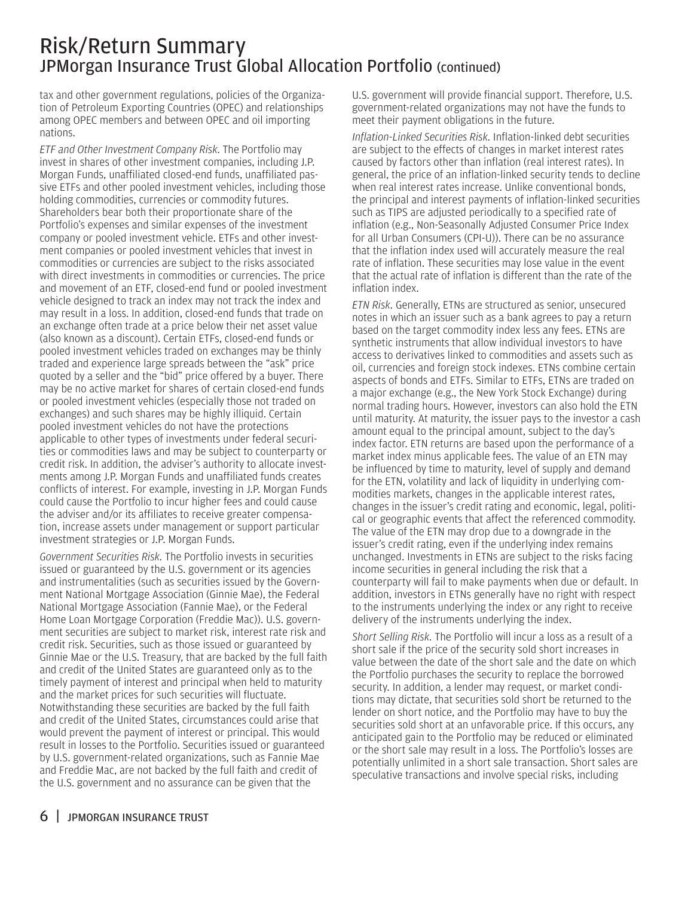tax and other government regulations, policies of the Organization of Petroleum Exporting Countries (OPEC) and relationships among OPEC members and between OPEC and oil importing nations.

*ETF and Other Investment Company Risk.* The Portfolio may invest in shares of other investment companies, including J.P. Morgan Funds, unaffiliated closed-end funds, unaffiliated passive ETFs and other pooled investment vehicles, including those holding commodities, currencies or commodity futures. Shareholders bear both their proportionate share of the Portfolio's expenses and similar expenses of the investment company or pooled investment vehicle. ETFs and other investment companies or pooled investment vehicles that invest in commodities or currencies are subject to the risks associated with direct investments in commodities or currencies. The price and movement of an ETF, closed-end fund or pooled investment vehicle designed to track an index may not track the index and may result in a loss. In addition, closed-end funds that trade on an exchange often trade at a price below their net asset value (also known as a discount). Certain ETFs, closed-end funds or pooled investment vehicles traded on exchanges may be thinly traded and experience large spreads between the "ask" price quoted by a seller and the "bid" price offered by a buyer. There may be no active market for shares of certain closed-end funds or pooled investment vehicles (especially those not traded on exchanges) and such shares may be highly illiquid. Certain pooled investment vehicles do not have the protections applicable to other types of investments under federal securities or commodities laws and may be subject to counterparty or credit risk. In addition, the adviser's authority to allocate investments among J.P. Morgan Funds and unaffiliated funds creates conflicts of interest. For example, investing in J.P. Morgan Funds could cause the Portfolio to incur higher fees and could cause the adviser and/or its affiliates to receive greater compensation, increase assets under management or support particular investment strategies or J.P. Morgan Funds.

*Government Securities Risk.* The Portfolio invests in securities issued or guaranteed by the U.S. government or its agencies and instrumentalities (such as securities issued by the Government National Mortgage Association (Ginnie Mae), the Federal National Mortgage Association (Fannie Mae), or the Federal Home Loan Mortgage Corporation (Freddie Mac)). U.S. government securities are subject to market risk, interest rate risk and credit risk. Securities, such as those issued or guaranteed by Ginnie Mae or the U.S. Treasury, that are backed by the full faith and credit of the United States are guaranteed only as to the timely payment of interest and principal when held to maturity and the market prices for such securities will fluctuate. Notwithstanding these securities are backed by the full faith and credit of the United States, circumstances could arise that would prevent the payment of interest or principal. This would result in losses to the Portfolio. Securities issued or guaranteed by U.S. government-related organizations, such as Fannie Mae and Freddie Mac, are not backed by the full faith and credit of the U.S. government and no assurance can be given that the U.S. government will provide financial support. Therefore, U.S. government-related organizations may not have the funds to meet their payment obligations in the future.

*Inflation-Linked Securities Risk.* Inflation-linked debt securities are subject to the effects of changes in market interest rates caused by factors other than inflation (real interest rates). In general, the price of an inflation-linked security tends to decline when real interest rates increase. Unlike conventional bonds, the principal and interest payments of inflation-linked securities such as TIPS are adjusted periodically to a specified rate of inflation (e.g., Non-Seasonally Adjusted Consumer Price Index for all Urban Consumers (CPI-U)). There can be no assurance that the inflation index used will accurately measure the real rate of inflation. These securities may lose value in the event that the actual rate of inflation is different than the rate of the inflation index.

*ETN Risk.* Generally, ETNs are structured as senior, unsecured notes in which an issuer such as a bank agrees to pay a return based on the target commodity index less any fees. ETNs are synthetic instruments that allow individual investors to have access to derivatives linked to commodities and assets such as oil, currencies and foreign stock indexes. ETNs combine certain aspects of bonds and ETFs. Similar to ETFs, ETNs are traded on a major exchange (e.g., the New York Stock Exchange) during normal trading hours. However, investors can also hold the ETN until maturity. At maturity, the issuer pays to the investor a cash amount equal to the principal amount, subject to the day's index factor. ETN returns are based upon the performance of a market index minus applicable fees. The value of an ETN may be influenced by time to maturity, level of supply and demand for the ETN, volatility and lack of liquidity in underlying commodities markets, changes in the applicable interest rates, changes in the issuer's credit rating and economic, legal, political or geographic events that affect the referenced commodity. The value of the ETN may drop due to a downgrade in the issuer's credit rating, even if the underlying index remains unchanged. Investments in ETNs are subject to the risks facing income securities in general including the risk that a counterparty will fail to make payments when due or default. In addition, investors in ETNs generally have no right with respect to the instruments underlying the index or any right to receive delivery of the instruments underlying the index.

*Short Selling Risk.* The Portfolio will incur a loss as a result of a short sale if the price of the security sold short increases in value between the date of the short sale and the date on which the Portfolio purchases the security to replace the borrowed security. In addition, a lender may request, or market conditions may dictate, that securities sold short be returned to the lender on short notice, and the Portfolio may have to buy the securities sold short at an unfavorable price. If this occurs, any anticipated gain to the Portfolio may be reduced or eliminated or the short sale may result in a loss. The Portfolio's losses are potentially unlimited in a short sale transaction. Short sales are speculative transactions and involve special risks, including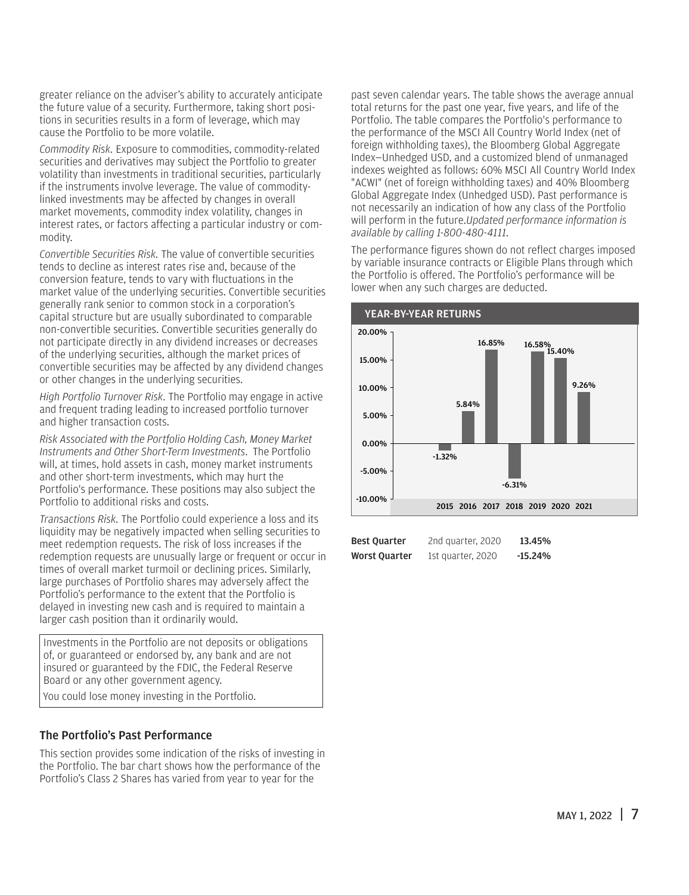greater reliance on the adviser's ability to accurately anticipate the future value of a security. Furthermore, taking short positions in securities results in a form of leverage, which may cause the Portfolio to be more volatile.

*Commodity Risk.* Exposure to commodities, commodity-related securities and derivatives may subject the Portfolio to greater volatility than investments in traditional securities, particularly if the instruments involve leverage. The value of commodity-linked investments may be affected by changes in overall market movements, commodity index volatility, changes in interest rates, or factors affecting a particular industry or commodity.

*Convertible Securities Risk.* The value of convertible securities tends to decline as interest rates rise and, because of the conversion feature, tends to vary with fluctuations in the market value of the underlying securities. Convertible securities generally rank senior to common stock in a corporation's capital structure but are usually subordinated to comparable non-convertible securities. Convertible securities generally do not participate directly in any dividend increases or decreases of the underlying securities, although the market prices of convertible securities may be affected by any dividend changes or other changes in the underlying securities.

*High Portfolio Turnover Risk.* The Portfolio may engage in active and frequent trading leading to increased portfolio turnover and higher transaction costs.

*Risk Associated with the Portfolio Holding Cash, Money Market Instruments and Other Short-Term Investments.* The Portfolio will, at times, hold assets in cash, money market instruments and other short-term investments, which may hurt the Portfolio's performance. These positions may also subject the Portfolio to additional risks and costs.

*Transactions Risk.* The Portfolio could experience a loss and its liquidity may be negatively impacted when selling securities to meet redemption requests. The risk of loss increases if the redemption requests are unusually large or frequent or occur in times of overall market turmoil or declining prices. Similarly, large purchases of Portfolio shares may adversely affect the Portfolio's performance to the extent that the Portfolio is delayed in investing new cash and is required to maintain a larger cash position than it ordinarily would.

Investments in the Portfolio are not deposits or obligations of, or guaranteed or endorsed by, any bank and are not insured or guaranteed by the FDIC, the Federal Reserve Board or any other government agency.

You could lose money investing in the Portfolio.

## The Portfolio's Past Performance

This section provides some indication of the risks of investing in the Portfolio. The bar chart shows how the performance of the Portfolio's Class 2 Shares has varied from year to year for the past seven calendar years. The table shows the average annual total returns for the past one year, five years, and life of the Portfolio. The table compares the Portfolio's performance to the performance of the MSCI All Country World Index (net of foreign withholding taxes), the Bloomberg Global Aggregate Index—Unhedged USD, and a customized blend of unmanaged indexes weighted as follows: 60% MSCI All Country World Index "ACWI" (net of foreign withholding taxes) and 40% Bloomberg Global Aggregate Index (Unhedged USD). Past performance is not necessarily an indication of how any class of the Portfolio will perform in the future. *Updated performance information is available by calling 1-800-480-4111.*

The performance figures shown do not reflect charges imposed by variable insurance contracts or Eligible Plans through which the Portfolio is offered. The Portfolio's performance will be lower when any such charges are deducted.

**YEAR-BY-YEAR RETURNS**

| Year | Return |
|---|---|
| 2015 | -1.32% |
| 2016 | 5.84% |
| 2017 | 16.85% |
| 2018 | -6.31% |
| 2019 | 16.58% |
| 2020 | 15.40% |
| 2021 | 9.26% |

| | | |
|---|---|---|
| **Best Quarter** | 2nd quarter, 2020 | **13.45%** |
| **Worst Quarter** | 1st quarter, 2020 | **-15.24%** |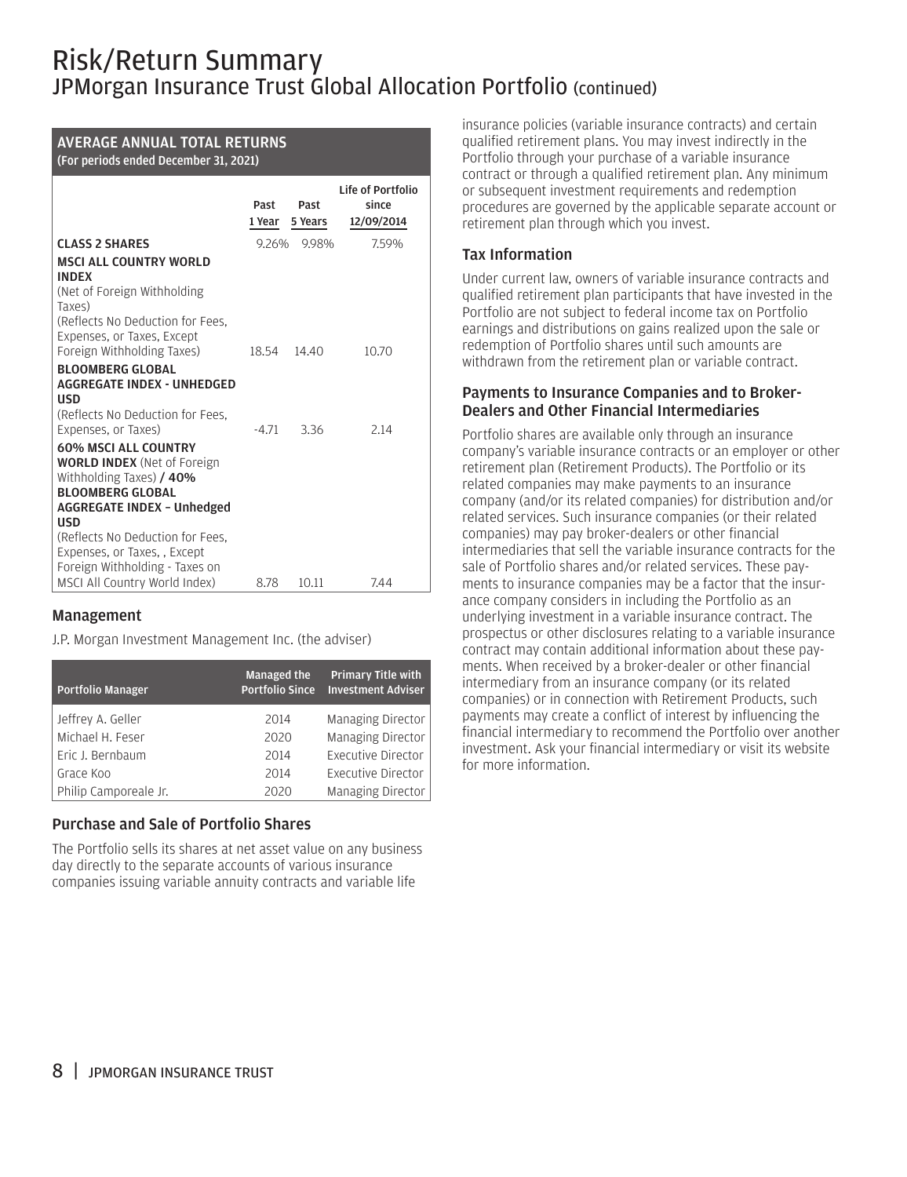## AVERAGE ANNUAL TOTAL RETURNS

(For periods ended December 31, 2021)

| | Past 1 Year | Past 5 Years | Life of Portfolio since 12/09/2014 |
|---|---|---|---|
| **CLASS 2 SHARES** | 9.26% | 9.98% | 7.59% |
| **MSCI ALL COUNTRY WORLD INDEX** (Net of Foreign Withholding Taxes) (Reflects No Deduction for Fees, Expenses, or Taxes, Except Foreign Withholding Taxes) | 18.54 | 14.40 | 10.70 |
| **BLOOMBERG GLOBAL AGGREGATE INDEX - UNHEDGED USD** (Reflects No Deduction for Fees, Expenses, or Taxes) | -4.71 | 3.36 | 2.14 |
| **60% MSCI ALL COUNTRY WORLD INDEX** (Net of Foreign Withholding Taxes) **/ 40% BLOOMBERG GLOBAL AGGREGATE INDEX – Unhedged USD** (Reflects No Deduction for Fees, Expenses, or Taxes, , Except Foreign Withholding - Taxes on MSCI All Country World Index) | 8.78 | 10.11 | 7.44 |

### Management

J.P. Morgan Investment Management Inc. (the adviser)

| Portfolio Manager | Managed the Portfolio Since | Primary Title with Investment Adviser |
|---|---|---|
| Jeffrey A. Geller | 2014 | Managing Director |
| Michael H. Feser | 2020 | Managing Director |
| Eric J. Bernbaum | 2014 | Executive Director |
| Grace Koo | 2014 | Executive Director |
| Philip Camporeale Jr. | 2020 | Managing Director |

### Purchase and Sale of Portfolio Shares

The Portfolio sells its shares at net asset value on any business day directly to the separate accounts of various insurance companies issuing variable annuity contracts and variable life insurance policies (variable insurance contracts) and certain qualified retirement plans. You may invest indirectly in the Portfolio through your purchase of a variable insurance contract or through a qualified retirement plan. Any minimum or subsequent investment requirements and redemption procedures are governed by the applicable separate account or retirement plan through which you invest.

### Tax Information

Under current law, owners of variable insurance contracts and qualified retirement plan participants that have invested in the Portfolio are not subject to federal income tax on Portfolio earnings and distributions on gains realized upon the sale or redemption of Portfolio shares until such amounts are withdrawn from the retirement plan or variable contract.

### Payments to Insurance Companies and to Broker-Dealers and Other Financial Intermediaries

Portfolio shares are available only through an insurance company's variable insurance contracts or an employer or other retirement plan (Retirement Products). The Portfolio or its related companies may make payments to an insurance company (and/or its related companies) for distribution and/or related services. Such insurance companies (or their related companies) may pay broker-dealers or other financial intermediaries that sell the variable insurance contracts for the sale of Portfolio shares and/or related services. These payments to insurance companies may be a factor that the insurance company considers in including the Portfolio as an underlying investment in a variable insurance contract. The prospectus or other disclosures relating to a variable insurance contract may contain additional information about these payments. When received by a broker-dealer or other financial intermediary from an insurance company (or its related companies) or in connection with Retirement Products, such payments may create a conflict of interest by influencing the financial intermediary to recommend the Portfolio over another investment. Ask your financial intermediary or visit its website for more information.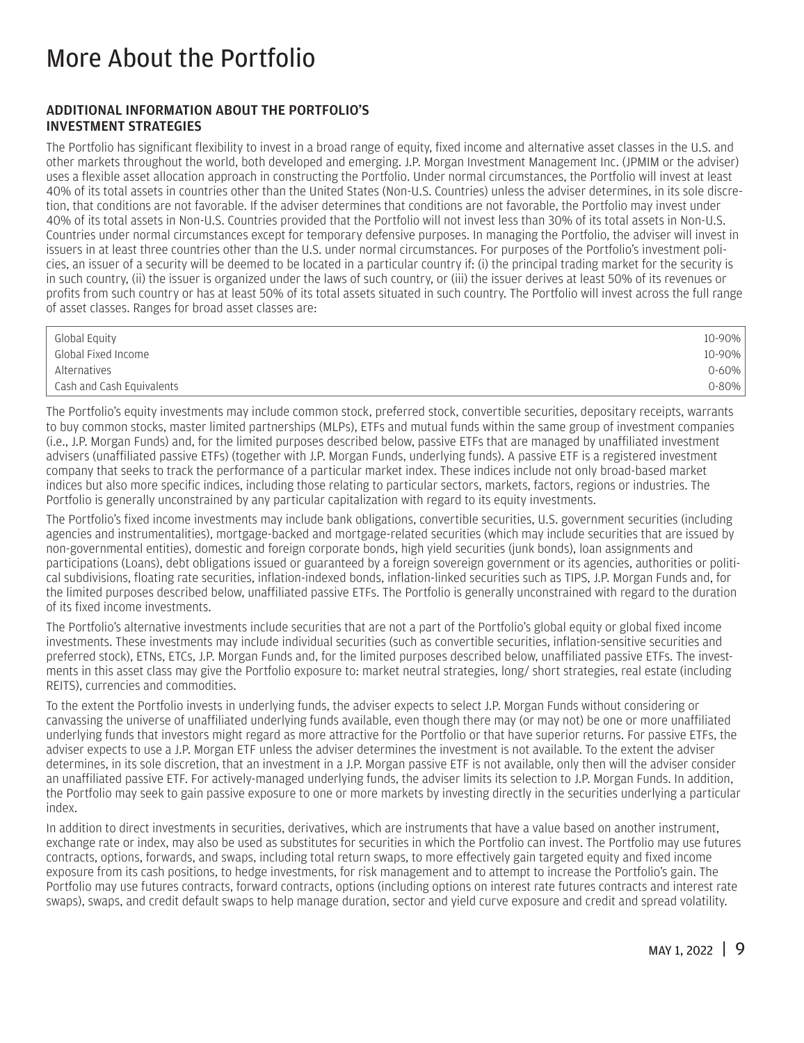# More About the Portfolio

### ADDITIONAL INFORMATION ABOUT THE PORTFOLIO'S INVESTMENT STRATEGIES

The Portfolio has significant flexibility to invest in a broad range of equity, fixed income and alternative asset classes in the U.S. and other markets throughout the world, both developed and emerging. J.P. Morgan Investment Management Inc. (JPMIM or the adviser) uses a flexible asset allocation approach in constructing the Portfolio. Under normal circumstances, the Portfolio will invest at least 40% of its total assets in countries other than the United States (Non-U.S. Countries) unless the adviser determines, in its sole discretion, that conditions are not favorable. If the adviser determines that conditions are not favorable, the Portfolio may invest under 40% of its total assets in Non-U.S. Countries provided that the Portfolio will not invest less than 30% of its total assets in Non-U.S. Countries under normal circumstances except for temporary defensive purposes. In managing the Portfolio, the adviser will invest in issuers in at least three countries other than the U.S. under normal circumstances. For purposes of the Portfolio's investment policies, an issuer of a security will be deemed to be located in a particular country if: (i) the principal trading market for the security is in such country, (ii) the issuer is organized under the laws of such country, or (iii) the issuer derives at least 50% of its revenues or profits from such country or has at least 50% of its total assets situated in such country. The Portfolio will invest across the full range of asset classes. Ranges for broad asset classes are:

| Asset Class | Range |
|---|---|
| Global Equity | 10-90% |
| Global Fixed Income | 10-90% |
| Alternatives | 0-60% |
| Cash and Cash Equivalents | 0-80% |

The Portfolio's equity investments may include common stock, preferred stock, convertible securities, depositary receipts, warrants to buy common stocks, master limited partnerships (MLPs), ETFs and mutual funds within the same group of investment companies (i.e., J.P. Morgan Funds) and, for the limited purposes described below, passive ETFs that are managed by unaffiliated investment advisers (unaffiliated passive ETFs) (together with J.P. Morgan Funds, underlying funds). A passive ETF is a registered investment company that seeks to track the performance of a particular market index. These indices include not only broad-based market indices but also more specific indices, including those relating to particular sectors, markets, factors, regions or industries. The Portfolio is generally unconstrained by any particular capitalization with regard to its equity investments.

The Portfolio's fixed income investments may include bank obligations, convertible securities, U.S. government securities (including agencies and instrumentalities), mortgage-backed and mortgage-related securities (which may include securities that are issued by non-governmental entities), domestic and foreign corporate bonds, high yield securities (junk bonds), loan assignments and participations (Loans), debt obligations issued or guaranteed by a foreign sovereign government or its agencies, authorities or political subdivisions, floating rate securities, inflation-indexed bonds, inflation-linked securities such as TIPS, J.P. Morgan Funds and, for the limited purposes described below, unaffiliated passive ETFs. The Portfolio is generally unconstrained with regard to the duration of its fixed income investments.

The Portfolio's alternative investments include securities that are not a part of the Portfolio's global equity or global fixed income investments. These investments may include individual securities (such as convertible securities, inflation-sensitive securities and preferred stock), ETNs, ETCs, J.P. Morgan Funds and, for the limited purposes described below, unaffiliated passive ETFs. The investments in this asset class may give the Portfolio exposure to: market neutral strategies, long/ short strategies, real estate (including REITS), currencies and commodities.

To the extent the Portfolio invests in underlying funds, the adviser expects to select J.P. Morgan Funds without considering or canvassing the universe of unaffiliated underlying funds available, even though there may (or may not) be one or more unaffiliated underlying funds that investors might regard as more attractive for the Portfolio or that have superior returns. For passive ETFs, the adviser expects to use a J.P. Morgan ETF unless the adviser determines the investment is not available. To the extent the adviser determines, in its sole discretion, that an investment in a J.P. Morgan passive ETF is not available, only then will the adviser consider an unaffiliated passive ETF. For actively-managed underlying funds, the adviser limits its selection to J.P. Morgan Funds. In addition, the Portfolio may seek to gain passive exposure to one or more markets by investing directly in the securities underlying a particular index.

In addition to direct investments in securities, derivatives, which are instruments that have a value based on another instrument, exchange rate or index, may also be used as substitutes for securities in which the Portfolio can invest. The Portfolio may use futures contracts, options, forwards, and swaps, including total return swaps, to more effectively gain targeted equity and fixed income exposure from its cash positions, to hedge investments, for risk management and to attempt to increase the Portfolio's gain. The Portfolio may use futures contracts, forward contracts, options (including options on interest rate futures contracts and interest rate swaps), swaps, and credit default swaps to help manage duration, sector and yield curve exposure and credit and spread volatility.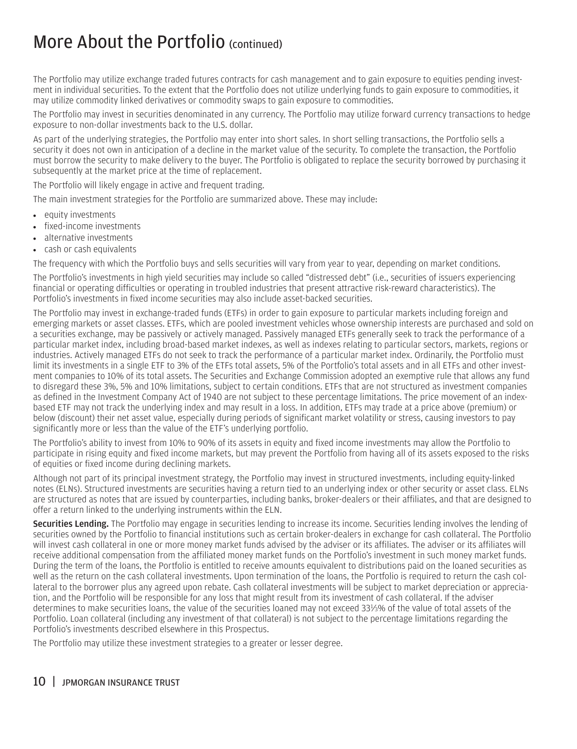# More About the Portfolio (continued)

The Portfolio may utilize exchange traded futures contracts for cash management and to gain exposure to equities pending investment in individual securities. To the extent that the Portfolio does not utilize underlying funds to gain exposure to commodities, it may utilize commodity linked derivatives or commodity swaps to gain exposure to commodities.

The Portfolio may invest in securities denominated in any currency. The Portfolio may utilize forward currency transactions to hedge exposure to non-dollar investments back to the U.S. dollar.

As part of the underlying strategies, the Portfolio may enter into short sales. In short selling transactions, the Portfolio sells a security it does not own in anticipation of a decline in the market value of the security. To complete the transaction, the Portfolio must borrow the security to make delivery to the buyer. The Portfolio is obligated to replace the security borrowed by purchasing it subsequently at the market price at the time of replacement.

The Portfolio will likely engage in active and frequent trading.

The main investment strategies for the Portfolio are summarized above. These may include:

- equity investments
- fixed-income investments
- alternative investments
- cash or cash equivalents

The frequency with which the Portfolio buys and sells securities will vary from year to year, depending on market conditions.

The Portfolio's investments in high yield securities may include so called "distressed debt" (i.e., securities of issuers experiencing financial or operating difficulties or operating in troubled industries that present attractive risk-reward characteristics). The Portfolio's investments in fixed income securities may also include asset-backed securities.

The Portfolio may invest in exchange-traded funds (ETFs) in order to gain exposure to particular markets including foreign and emerging markets or asset classes. ETFs, which are pooled investment vehicles whose ownership interests are purchased and sold on a securities exchange, may be passively or actively managed. Passively managed ETFs generally seek to track the performance of a particular market index, including broad-based market indexes, as well as indexes relating to particular sectors, markets, regions or industries. Actively managed ETFs do not seek to track the performance of a particular market index. Ordinarily, the Portfolio must limit its investments in a single ETF to 3% of the ETFs total assets, 5% of the Portfolio's total assets and in all ETFs and other investment companies to 10% of its total assets. The Securities and Exchange Commission adopted an exemptive rule that allows any fund to disregard these 3%, 5% and 10% limitations, subject to certain conditions. ETFs that are not structured as investment companies as defined in the Investment Company Act of 1940 are not subject to these percentage limitations. The price movement of an index-based ETF may not track the underlying index and may result in a loss. In addition, ETFs may trade at a price above (premium) or below (discount) their net asset value, especially during periods of significant market volatility or stress, causing investors to pay significantly more or less than the value of the ETF's underlying portfolio.

The Portfolio's ability to invest from 10% to 90% of its assets in equity and fixed income investments may allow the Portfolio to participate in rising equity and fixed income markets, but may prevent the Portfolio from having all of its assets exposed to the risks of equities or fixed income during declining markets.

Although not part of its principal investment strategy, the Portfolio may invest in structured investments, including equity-linked notes (ELNs). Structured investments are securities having a return tied to an underlying index or other security or asset class. ELNs are structured as notes that are issued by counterparties, including banks, broker-dealers or their affiliates, and that are designed to offer a return linked to the underlying instruments within the ELN.

**Securities Lending.** The Portfolio may engage in securities lending to increase its income. Securities lending involves the lending of securities owned by the Portfolio to financial institutions such as certain broker-dealers in exchange for cash collateral. The Portfolio will invest cash collateral in one or more money market funds advised by the adviser or its affiliates. The adviser or its affiliates will receive additional compensation from the affiliated money market funds on the Portfolio's investment in such money market funds. During the term of the loans, the Portfolio is entitled to receive amounts equivalent to distributions paid on the loaned securities as well as the return on the cash collateral investments. Upon termination of the loans, the Portfolio is required to return the cash collateral to the borrower plus any agreed upon rebate. Cash collateral investments will be subject to market depreciation or appreciation, and the Portfolio will be responsible for any loss that might result from its investment of cash collateral. If the adviser determines to make securities loans, the value of the securities loaned may not exceed 33⅓% of the value of total assets of the Portfolio. Loan collateral (including any investment of that collateral) is not subject to the percentage limitations regarding the Portfolio's investments described elsewhere in this Prospectus.

The Portfolio may utilize these investment strategies to a greater or lesser degree.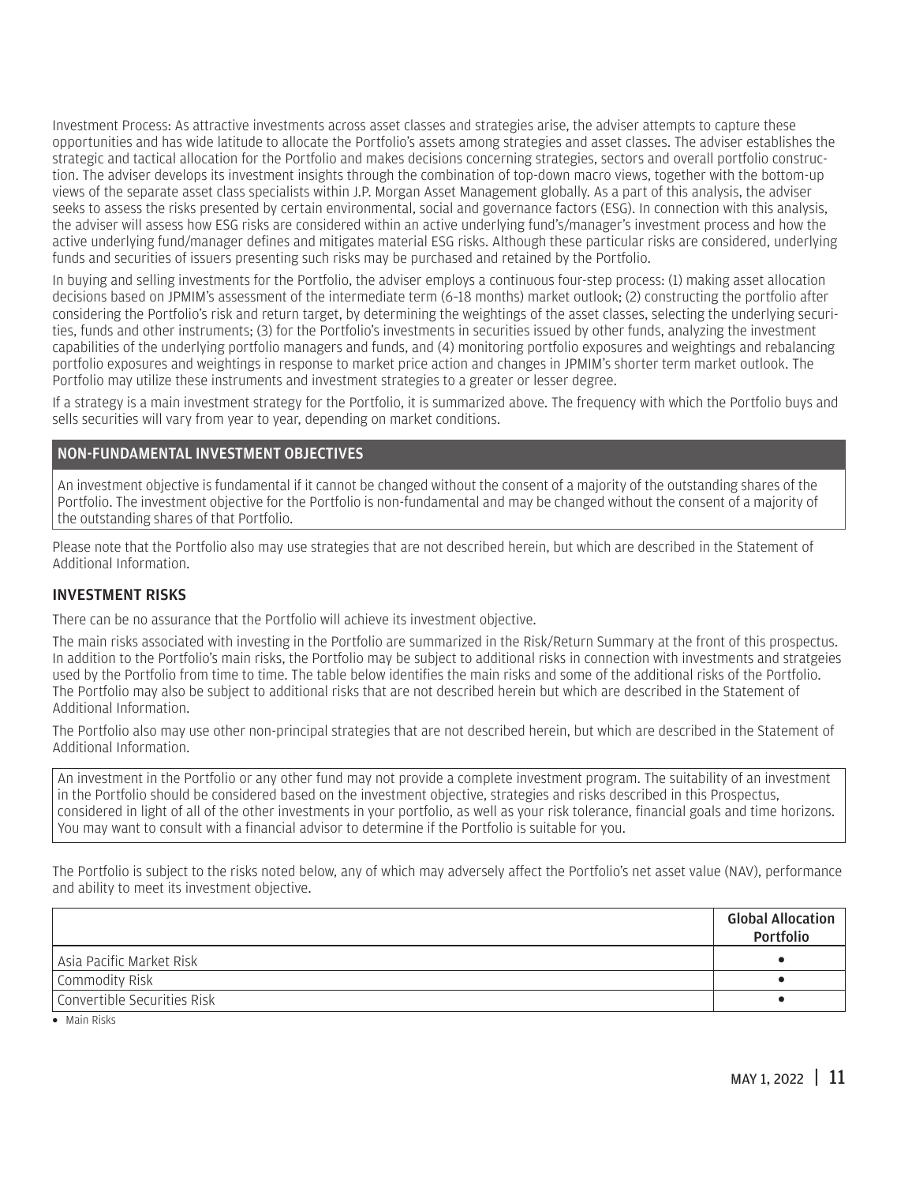Investment Process: As attractive investments across asset classes and strategies arise, the adviser attempts to capture these opportunities and has wide latitude to allocate the Portfolio's assets among strategies and asset classes. The adviser establishes the strategic and tactical allocation for the Portfolio and makes decisions concerning strategies, sectors and overall portfolio construction. The adviser develops its investment insights through the combination of top-down macro views, together with the bottom-up views of the separate asset class specialists within J.P. Morgan Asset Management globally. As a part of this analysis, the adviser seeks to assess the risks presented by certain environmental, social and governance factors (ESG). In connection with this analysis, the adviser will assess how ESG risks are considered within an active underlying fund's/manager's investment process and how the active underlying fund/manager defines and mitigates material ESG risks. Although these particular risks are considered, underlying funds and securities of issuers presenting such risks may be purchased and retained by the Portfolio.

In buying and selling investments for the Portfolio, the adviser employs a continuous four-step process: (1) making asset allocation decisions based on JPMIM's assessment of the intermediate term (6–18 months) market outlook; (2) constructing the portfolio after considering the Portfolio's risk and return target, by determining the weightings of the asset classes, selecting the underlying securities, funds and other instruments; (3) for the Portfolio's investments in securities issued by other funds, analyzing the investment capabilities of the underlying portfolio managers and funds, and (4) monitoring portfolio exposures and weightings and rebalancing portfolio exposures and weightings in response to market price action and changes in JPMIM's shorter term market outlook. The Portfolio may utilize these instruments and investment strategies to a greater or lesser degree.

If a strategy is a main investment strategy for the Portfolio, it is summarized above. The frequency with which the Portfolio buys and sells securities will vary from year to year, depending on market conditions.

### NON-FUNDAMENTAL INVESTMENT OBJECTIVES

An investment objective is fundamental if it cannot be changed without the consent of a majority of the outstanding shares of the Portfolio. The investment objective for the Portfolio is non-fundamental and may be changed without the consent of a majority of the outstanding shares of that Portfolio.

Please note that the Portfolio also may use strategies that are not described herein, but which are described in the Statement of Additional Information.

### INVESTMENT RISKS

There can be no assurance that the Portfolio will achieve its investment objective.

The main risks associated with investing in the Portfolio are summarized in the Risk/Return Summary at the front of this prospectus. In addition to the Portfolio's main risks, the Portfolio may be subject to additional risks in connection with investments and stratgeies used by the Portfolio from time to time. The table below identifies the main risks and some of the additional risks of the Portfolio. The Portfolio may also be subject to additional risks that are not described herein but which are described in the Statement of Additional Information.

The Portfolio also may use other non-principal strategies that are not described herein, but which are described in the Statement of Additional Information.

An investment in the Portfolio or any other fund may not provide a complete investment program. The suitability of an investment in the Portfolio should be considered based on the investment objective, strategies and risks described in this Prospectus, considered in light of all of the other investments in your portfolio, as well as your risk tolerance, financial goals and time horizons. You may want to consult with a financial advisor to determine if the Portfolio is suitable for you.

The Portfolio is subject to the risks noted below, any of which may adversely affect the Portfolio's net asset value (NAV), performance and ability to meet its investment objective.

| | Global Allocation Portfolio |
|---|---|
| Asia Pacific Market Risk | • |
| Commodity Risk | • |
| Convertible Securities Risk | • |

• Main Risks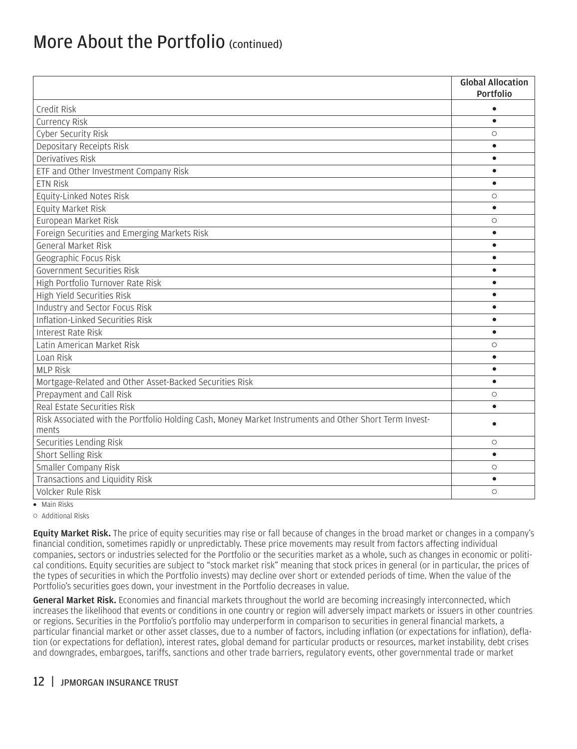# More About the Portfolio (continued)

| | Global Allocation Portfolio |
|---|---|
| Credit Risk | • |
| Currency Risk | • |
| Cyber Security Risk | ○ |
| Depositary Receipts Risk | • |
| Derivatives Risk | • |
| ETF and Other Investment Company Risk | • |
| ETN Risk | • |
| Equity-Linked Notes Risk | ○ |
| Equity Market Risk | • |
| European Market Risk | ○ |
| Foreign Securities and Emerging Markets Risk | • |
| General Market Risk | • |
| Geographic Focus Risk | • |
| Government Securities Risk | • |
| High Portfolio Turnover Rate Risk | • |
| High Yield Securities Risk | • |
| Industry and Sector Focus Risk | • |
| Inflation-Linked Securities Risk | • |
| Interest Rate Risk | • |
| Latin American Market Risk | ○ |
| Loan Risk | • |
| MLP Risk | • |
| Mortgage-Related and Other Asset-Backed Securities Risk | • |
| Prepayment and Call Risk | ○ |
| Real Estate Securities Risk | • |
| Risk Associated with the Portfolio Holding Cash, Money Market Instruments and Other Short Term Investments | • |
| Securities Lending Risk | ○ |
| Short Selling Risk | • |
| Smaller Company Risk | ○ |
| Transactions and Liquidity Risk | • |
| Volcker Rule Risk | ○ |

• Main Risks

○ Additional Risks

**Equity Market Risk.** The price of equity securities may rise or fall because of changes in the broad market or changes in a company's financial condition, sometimes rapidly or unpredictably. These price movements may result from factors affecting individual companies, sectors or industries selected for the Portfolio or the securities market as a whole, such as changes in economic or political conditions. Equity securities are subject to "stock market risk" meaning that stock prices in general (or in particular, the prices of the types of securities in which the Portfolio invests) may decline over short or extended periods of time. When the value of the Portfolio's securities goes down, your investment in the Portfolio decreases in value.

**General Market Risk.** Economies and financial markets throughout the world are becoming increasingly interconnected, which increases the likelihood that events or conditions in one country or region will adversely impact markets or issuers in other countries or regions. Securities in the Portfolio's portfolio may underperform in comparison to securities in general financial markets, a particular financial market or other asset classes, due to a number of factors, including inflation (or expectations for inflation), deflation (or expectations for deflation), interest rates, global demand for particular products or resources, market instability, debt crises and downgrades, embargoes, tariffs, sanctions and other trade barriers, regulatory events, other governmental trade or market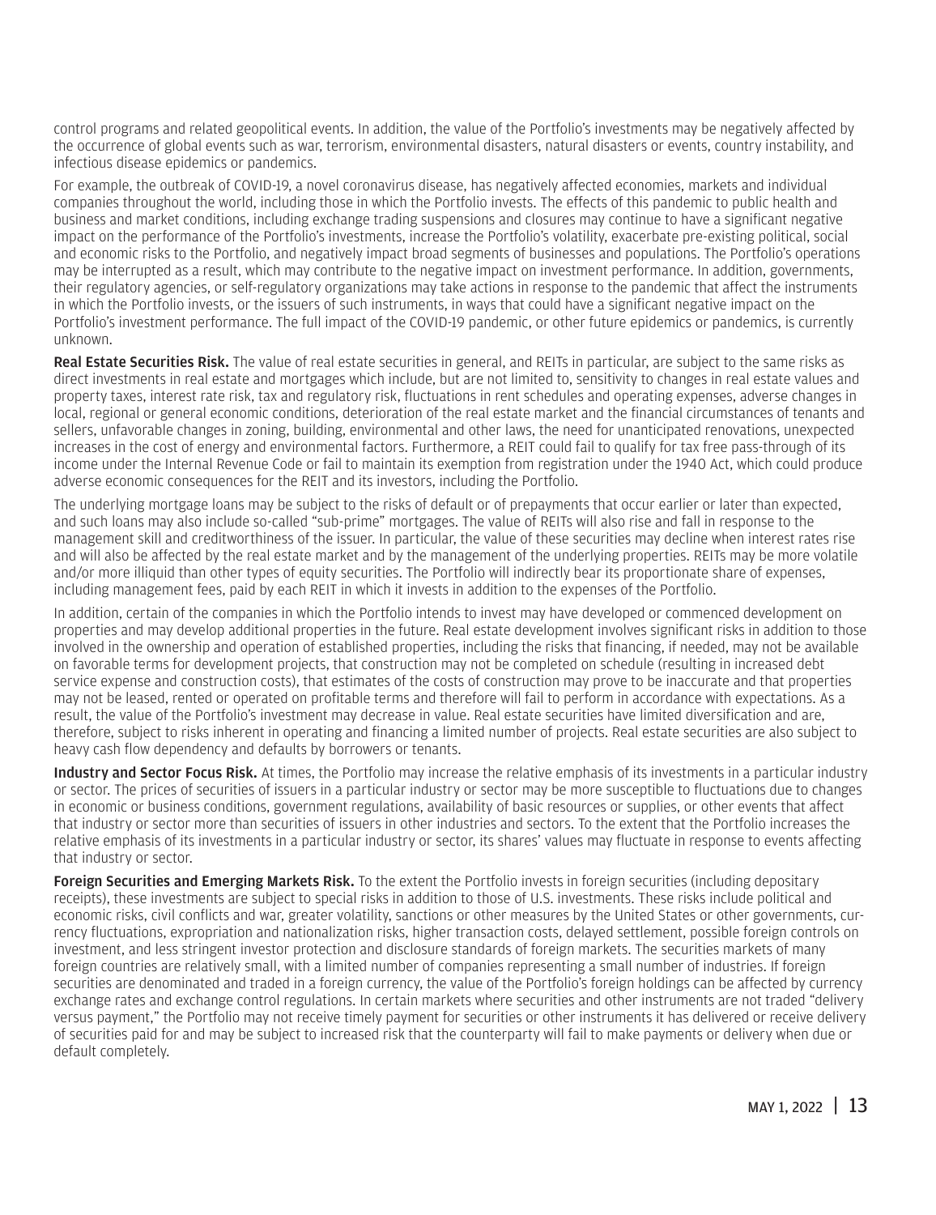control programs and related geopolitical events. In addition, the value of the Portfolio's investments may be negatively affected by the occurrence of global events such as war, terrorism, environmental disasters, natural disasters or events, country instability, and infectious disease epidemics or pandemics.

For example, the outbreak of COVID-19, a novel coronavirus disease, has negatively affected economies, markets and individual companies throughout the world, including those in which the Portfolio invests. The effects of this pandemic to public health and business and market conditions, including exchange trading suspensions and closures may continue to have a significant negative impact on the performance of the Portfolio's investments, increase the Portfolio's volatility, exacerbate pre-existing political, social and economic risks to the Portfolio, and negatively impact broad segments of businesses and populations. The Portfolio's operations may be interrupted as a result, which may contribute to the negative impact on investment performance. In addition, governments, their regulatory agencies, or self-regulatory organizations may take actions in response to the pandemic that affect the instruments in which the Portfolio invests, or the issuers of such instruments, in ways that could have a significant negative impact on the Portfolio's investment performance. The full impact of the COVID-19 pandemic, or other future epidemics or pandemics, is currently unknown.

**Real Estate Securities Risk.** The value of real estate securities in general, and REITs in particular, are subject to the same risks as direct investments in real estate and mortgages which include, but are not limited to, sensitivity to changes in real estate values and property taxes, interest rate risk, tax and regulatory risk, fluctuations in rent schedules and operating expenses, adverse changes in local, regional or general economic conditions, deterioration of the real estate market and the financial circumstances of tenants and sellers, unfavorable changes in zoning, building, environmental and other laws, the need for unanticipated renovations, unexpected increases in the cost of energy and environmental factors. Furthermore, a REIT could fail to qualify for tax free pass-through of its income under the Internal Revenue Code or fail to maintain its exemption from registration under the 1940 Act, which could produce adverse economic consequences for the REIT and its investors, including the Portfolio.

The underlying mortgage loans may be subject to the risks of default or of prepayments that occur earlier or later than expected, and such loans may also include so-called "sub-prime" mortgages. The value of REITs will also rise and fall in response to the management skill and creditworthiness of the issuer. In particular, the value of these securities may decline when interest rates rise and will also be affected by the real estate market and by the management of the underlying properties. REITs may be more volatile and/or more illiquid than other types of equity securities. The Portfolio will indirectly bear its proportionate share of expenses, including management fees, paid by each REIT in which it invests in addition to the expenses of the Portfolio.

In addition, certain of the companies in which the Portfolio intends to invest may have developed or commenced development on properties and may develop additional properties in the future. Real estate development involves significant risks in addition to those involved in the ownership and operation of established properties, including the risks that financing, if needed, may not be available on favorable terms for development projects, that construction may not be completed on schedule (resulting in increased debt service expense and construction costs), that estimates of the costs of construction may prove to be inaccurate and that properties may not be leased, rented or operated on profitable terms and therefore will fail to perform in accordance with expectations. As a result, the value of the Portfolio's investment may decrease in value. Real estate securities have limited diversification and are, therefore, subject to risks inherent in operating and financing a limited number of projects. Real estate securities are also subject to heavy cash flow dependency and defaults by borrowers or tenants.

**Industry and Sector Focus Risk.** At times, the Portfolio may increase the relative emphasis of its investments in a particular industry or sector. The prices of securities of issuers in a particular industry or sector may be more susceptible to fluctuations due to changes in economic or business conditions, government regulations, availability of basic resources or supplies, or other events that affect that industry or sector more than securities of issuers in other industries and sectors. To the extent that the Portfolio increases the relative emphasis of its investments in a particular industry or sector, its shares' values may fluctuate in response to events affecting that industry or sector.

**Foreign Securities and Emerging Markets Risk.** To the extent the Portfolio invests in foreign securities (including depositary receipts), these investments are subject to special risks in addition to those of U.S. investments. These risks include political and economic risks, civil conflicts and war, greater volatility, sanctions or other measures by the United States or other governments, currency fluctuations, expropriation and nationalization risks, higher transaction costs, delayed settlement, possible foreign controls on investment, and less stringent investor protection and disclosure standards of foreign markets. The securities markets of many foreign countries are relatively small, with a limited number of companies representing a small number of industries. If foreign securities are denominated and traded in a foreign currency, the value of the Portfolio's foreign holdings can be affected by currency exchange rates and exchange control regulations. In certain markets where securities and other instruments are not traded "delivery versus payment," the Portfolio may not receive timely payment for securities or other instruments it has delivered or receive delivery of securities paid for and may be subject to increased risk that the counterparty will fail to make payments or delivery when due or default completely.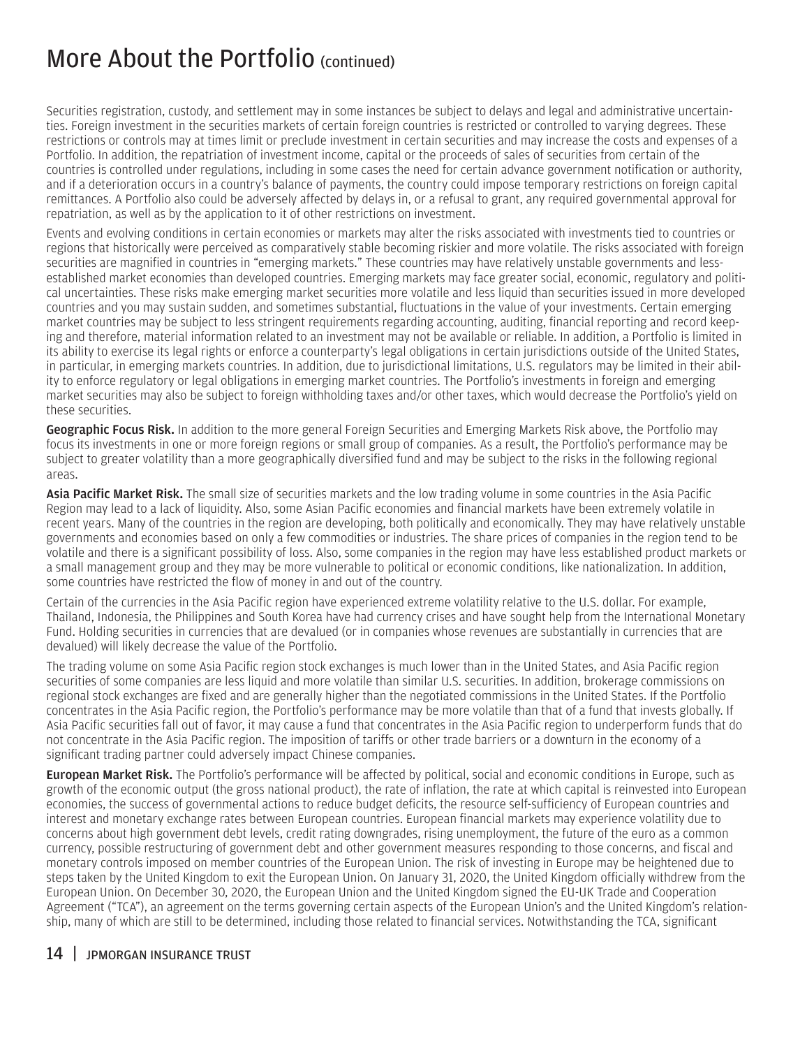# More About the Portfolio (continued)

Securities registration, custody, and settlement may in some instances be subject to delays and legal and administrative uncertainties. Foreign investment in the securities markets of certain foreign countries is restricted or controlled to varying degrees. These restrictions or controls may at times limit or preclude investment in certain securities and may increase the costs and expenses of a Portfolio. In addition, the repatriation of investment income, capital or the proceeds of sales of securities from certain of the countries is controlled under regulations, including in some cases the need for certain advance government notification or authority, and if a deterioration occurs in a country's balance of payments, the country could impose temporary restrictions on foreign capital remittances. A Portfolio also could be adversely affected by delays in, or a refusal to grant, any required governmental approval for repatriation, as well as by the application to it of other restrictions on investment.

Events and evolving conditions in certain economies or markets may alter the risks associated with investments tied to countries or regions that historically were perceived as comparatively stable becoming riskier and more volatile. The risks associated with foreign securities are magnified in countries in "emerging markets." These countries may have relatively unstable governments and less-established market economies than developed countries. Emerging markets may face greater social, economic, regulatory and political uncertainties. These risks make emerging market securities more volatile and less liquid than securities issued in more developed countries and you may sustain sudden, and sometimes substantial, fluctuations in the value of your investments. Certain emerging market countries may be subject to less stringent requirements regarding accounting, auditing, financial reporting and record keeping and therefore, material information related to an investment may not be available or reliable. In addition, a Portfolio is limited in its ability to exercise its legal rights or enforce a counterparty's legal obligations in certain jurisdictions outside of the United States, in particular, in emerging markets countries. In addition, due to jurisdictional limitations, U.S. regulators may be limited in their ability to enforce regulatory or legal obligations in emerging market countries. The Portfolio's investments in foreign and emerging market securities may also be subject to foreign withholding taxes and/or other taxes, which would decrease the Portfolio's yield on these securities.

**Geographic Focus Risk.** In addition to the more general Foreign Securities and Emerging Markets Risk above, the Portfolio may focus its investments in one or more foreign regions or small group of companies. As a result, the Portfolio's performance may be subject to greater volatility than a more geographically diversified fund and may be subject to the risks in the following regional areas.

**Asia Pacific Market Risk.** The small size of securities markets and the low trading volume in some countries in the Asia Pacific Region may lead to a lack of liquidity. Also, some Asian Pacific economies and financial markets have been extremely volatile in recent years. Many of the countries in the region are developing, both politically and economically. They may have relatively unstable governments and economies based on only a few commodities or industries. The share prices of companies in the region tend to be volatile and there is a significant possibility of loss. Also, some companies in the region may have less established product markets or a small management group and they may be more vulnerable to political or economic conditions, like nationalization. In addition, some countries have restricted the flow of money in and out of the country.

Certain of the currencies in the Asia Pacific region have experienced extreme volatility relative to the U.S. dollar. For example, Thailand, Indonesia, the Philippines and South Korea have had currency crises and have sought help from the International Monetary Fund. Holding securities in currencies that are devalued (or in companies whose revenues are substantially in currencies that are devalued) will likely decrease the value of the Portfolio.

The trading volume on some Asia Pacific region stock exchanges is much lower than in the United States, and Asia Pacific region securities of some companies are less liquid and more volatile than similar U.S. securities. In addition, brokerage commissions on regional stock exchanges are fixed and are generally higher than the negotiated commissions in the United States. If the Portfolio concentrates in the Asia Pacific region, the Portfolio's performance may be more volatile than that of a fund that invests globally. If Asia Pacific securities fall out of favor, it may cause a fund that concentrates in the Asia Pacific region to underperform funds that do not concentrate in the Asia Pacific region. The imposition of tariffs or other trade barriers or a downturn in the economy of a significant trading partner could adversely impact Chinese companies.

**European Market Risk.** The Portfolio's performance will be affected by political, social and economic conditions in Europe, such as growth of the economic output (the gross national product), the rate of inflation, the rate at which capital is reinvested into European economies, the success of governmental actions to reduce budget deficits, the resource self-sufficiency of European countries and interest and monetary exchange rates between European countries. European financial markets may experience volatility due to concerns about high government debt levels, credit rating downgrades, rising unemployment, the future of the euro as a common currency, possible restructuring of government debt and other government measures responding to those concerns, and fiscal and monetary controls imposed on member countries of the European Union. The risk of investing in Europe may be heightened due to steps taken by the United Kingdom to exit the European Union. On January 31, 2020, the United Kingdom officially withdrew from the European Union. On December 30, 2020, the European Union and the United Kingdom signed the EU-UK Trade and Cooperation Agreement ("TCA"), an agreement on the terms governing certain aspects of the European Union's and the United Kingdom's relationship, many of which are still to be determined, including those related to financial services. Notwithstanding the TCA, significant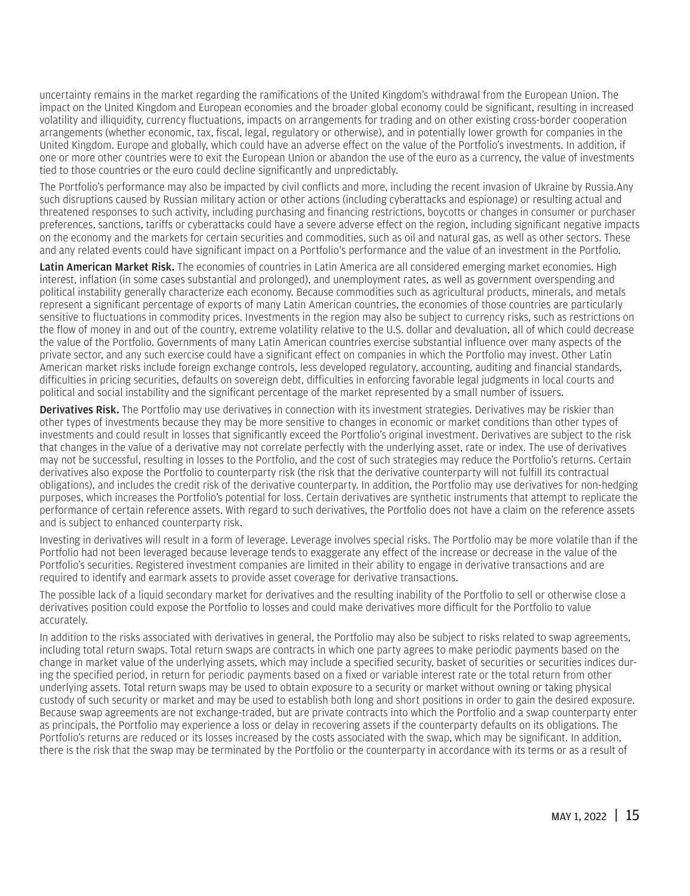uncertainty remains in the market regarding the ramifications of the United Kingdom's withdrawal from the European Union. The impact on the United Kingdom and European economies and the broader global economy could be significant, resulting in increased volatility and illiquidity, currency fluctuations, impacts on arrangements for trading and on other existing cross-border cooperation arrangements (whether economic, tax, fiscal, legal, regulatory or otherwise), and in potentially lower growth for companies in the United Kingdom. Europe and globally, which could have an adverse effect on the value of the Portfolio's investments. In addition, if one or more other countries were to exit the European Union or abandon the use of the euro as a currency, the value of investments tied to those countries or the euro could decline significantly and unpredictably.

The Portfolio's performance may also be impacted by civil conflicts and more, including the recent invasion of Ukraine by Russia.Any such disruptions caused by Russian military action or other actions (including cyberattacks and espionage) or resulting actual and threatened responses to such activity, including purchasing and financing restrictions, boycotts or changes in consumer or purchaser preferences, sanctions, tariffs or cyberattacks could have a severe adverse effect on the region, including significant negative impacts on the economy and the markets for certain securities and commodities, such as oil and natural gas, as well as other sectors. These and any related events could have significant impact on a Portfolio's performance and the value of an investment in the Portfolio.

**Latin American Market Risk.** The economies of countries in Latin America are all considered emerging market economies. High interest, inflation (in some cases substantial and prolonged), and unemployment rates, as well as government overspending and political instability generally characterize each economy. Because commodities such as agricultural products, minerals, and metals represent a significant percentage of exports of many Latin American countries, the economies of those countries are particularly sensitive to fluctuations in commodity prices. Investments in the region may also be subject to currency risks, such as restrictions on the flow of money in and out of the country, extreme volatility relative to the U.S. dollar and devaluation, all of which could decrease the value of the Portfolio. Governments of many Latin American countries exercise substantial influence over many aspects of the private sector, and any such exercise could have a significant effect on companies in which the Portfolio may invest. Other Latin American market risks include foreign exchange controls, less developed regulatory, accounting, auditing and financial standards, difficulties in pricing securities, defaults on sovereign debt, difficulties in enforcing favorable legal judgments in local courts and political and social instability and the significant percentage of the market represented by a small number of issuers.

**Derivatives Risk.** The Portfolio may use derivatives in connection with its investment strategies. Derivatives may be riskier than other types of investments because they may be more sensitive to changes in economic or market conditions than other types of investments and could result in losses that significantly exceed the Portfolio's original investment. Derivatives are subject to the risk that changes in the value of a derivative may not correlate perfectly with the underlying asset, rate or index. The use of derivatives may not be successful, resulting in losses to the Portfolio, and the cost of such strategies may reduce the Portfolio's returns. Certain derivatives also expose the Portfolio to counterparty risk (the risk that the derivative counterparty will not fulfill its contractual obligations), and includes the credit risk of the derivative counterparty. In addition, the Portfolio may use derivatives for non-hedging purposes, which increases the Portfolio's potential for loss. Certain derivatives are synthetic instruments that attempt to replicate the performance of certain reference assets. With regard to such derivatives, the Portfolio does not have a claim on the reference assets and is subject to enhanced counterparty risk.

Investing in derivatives will result in a form of leverage. Leverage involves special risks. The Portfolio may be more volatile than if the Portfolio had not been leveraged because leverage tends to exaggerate any effect of the increase or decrease in the value of the Portfolio's securities. Registered investment companies are limited in their ability to engage in derivative transactions and are required to identify and earmark assets to provide asset coverage for derivative transactions.

The possible lack of a liquid secondary market for derivatives and the resulting inability of the Portfolio to sell or otherwise close a derivatives position could expose the Portfolio to losses and could make derivatives more difficult for the Portfolio to value accurately.

In addition to the risks associated with derivatives in general, the Portfolio may also be subject to risks related to swap agreements, including total return swaps. Total return swaps are contracts in which one party agrees to make periodic payments based on the change in market value of the underlying assets, which may include a specified security, basket of securities or securities indices during the specified period, in return for periodic payments based on a fixed or variable interest rate or the total return from other underlying assets. Total return swaps may be used to obtain exposure to a security or market without owning or taking physical custody of such security or market and may be used to establish both long and short positions in order to gain the desired exposure. Because swap agreements are not exchange-traded, but are private contracts into which the Portfolio and a swap counterparty enter as principals, the Portfolio may experience a loss or delay in recovering assets if the counterparty defaults on its obligations. The Portfolio's returns are reduced or its losses increased by the costs associated with the swap, which may be significant. In addition, there is the risk that the swap may be terminated by the Portfolio or the counterparty in accordance with its terms or as a result of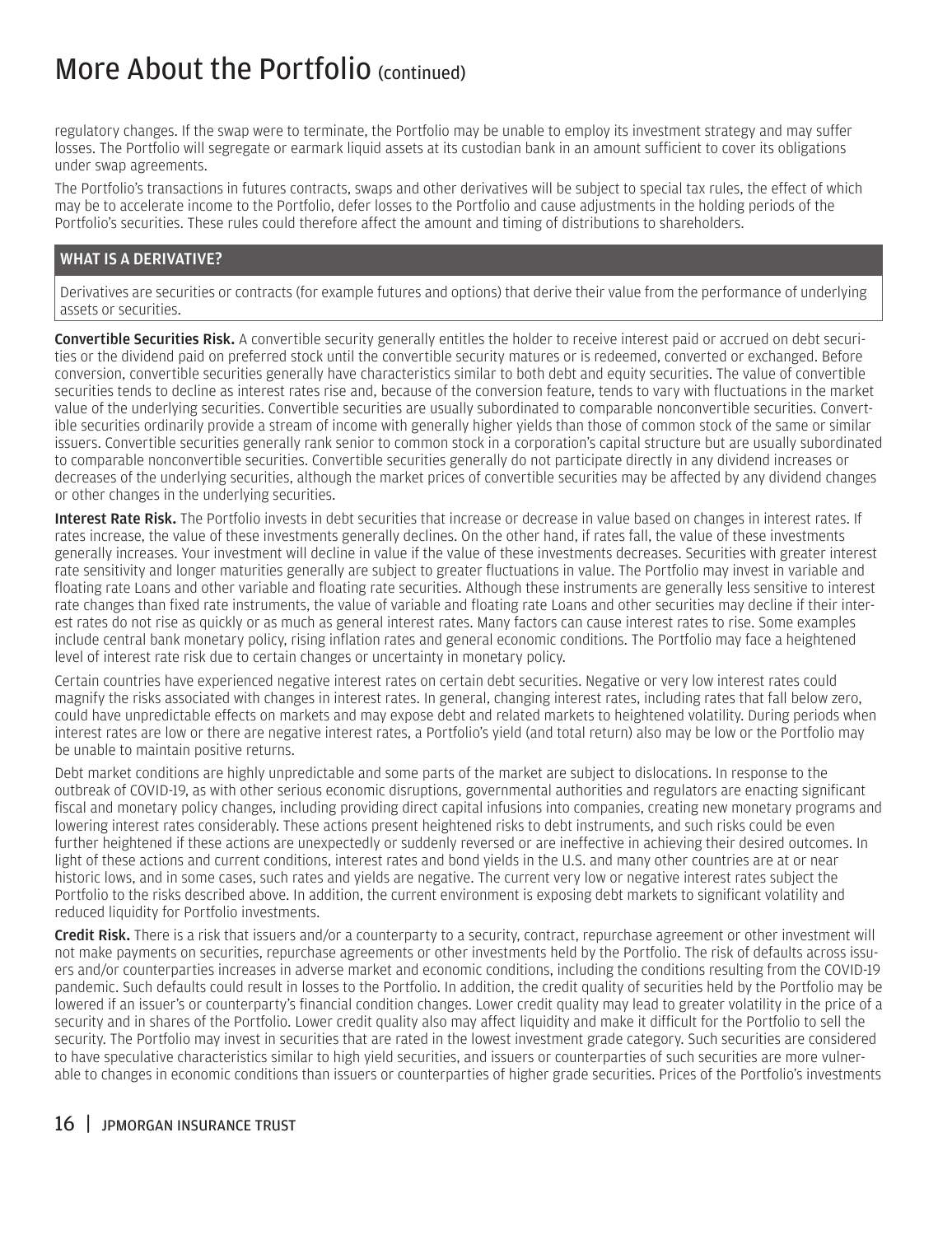# More About the Portfolio (continued)

regulatory changes. If the swap were to terminate, the Portfolio may be unable to employ its investment strategy and may suffer losses. The Portfolio will segregate or earmark liquid assets at its custodian bank in an amount sufficient to cover its obligations under swap agreements.

The Portfolio's transactions in futures contracts, swaps and other derivatives will be subject to special tax rules, the effect of which may be to accelerate income to the Portfolio, defer losses to the Portfolio and cause adjustments in the holding periods of the Portfolio's securities. These rules could therefore affect the amount and timing of distributions to shareholders.

### WHAT IS A DERIVATIVE?

Derivatives are securities or contracts (for example futures and options) that derive their value from the performance of underlying assets or securities.

**Convertible Securities Risk.** A convertible security generally entitles the holder to receive interest paid or accrued on debt securities or the dividend paid on preferred stock until the convertible security matures or is redeemed, converted or exchanged. Before conversion, convertible securities generally have characteristics similar to both debt and equity securities. The value of convertible securities tends to decline as interest rates rise and, because of the conversion feature, tends to vary with fluctuations in the market value of the underlying securities. Convertible securities are usually subordinated to comparable nonconvertible securities. Convertible securities ordinarily provide a stream of income with generally higher yields than those of common stock of the same or similar issuers. Convertible securities generally rank senior to common stock in a corporation's capital structure but are usually subordinated to comparable nonconvertible securities. Convertible securities generally do not participate directly in any dividend increases or decreases of the underlying securities, although the market prices of convertible securities may be affected by any dividend changes or other changes in the underlying securities.

**Interest Rate Risk.** The Portfolio invests in debt securities that increase or decrease in value based on changes in interest rates. If rates increase, the value of these investments generally declines. On the other hand, if rates fall, the value of these investments generally increases. Your investment will decline in value if the value of these investments decreases. Securities with greater interest rate sensitivity and longer maturities generally are subject to greater fluctuations in value. The Portfolio may invest in variable and floating rate Loans and other variable and floating rate securities. Although these instruments are generally less sensitive to interest rate changes than fixed rate instruments, the value of variable and floating rate Loans and other securities may decline if their interest rates do not rise as quickly or as much as general interest rates. Many factors can cause interest rates to rise. Some examples include central bank monetary policy, rising inflation rates and general economic conditions. The Portfolio may face a heightened level of interest rate risk due to certain changes or uncertainty in monetary policy.

Certain countries have experienced negative interest rates on certain debt securities. Negative or very low interest rates could magnify the risks associated with changes in interest rates. In general, changing interest rates, including rates that fall below zero, could have unpredictable effects on markets and may expose debt and related markets to heightened volatility. During periods when interest rates are low or there are negative interest rates, a Portfolio's yield (and total return) also may be low or the Portfolio may be unable to maintain positive returns.

Debt market conditions are highly unpredictable and some parts of the market are subject to dislocations. In response to the outbreak of COVID-19, as with other serious economic disruptions, governmental authorities and regulators are enacting significant fiscal and monetary policy changes, including providing direct capital infusions into companies, creating new monetary programs and lowering interest rates considerably. These actions present heightened risks to debt instruments, and such risks could be even further heightened if these actions are unexpectedly or suddenly reversed or are ineffective in achieving their desired outcomes. In light of these actions and current conditions, interest rates and bond yields in the U.S. and many other countries are at or near historic lows, and in some cases, such rates and yields are negative. The current very low or negative interest rates subject the Portfolio to the risks described above. In addition, the current environment is exposing debt markets to significant volatility and reduced liquidity for Portfolio investments.

**Credit Risk.** There is a risk that issuers and/or a counterparty to a security, contract, repurchase agreement or other investment will not make payments on securities, repurchase agreements or other investments held by the Portfolio. The risk of defaults across issuers and/or counterparties increases in adverse market and economic conditions, including the conditions resulting from the COVID-19 pandemic. Such defaults could result in losses to the Portfolio. In addition, the credit quality of securities held by the Portfolio may be lowered if an issuer's or counterparty's financial condition changes. Lower credit quality may lead to greater volatility in the price of a security and in shares of the Portfolio. Lower credit quality also may affect liquidity and make it difficult for the Portfolio to sell the security. The Portfolio may invest in securities that are rated in the lowest investment grade category. Such securities are considered to have speculative characteristics similar to high yield securities, and issuers or counterparties of such securities are more vulnerable to changes in economic conditions than issuers or counterparties of higher grade securities. Prices of the Portfolio's investments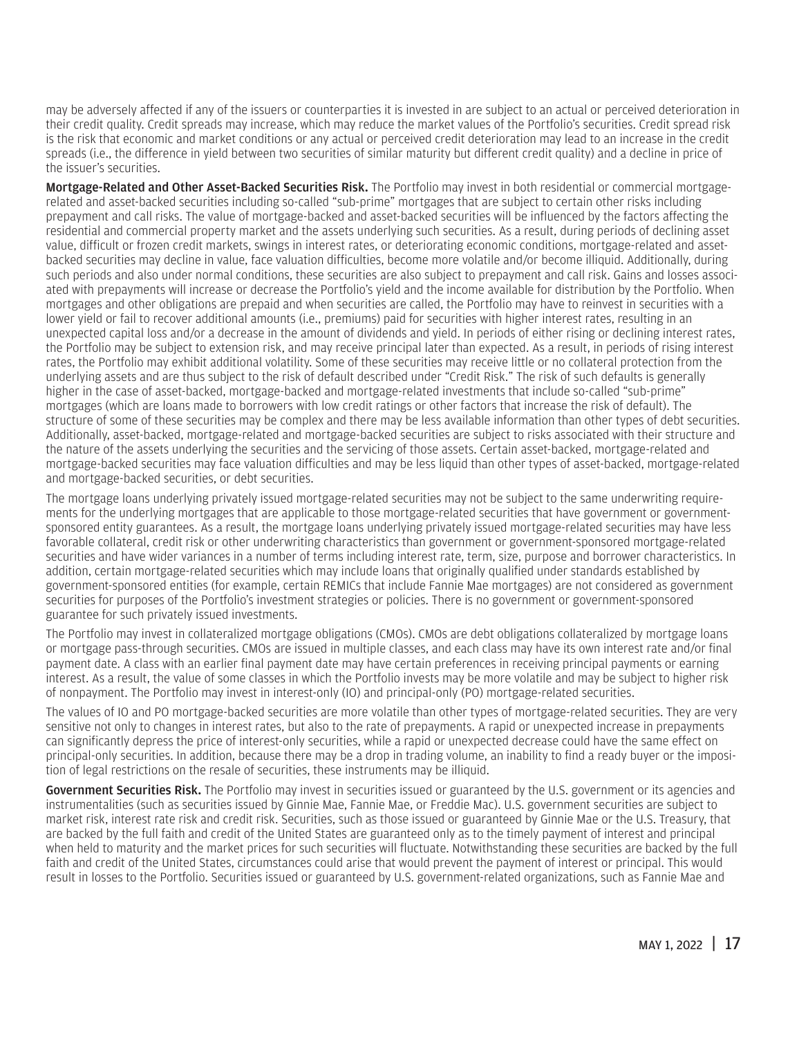may be adversely affected if any of the issuers or counterparties it is invested in are subject to an actual or perceived deterioration in their credit quality. Credit spreads may increase, which may reduce the market values of the Portfolio's securities. Credit spread risk is the risk that economic and market conditions or any actual or perceived credit deterioration may lead to an increase in the credit spreads (i.e., the difference in yield between two securities of similar maturity but different credit quality) and a decline in price of the issuer's securities.

**Mortgage-Related and Other Asset-Backed Securities Risk.** The Portfolio may invest in both residential or commercial mortgage-related and asset-backed securities including so-called "sub-prime" mortgages that are subject to certain other risks including prepayment and call risks. The value of mortgage-backed and asset-backed securities will be influenced by the factors affecting the residential and commercial property market and the assets underlying such securities. As a result, during periods of declining asset value, difficult or frozen credit markets, swings in interest rates, or deteriorating economic conditions, mortgage-related and asset-backed securities may decline in value, face valuation difficulties, become more volatile and/or become illiquid. Additionally, during such periods and also under normal conditions, these securities are also subject to prepayment and call risk. Gains and losses associated with prepayments will increase or decrease the Portfolio's yield and the income available for distribution by the Portfolio. When mortgages and other obligations are prepaid and when securities are called, the Portfolio may have to reinvest in securities with a lower yield or fail to recover additional amounts (i.e., premiums) paid for securities with higher interest rates, resulting in an unexpected capital loss and/or a decrease in the amount of dividends and yield. In periods of either rising or declining interest rates, the Portfolio may be subject to extension risk, and may receive principal later than expected. As a result, in periods of rising interest rates, the Portfolio may exhibit additional volatility. Some of these securities may receive little or no collateral protection from the underlying assets and are thus subject to the risk of default described under "Credit Risk." The risk of such defaults is generally higher in the case of asset-backed, mortgage-backed and mortgage-related investments that include so-called "sub-prime" mortgages (which are loans made to borrowers with low credit ratings or other factors that increase the risk of default). The structure of some of these securities may be complex and there may be less available information than other types of debt securities. Additionally, asset-backed, mortgage-related and mortgage-backed securities are subject to risks associated with their structure and the nature of the assets underlying the securities and the servicing of those assets. Certain asset-backed, mortgage-related and mortgage-backed securities may face valuation difficulties and may be less liquid than other types of asset-backed, mortgage-related and mortgage-backed securities, or debt securities.

The mortgage loans underlying privately issued mortgage-related securities may not be subject to the same underwriting requirements for the underlying mortgages that are applicable to those mortgage-related securities that have government or government-sponsored entity guarantees. As a result, the mortgage loans underlying privately issued mortgage-related securities may have less favorable collateral, credit risk or other underwriting characteristics than government or government-sponsored mortgage-related securities and have wider variances in a number of terms including interest rate, term, size, purpose and borrower characteristics. In addition, certain mortgage-related securities which may include loans that originally qualified under standards established by government-sponsored entities (for example, certain REMICs that include Fannie Mae mortgages) are not considered as government securities for purposes of the Portfolio's investment strategies or policies. There is no government or government-sponsored guarantee for such privately issued investments.

The Portfolio may invest in collateralized mortgage obligations (CMOs). CMOs are debt obligations collateralized by mortgage loans or mortgage pass-through securities. CMOs are issued in multiple classes, and each class may have its own interest rate and/or final payment date. A class with an earlier final payment date may have certain preferences in receiving principal payments or earning interest. As a result, the value of some classes in which the Portfolio invests may be more volatile and may be subject to higher risk of nonpayment. The Portfolio may invest in interest-only (IO) and principal-only (PO) mortgage-related securities.

The values of IO and PO mortgage-backed securities are more volatile than other types of mortgage-related securities. They are very sensitive not only to changes in interest rates, but also to the rate of prepayments. A rapid or unexpected increase in prepayments can significantly depress the price of interest-only securities, while a rapid or unexpected decrease could have the same effect on principal-only securities. In addition, because there may be a drop in trading volume, an inability to find a ready buyer or the imposition of legal restrictions on the resale of securities, these instruments may be illiquid.

**Government Securities Risk.** The Portfolio may invest in securities issued or guaranteed by the U.S. government or its agencies and instrumentalities (such as securities issued by Ginnie Mae, Fannie Mae, or Freddie Mac). U.S. government securities are subject to market risk, interest rate risk and credit risk. Securities, such as those issued or guaranteed by Ginnie Mae or the U.S. Treasury, that are backed by the full faith and credit of the United States are guaranteed only as to the timely payment of interest and principal when held to maturity and the market prices for such securities will fluctuate. Notwithstanding these securities are backed by the full faith and credit of the United States, circumstances could arise that would prevent the payment of interest or principal. This would result in losses to the Portfolio. Securities issued or guaranteed by U.S. government-related organizations, such as Fannie Mae and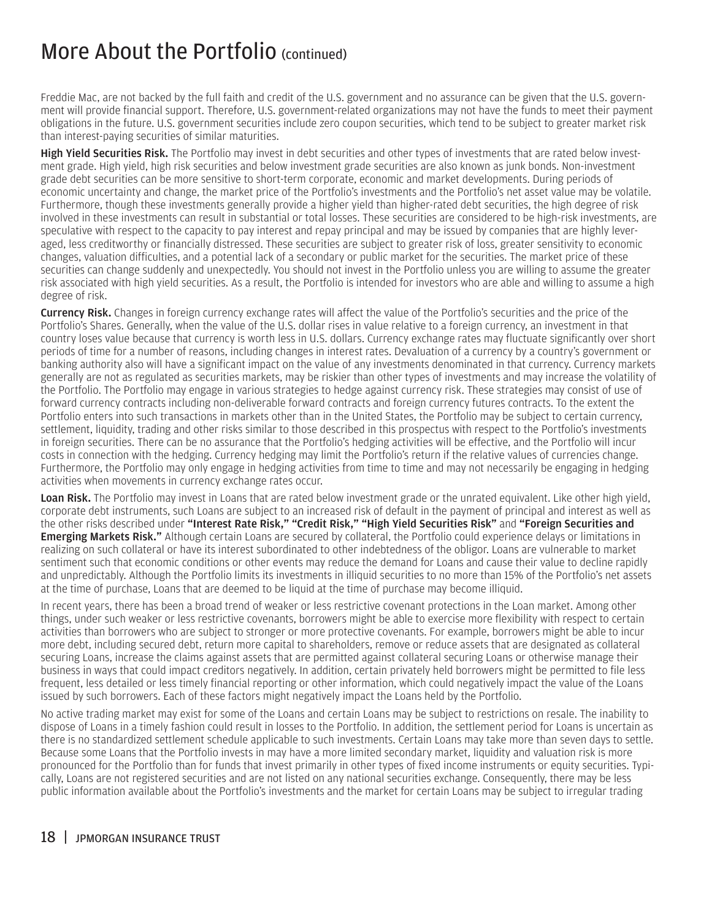# More About the Portfolio (continued)

Freddie Mac, are not backed by the full faith and credit of the U.S. government and no assurance can be given that the U.S. government will provide financial support. Therefore, U.S. government-related organizations may not have the funds to meet their payment obligations in the future. U.S. government securities include zero coupon securities, which tend to be subject to greater market risk than interest-paying securities of similar maturities.

**High Yield Securities Risk.** The Portfolio may invest in debt securities and other types of investments that are rated below investment grade. High yield, high risk securities and below investment grade securities are also known as junk bonds. Non-investment grade debt securities can be more sensitive to short-term corporate, economic and market developments. During periods of economic uncertainty and change, the market price of the Portfolio's investments and the Portfolio's net asset value may be volatile. Furthermore, though these investments generally provide a higher yield than higher-rated debt securities, the high degree of risk involved in these investments can result in substantial or total losses. These securities are considered to be high-risk investments, are speculative with respect to the capacity to pay interest and repay principal and may be issued by companies that are highly leveraged, less creditworthy or financially distressed. These securities are subject to greater risk of loss, greater sensitivity to economic changes, valuation difficulties, and a potential lack of a secondary or public market for the securities. The market price of these securities can change suddenly and unexpectedly. You should not invest in the Portfolio unless you are willing to assume the greater risk associated with high yield securities. As a result, the Portfolio is intended for investors who are able and willing to assume a high degree of risk.

**Currency Risk.** Changes in foreign currency exchange rates will affect the value of the Portfolio's securities and the price of the Portfolio's Shares. Generally, when the value of the U.S. dollar rises in value relative to a foreign currency, an investment in that country loses value because that currency is worth less in U.S. dollars. Currency exchange rates may fluctuate significantly over short periods of time for a number of reasons, including changes in interest rates. Devaluation of a currency by a country's government or banking authority also will have a significant impact on the value of any investments denominated in that currency. Currency markets generally are not as regulated as securities markets, may be riskier than other types of investments and may increase the volatility of the Portfolio. The Portfolio may engage in various strategies to hedge against currency risk. These strategies may consist of use of forward currency contracts including non-deliverable forward contracts and foreign currency futures contracts. To the extent the Portfolio enters into such transactions in markets other than in the United States, the Portfolio may be subject to certain currency, settlement, liquidity, trading and other risks similar to those described in this prospectus with respect to the Portfolio's investments in foreign securities. There can be no assurance that the Portfolio's hedging activities will be effective, and the Portfolio will incur costs in connection with the hedging. Currency hedging may limit the Portfolio's return if the relative values of currencies change. Furthermore, the Portfolio may only engage in hedging activities from time to time and may not necessarily be engaging in hedging activities when movements in currency exchange rates occur.

**Loan Risk.** The Portfolio may invest in Loans that are rated below investment grade or the unrated equivalent. Like other high yield, corporate debt instruments, such Loans are subject to an increased risk of default in the payment of principal and interest as well as the other risks described under **"Interest Rate Risk," "Credit Risk," "High Yield Securities Risk"** and **"Foreign Securities and Emerging Markets Risk."** Although certain Loans are secured by collateral, the Portfolio could experience delays or limitations in realizing on such collateral or have its interest subordinated to other indebtedness of the obligor. Loans are vulnerable to market sentiment such that economic conditions or other events may reduce the demand for Loans and cause their value to decline rapidly and unpredictably. Although the Portfolio limits its investments in illiquid securities to no more than 15% of the Portfolio's net assets at the time of purchase, Loans that are deemed to be liquid at the time of purchase may become illiquid.

In recent years, there has been a broad trend of weaker or less restrictive covenant protections in the Loan market. Among other things, under such weaker or less restrictive covenants, borrowers might be able to exercise more flexibility with respect to certain activities than borrowers who are subject to stronger or more protective covenants. For example, borrowers might be able to incur more debt, including secured debt, return more capital to shareholders, remove or reduce assets that are designated as collateral securing Loans, increase the claims against assets that are permitted against collateral securing Loans or otherwise manage their business in ways that could impact creditors negatively. In addition, certain privately held borrowers might be permitted to file less frequent, less detailed or less timely financial reporting or other information, which could negatively impact the value of the Loans issued by such borrowers. Each of these factors might negatively impact the Loans held by the Portfolio.

No active trading market may exist for some of the Loans and certain Loans may be subject to restrictions on resale. The inability to dispose of Loans in a timely fashion could result in losses to the Portfolio. In addition, the settlement period for Loans is uncertain as there is no standardized settlement schedule applicable to such investments. Certain Loans may take more than seven days to settle. Because some Loans that the Portfolio invests in may have a more limited secondary market, liquidity and valuation risk is more pronounced for the Portfolio than for funds that invest primarily in other types of fixed income instruments or equity securities. Typically, Loans are not registered securities and are not listed on any national securities exchange. Consequently, there may be less public information available about the Portfolio's investments and the market for certain Loans may be subject to irregular trading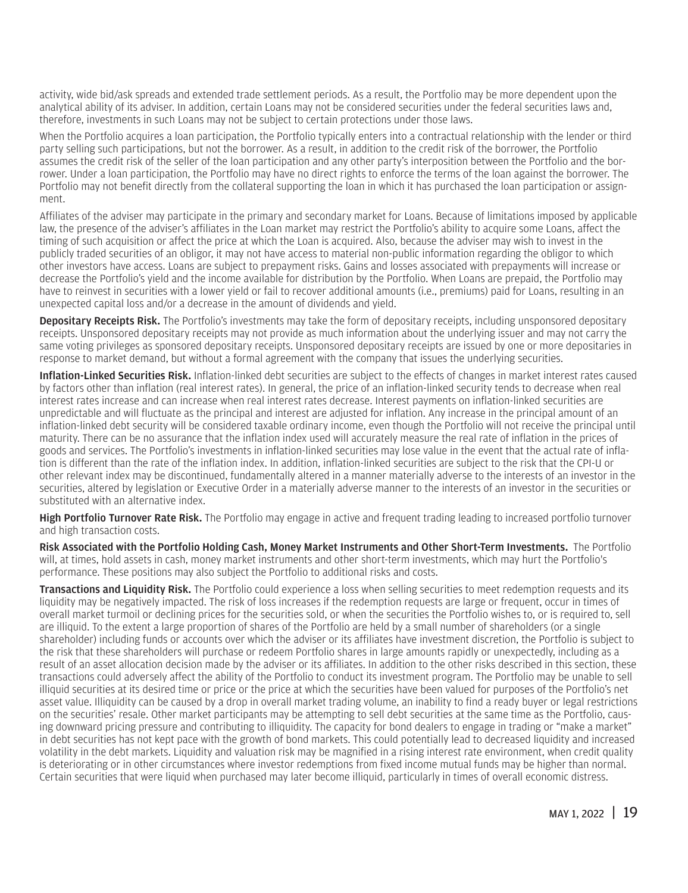activity, wide bid/ask spreads and extended trade settlement periods. As a result, the Portfolio may be more dependent upon the analytical ability of its adviser. In addition, certain Loans may not be considered securities under the federal securities laws and, therefore, investments in such Loans may not be subject to certain protections under those laws.

When the Portfolio acquires a loan participation, the Portfolio typically enters into a contractual relationship with the lender or third party selling such participations, but not the borrower. As a result, in addition to the credit risk of the borrower, the Portfolio assumes the credit risk of the seller of the loan participation and any other party's interposition between the Portfolio and the borrower. Under a loan participation, the Portfolio may have no direct rights to enforce the terms of the loan against the borrower. The Portfolio may not benefit directly from the collateral supporting the loan in which it has purchased the loan participation or assignment.

Affiliates of the adviser may participate in the primary and secondary market for Loans. Because of limitations imposed by applicable law, the presence of the adviser's affiliates in the Loan market may restrict the Portfolio's ability to acquire some Loans, affect the timing of such acquisition or affect the price at which the Loan is acquired. Also, because the adviser may wish to invest in the publicly traded securities of an obligor, it may not have access to material non-public information regarding the obligor to which other investors have access. Loans are subject to prepayment risks. Gains and losses associated with prepayments will increase or decrease the Portfolio's yield and the income available for distribution by the Portfolio. When Loans are prepaid, the Portfolio may have to reinvest in securities with a lower yield or fail to recover additional amounts (i.e., premiums) paid for Loans, resulting in an unexpected capital loss and/or a decrease in the amount of dividends and yield.

**Depositary Receipts Risk.** The Portfolio's investments may take the form of depositary receipts, including unsponsored depositary receipts. Unsponsored depositary receipts may not provide as much information about the underlying issuer and may not carry the same voting privileges as sponsored depositary receipts. Unsponsored depositary receipts are issued by one or more depositaries in response to market demand, but without a formal agreement with the company that issues the underlying securities.

**Inflation-Linked Securities Risk.** Inflation-linked debt securities are subject to the effects of changes in market interest rates caused by factors other than inflation (real interest rates). In general, the price of an inflation-linked security tends to decrease when real interest rates increase and can increase when real interest rates decrease. Interest payments on inflation-linked securities are unpredictable and will fluctuate as the principal and interest are adjusted for inflation. Any increase in the principal amount of an inflation-linked debt security will be considered taxable ordinary income, even though the Portfolio will not receive the principal until maturity. There can be no assurance that the inflation index used will accurately measure the real rate of inflation in the prices of goods and services. The Portfolio's investments in inflation-linked securities may lose value in the event that the actual rate of inflation is different than the rate of the inflation index. In addition, inflation-linked securities are subject to the risk that the CPI-U or other relevant index may be discontinued, fundamentally altered in a manner materially adverse to the interests of an investor in the securities, altered by legislation or Executive Order in a materially adverse manner to the interests of an investor in the securities or substituted with an alternative index.

**High Portfolio Turnover Rate Risk.** The Portfolio may engage in active and frequent trading leading to increased portfolio turnover and high transaction costs.

**Risk Associated with the Portfolio Holding Cash, Money Market Instruments and Other Short-Term Investments.** The Portfolio will, at times, hold assets in cash, money market instruments and other short-term investments, which may hurt the Portfolio's performance. These positions may also subject the Portfolio to additional risks and costs.

**Transactions and Liquidity Risk.** The Portfolio could experience a loss when selling securities to meet redemption requests and its liquidity may be negatively impacted. The risk of loss increases if the redemption requests are large or frequent, occur in times of overall market turmoil or declining prices for the securities sold, or when the securities the Portfolio wishes to, or is required to, sell are illiquid. To the extent a large proportion of shares of the Portfolio are held by a small number of shareholders (or a single shareholder) including funds or accounts over which the adviser or its affiliates have investment discretion, the Portfolio is subject to the risk that these shareholders will purchase or redeem Portfolio shares in large amounts rapidly or unexpectedly, including as a result of an asset allocation decision made by the adviser or its affiliates. In addition to the other risks described in this section, these transactions could adversely affect the ability of the Portfolio to conduct its investment program. The Portfolio may be unable to sell illiquid securities at its desired time or price or the price at which the securities have been valued for purposes of the Portfolio's net asset value. Illiquidity can be caused by a drop in overall market trading volume, an inability to find a ready buyer or legal restrictions on the securities' resale. Other market participants may be attempting to sell debt securities at the same time as the Portfolio, causing downward pricing pressure and contributing to illiquidity. The capacity for bond dealers to engage in trading or "make a market" in debt securities has not kept pace with the growth of bond markets. This could potentially lead to decreased liquidity and increased volatility in the debt markets. Liquidity and valuation risk may be magnified in a rising interest rate environment, when credit quality is deteriorating or in other circumstances where investor redemptions from fixed income mutual funds may be higher than normal. Certain securities that were liquid when purchased may later become illiquid, particularly in times of overall economic distress.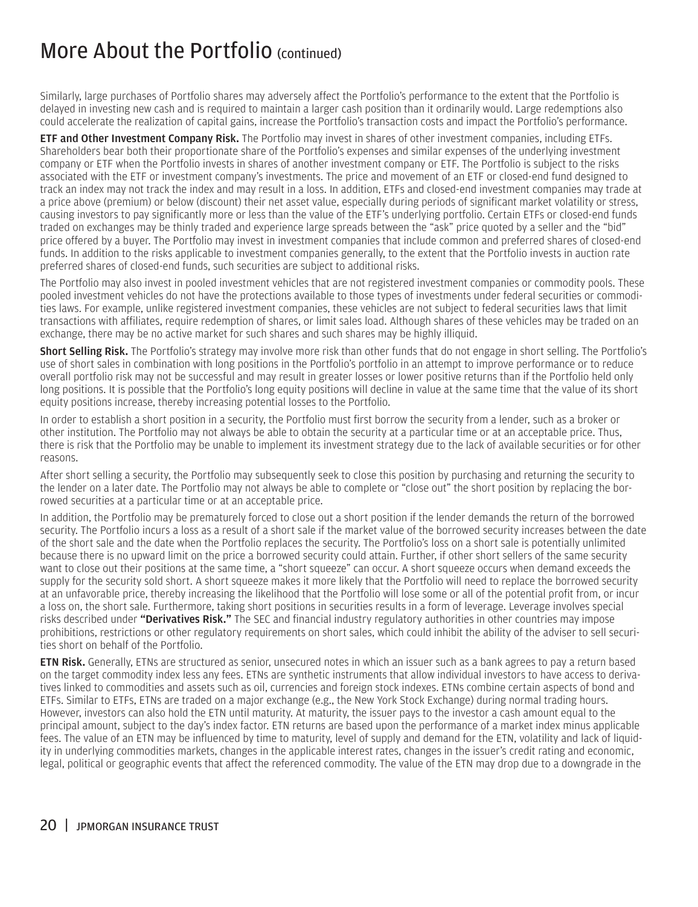# More About the Portfolio (continued)

Similarly, large purchases of Portfolio shares may adversely affect the Portfolio's performance to the extent that the Portfolio is delayed in investing new cash and is required to maintain a larger cash position than it ordinarily would. Large redemptions also could accelerate the realization of capital gains, increase the Portfolio's transaction costs and impact the Portfolio's performance.

**ETF and Other Investment Company Risk.** The Portfolio may invest in shares of other investment companies, including ETFs. Shareholders bear both their proportionate share of the Portfolio's expenses and similar expenses of the underlying investment company or ETF when the Portfolio invests in shares of another investment company or ETF. The Portfolio is subject to the risks associated with the ETF or investment company's investments. The price and movement of an ETF or closed-end fund designed to track an index may not track the index and may result in a loss. In addition, ETFs and closed-end investment companies may trade at a price above (premium) or below (discount) their net asset value, especially during periods of significant market volatility or stress, causing investors to pay significantly more or less than the value of the ETF's underlying portfolio. Certain ETFs or closed-end funds traded on exchanges may be thinly traded and experience large spreads between the "ask" price quoted by a seller and the "bid" price offered by a buyer. The Portfolio may invest in investment companies that include common and preferred shares of closed-end funds. In addition to the risks applicable to investment companies generally, to the extent that the Portfolio invests in auction rate preferred shares of closed-end funds, such securities are subject to additional risks.

The Portfolio may also invest in pooled investment vehicles that are not registered investment companies or commodity pools. These pooled investment vehicles do not have the protections available to those types of investments under federal securities or commodities laws. For example, unlike registered investment companies, these vehicles are not subject to federal securities laws that limit transactions with affiliates, require redemption of shares, or limit sales load. Although shares of these vehicles may be traded on an exchange, there may be no active market for such shares and such shares may be highly illiquid.

**Short Selling Risk.** The Portfolio's strategy may involve more risk than other funds that do not engage in short selling. The Portfolio's use of short sales in combination with long positions in the Portfolio's portfolio in an attempt to improve performance or to reduce overall portfolio risk may not be successful and may result in greater losses or lower positive returns than if the Portfolio held only long positions. It is possible that the Portfolio's long equity positions will decline in value at the same time that the value of its short equity positions increase, thereby increasing potential losses to the Portfolio.

In order to establish a short position in a security, the Portfolio must first borrow the security from a lender, such as a broker or other institution. The Portfolio may not always be able to obtain the security at a particular time or at an acceptable price. Thus, there is risk that the Portfolio may be unable to implement its investment strategy due to the lack of available securities or for other reasons.

After short selling a security, the Portfolio may subsequently seek to close this position by purchasing and returning the security to the lender on a later date. The Portfolio may not always be able to complete or "close out" the short position by replacing the borrowed securities at a particular time or at an acceptable price.

In addition, the Portfolio may be prematurely forced to close out a short position if the lender demands the return of the borrowed security. The Portfolio incurs a loss as a result of a short sale if the market value of the borrowed security increases between the date of the short sale and the date when the Portfolio replaces the security. The Portfolio's loss on a short sale is potentially unlimited because there is no upward limit on the price a borrowed security could attain. Further, if other short sellers of the same security want to close out their positions at the same time, a "short squeeze" can occur. A short squeeze occurs when demand exceeds the supply for the security sold short. A short squeeze makes it more likely that the Portfolio will need to replace the borrowed security at an unfavorable price, thereby increasing the likelihood that the Portfolio will lose some or all of the potential profit from, or incur a loss on, the short sale. Furthermore, taking short positions in securities results in a form of leverage. Leverage involves special risks described under **"Derivatives Risk."** The SEC and financial industry regulatory authorities in other countries may impose prohibitions, restrictions or other regulatory requirements on short sales, which could inhibit the ability of the adviser to sell securities short on behalf of the Portfolio.

**ETN Risk.** Generally, ETNs are structured as senior, unsecured notes in which an issuer such as a bank agrees to pay a return based on the target commodity index less any fees. ETNs are synthetic instruments that allow individual investors to have access to derivatives linked to commodities and assets such as oil, currencies and foreign stock indexes. ETNs combine certain aspects of bond and ETFs. Similar to ETFs, ETNs are traded on a major exchange (e.g., the New York Stock Exchange) during normal trading hours. However, investors can also hold the ETN until maturity. At maturity, the issuer pays to the investor a cash amount equal to the principal amount, subject to the day's index factor. ETN returns are based upon the performance of a market index minus applicable fees. The value of an ETN may be influenced by time to maturity, level of supply and demand for the ETN, volatility and lack of liquidity in underlying commodities markets, changes in the applicable interest rates, changes in the issuer's credit rating and economic, legal, political or geographic events that affect the referenced commodity. The value of the ETN may drop due to a downgrade in the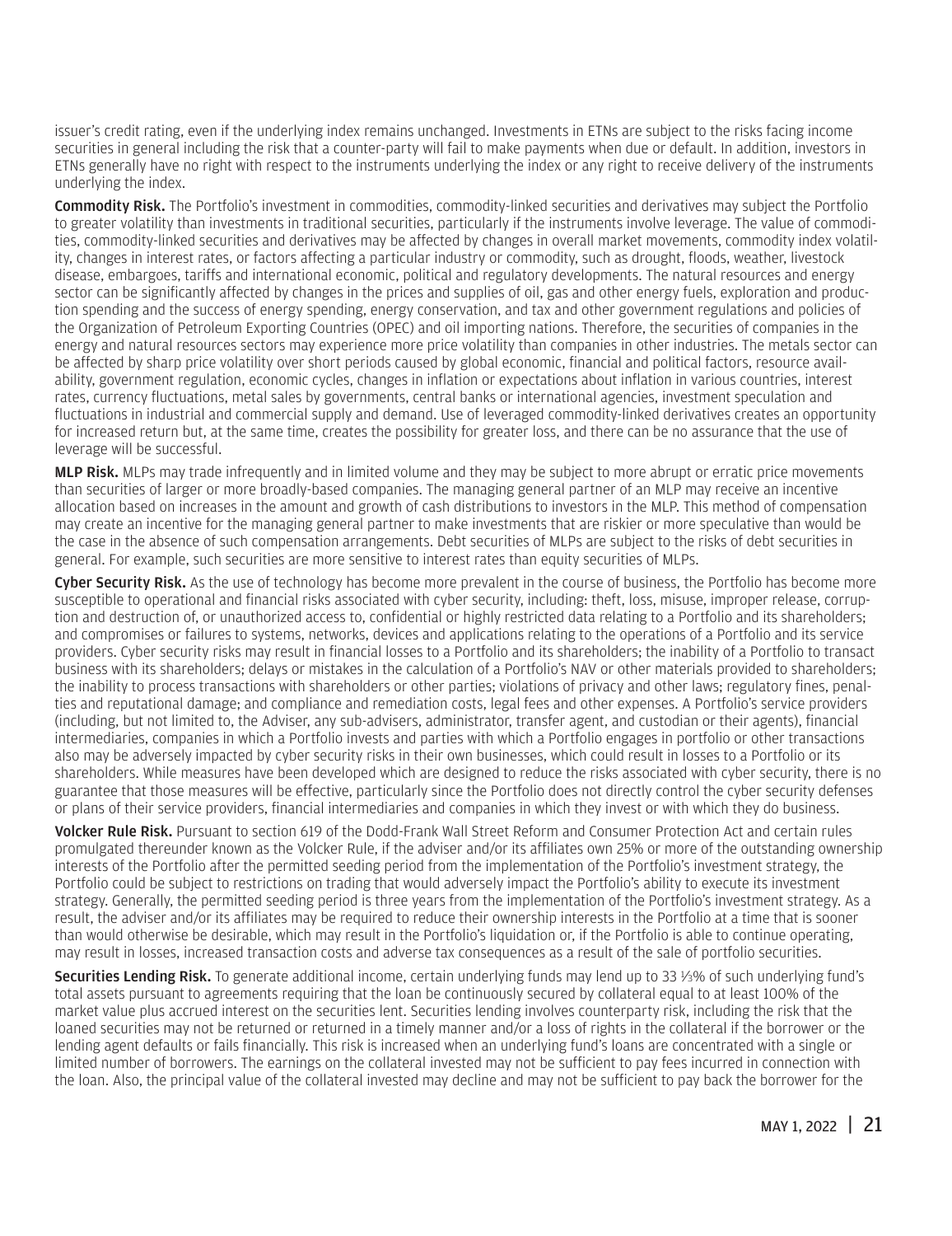issuer's credit rating, even if the underlying index remains unchanged. Investments in ETNs are subject to the risks facing income securities in general including the risk that a counter-party will fail to make payments when due or default. In addition, investors in ETNs generally have no right with respect to the instruments underlying the index or any right to receive delivery of the instruments underlying the index.

**Commodity Risk.** The Portfolio's investment in commodities, commodity-linked securities and derivatives may subject the Portfolio to greater volatility than investments in traditional securities, particularly if the instruments involve leverage. The value of commodities, commodity-linked securities and derivatives may be affected by changes in overall market movements, commodity index volatility, changes in interest rates, or factors affecting a particular industry or commodity, such as drought, floods, weather, livestock disease, embargoes, tariffs and international economic, political and regulatory developments. The natural resources and energy sector can be significantly affected by changes in the prices and supplies of oil, gas and other energy fuels, exploration and production spending and the success of energy spending, energy conservation, and tax and other government regulations and policies of the Organization of Petroleum Exporting Countries (OPEC) and oil importing nations. Therefore, the securities of companies in the energy and natural resources sectors may experience more price volatility than companies in other industries. The metals sector can be affected by sharp price volatility over short periods caused by global economic, financial and political factors, resource availability, government regulation, economic cycles, changes in inflation or expectations about inflation in various countries, interest rates, currency fluctuations, metal sales by governments, central banks or international agencies, investment speculation and fluctuations in industrial and commercial supply and demand. Use of leveraged commodity-linked derivatives creates an opportunity for increased return but, at the same time, creates the possibility for greater loss, and there can be no assurance that the use of leverage will be successful.

**MLP Risk.** MLPs may trade infrequently and in limited volume and they may be subject to more abrupt or erratic price movements than securities of larger or more broadly-based companies. The managing general partner of an MLP may receive an incentive allocation based on increases in the amount and growth of cash distributions to investors in the MLP. This method of compensation may create an incentive for the managing general partner to make investments that are riskier or more speculative than would be the case in the absence of such compensation arrangements. Debt securities of MLPs are subject to the risks of debt securities in general. For example, such securities are more sensitive to interest rates than equity securities of MLPs.

**Cyber Security Risk.** As the use of technology has become more prevalent in the course of business, the Portfolio has become more susceptible to operational and financial risks associated with cyber security, including: theft, loss, misuse, improper release, corruption and destruction of, or unauthorized access to, confidential or highly restricted data relating to a Portfolio and its shareholders; and compromises or failures to systems, networks, devices and applications relating to the operations of a Portfolio and its service providers. Cyber security risks may result in financial losses to a Portfolio and its shareholders; the inability of a Portfolio to transact business with its shareholders; delays or mistakes in the calculation of a Portfolio's NAV or other materials provided to shareholders; the inability to process transactions with shareholders or other parties; violations of privacy and other laws; regulatory fines, penalties and reputational damage; and compliance and remediation costs, legal fees and other expenses. A Portfolio's service providers (including, but not limited to, the Adviser, any sub-advisers, administrator, transfer agent, and custodian or their agents), financial intermediaries, companies in which a Portfolio invests and parties with which a Portfolio engages in portfolio or other transactions also may be adversely impacted by cyber security risks in their own businesses, which could result in losses to a Portfolio or its shareholders. While measures have been developed which are designed to reduce the risks associated with cyber security, there is no guarantee that those measures will be effective, particularly since the Portfolio does not directly control the cyber security defenses or plans of their service providers, financial intermediaries and companies in which they invest or with which they do business.

**Volcker Rule Risk.** Pursuant to section 619 of the Dodd-Frank Wall Street Reform and Consumer Protection Act and certain rules promulgated thereunder known as the Volcker Rule, if the adviser and/or its affiliates own 25% or more of the outstanding ownership interests of the Portfolio after the permitted seeding period from the implementation of the Portfolio's investment strategy, the Portfolio could be subject to restrictions on trading that would adversely impact the Portfolio's ability to execute its investment strategy. Generally, the permitted seeding period is three years from the implementation of the Portfolio's investment strategy. As a result, the adviser and/or its affiliates may be required to reduce their ownership interests in the Portfolio at a time that is sooner than would otherwise be desirable, which may result in the Portfolio's liquidation or, if the Portfolio is able to continue operating, may result in losses, increased transaction costs and adverse tax consequences as a result of the sale of portfolio securities.

**Securities Lending Risk.** To generate additional income, certain underlying funds may lend up to 33 ⅓% of such underlying fund's total assets pursuant to agreements requiring that the loan be continuously secured by collateral equal to at least 100% of the market value plus accrued interest on the securities lent. Securities lending involves counterparty risk, including the risk that the loaned securities may not be returned or returned in a timely manner and/or a loss of rights in the collateral if the borrower or the lending agent defaults or fails financially. This risk is increased when an underlying fund's loans are concentrated with a single or limited number of borrowers. The earnings on the collateral invested may not be sufficient to pay fees incurred in connection with the loan. Also, the principal value of the collateral invested may decline and may not be sufficient to pay back the borrower for the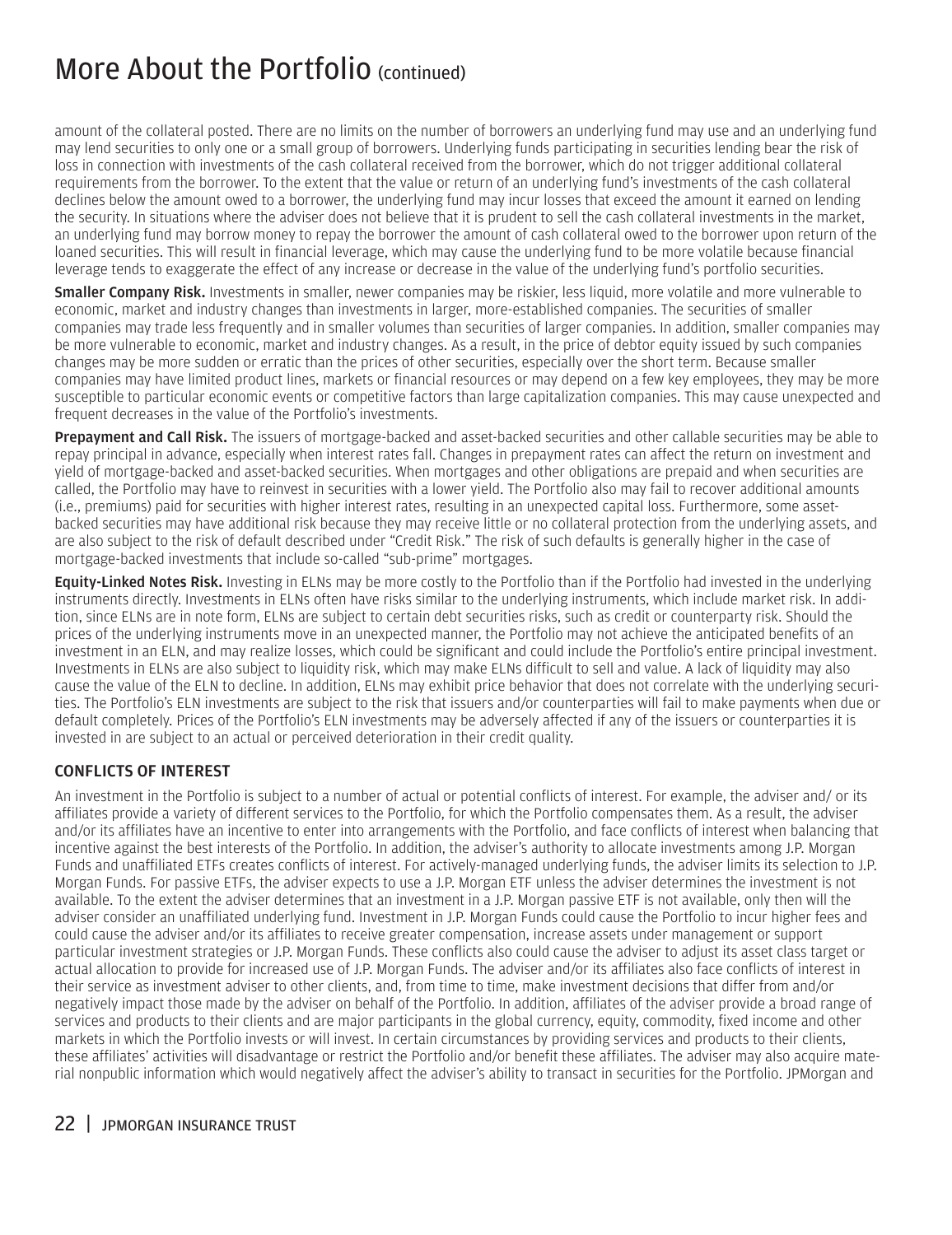amount of the collateral posted. There are no limits on the number of borrowers an underlying fund may use and an underlying fund may lend securities to only one or a small group of borrowers. Underlying funds participating in securities lending bear the risk of loss in connection with investments of the cash collateral received from the borrower, which do not trigger additional collateral requirements from the borrower. To the extent that the value or return of an underlying fund's investments of the cash collateral declines below the amount owed to a borrower, the underlying fund may incur losses that exceed the amount it earned on lending the security. In situations where the adviser does not believe that it is prudent to sell the cash collateral investments in the market, an underlying fund may borrow money to repay the borrower the amount of cash collateral owed to the borrower upon return of the loaned securities. This will result in financial leverage, which may cause the underlying fund to be more volatile because financial leverage tends to exaggerate the effect of any increase or decrease in the value of the underlying fund's portfolio securities.

**Smaller Company Risk.** Investments in smaller, newer companies may be riskier, less liquid, more volatile and more vulnerable to economic, market and industry changes than investments in larger, more-established companies. The securities of smaller companies may trade less frequently and in smaller volumes than securities of larger companies. In addition, smaller companies may be more vulnerable to economic, market and industry changes. As a result, in the price of debtor equity issued by such companies changes may be more sudden or erratic than the prices of other securities, especially over the short term. Because smaller companies may have limited product lines, markets or financial resources or may depend on a few key employees, they may be more susceptible to particular economic events or competitive factors than large capitalization companies. This may cause unexpected and frequent decreases in the value of the Portfolio's investments.

**Prepayment and Call Risk.** The issuers of mortgage-backed and asset-backed securities and other callable securities may be able to repay principal in advance, especially when interest rates fall. Changes in prepayment rates can affect the return on investment and yield of mortgage-backed and asset-backed securities. When mortgages and other obligations are prepaid and when securities are called, the Portfolio may have to reinvest in securities with a lower yield. The Portfolio also may fail to recover additional amounts (i.e., premiums) paid for securities with higher interest rates, resulting in an unexpected capital loss. Furthermore, some asset-backed securities may have additional risk because they may receive little or no collateral protection from the underlying assets, and are also subject to the risk of default described under "Credit Risk." The risk of such defaults is generally higher in the case of mortgage-backed investments that include so-called "sub-prime" mortgages.

**Equity-Linked Notes Risk.** Investing in ELNs may be more costly to the Portfolio than if the Portfolio had invested in the underlying instruments directly. Investments in ELNs often have risks similar to the underlying instruments, which include market risk. In addition, since ELNs are in note form, ELNs are subject to certain debt securities risks, such as credit or counterparty risk. Should the prices of the underlying instruments move in an unexpected manner, the Portfolio may not achieve the anticipated benefits of an investment in an ELN, and may realize losses, which could be significant and could include the Portfolio's entire principal investment. Investments in ELNs are also subject to liquidity risk, which may make ELNs difficult to sell and value. A lack of liquidity may also cause the value of the ELN to decline. In addition, ELNs may exhibit price behavior that does not correlate with the underlying securities. The Portfolio's ELN investments are subject to the risk that issuers and/or counterparties will fail to make payments when due or default completely. Prices of the Portfolio's ELN investments may be adversely affected if any of the issuers or counterparties it is invested in are subject to an actual or perceived deterioration in their credit quality.

### CONFLICTS OF INTEREST

An investment in the Portfolio is subject to a number of actual or potential conflicts of interest. For example, the adviser and/ or its affiliates provide a variety of different services to the Portfolio, for which the Portfolio compensates them. As a result, the adviser and/or its affiliates have an incentive to enter into arrangements with the Portfolio, and face conflicts of interest when balancing that incentive against the best interests of the Portfolio. In addition, the adviser's authority to allocate investments among J.P. Morgan Funds and unaffiliated ETFs creates conflicts of interest. For actively-managed underlying funds, the adviser limits its selection to J.P. Morgan Funds. For passive ETFs, the adviser expects to use a J.P. Morgan ETF unless the adviser determines the investment is not available. To the extent the adviser determines that an investment in a J.P. Morgan passive ETF is not available, only then will the adviser consider an unaffiliated underlying fund. Investment in J.P. Morgan Funds could cause the Portfolio to incur higher fees and could cause the adviser and/or its affiliates to receive greater compensation, increase assets under management or support particular investment strategies or J.P. Morgan Funds. These conflicts also could cause the adviser to adjust its asset class target or actual allocation to provide for increased use of J.P. Morgan Funds. The adviser and/or its affiliates also face conflicts of interest in their service as investment adviser to other clients, and, from time to time, make investment decisions that differ from and/or negatively impact those made by the adviser on behalf of the Portfolio. In addition, affiliates of the adviser provide a broad range of services and products to their clients and are major participants in the global currency, equity, commodity, fixed income and other markets in which the Portfolio invests or will invest. In certain circumstances by providing services and products to their clients, these affiliates' activities will disadvantage or restrict the Portfolio and/or benefit these affiliates. The adviser may also acquire material nonpublic information which would negatively affect the adviser's ability to transact in securities for the Portfolio. JPMorgan and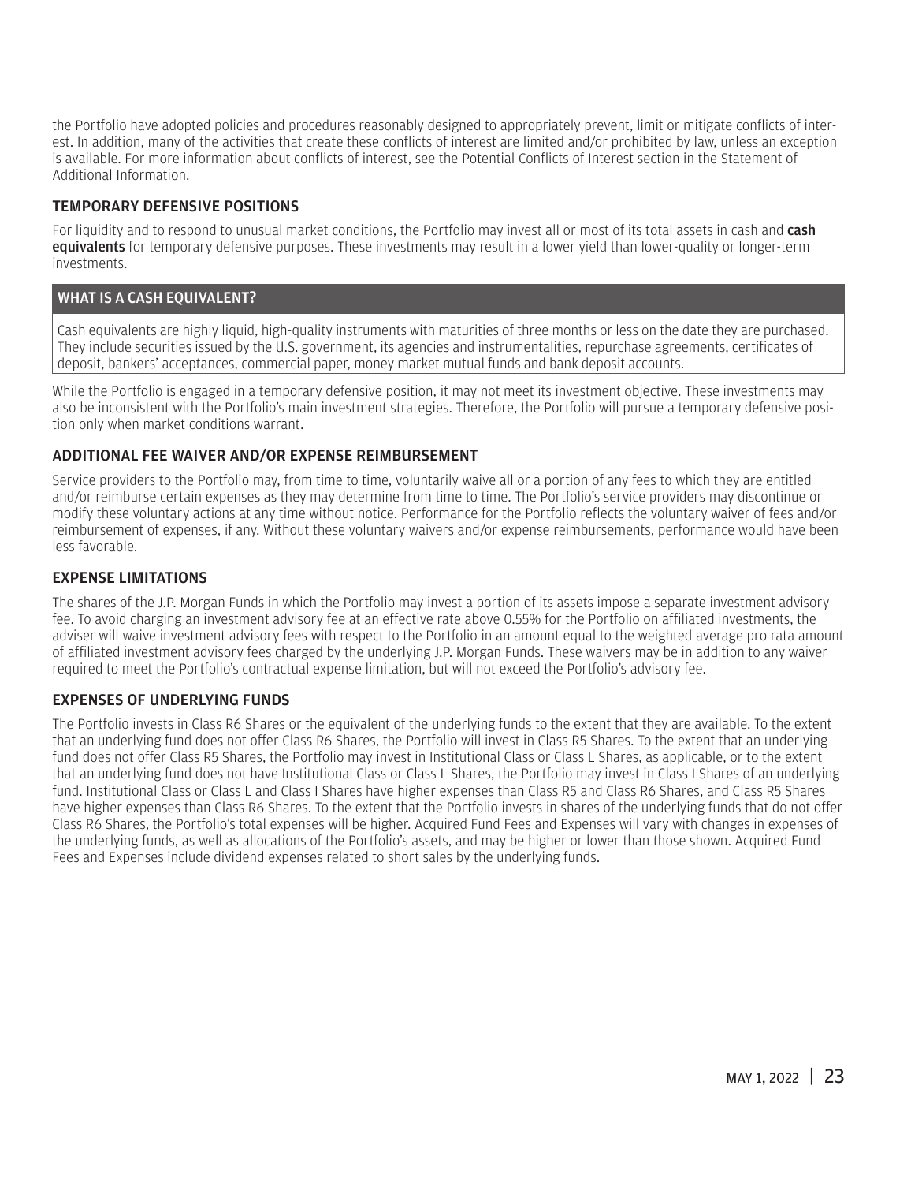the Portfolio have adopted policies and procedures reasonably designed to appropriately prevent, limit or mitigate conflicts of interest. In addition, many of the activities that create these conflicts of interest are limited and/or prohibited by law, unless an exception is available. For more information about conflicts of interest, see the Potential Conflicts of Interest section in the Statement of Additional Information.

## TEMPORARY DEFENSIVE POSITIONS

For liquidity and to respond to unusual market conditions, the Portfolio may invest all or most of its total assets in cash and **cash equivalents** for temporary defensive purposes. These investments may result in a lower yield than lower-quality or longer-term investments.

| WHAT IS A CASH EQUIVALENT? |
|---|
| Cash equivalents are highly liquid, high-quality instruments with maturities of three months or less on the date they are purchased. They include securities issued by the U.S. government, its agencies and instrumentalities, repurchase agreements, certificates of deposit, bankers' acceptances, commercial paper, money market mutual funds and bank deposit accounts. |

While the Portfolio is engaged in a temporary defensive position, it may not meet its investment objective. These investments may also be inconsistent with the Portfolio's main investment strategies. Therefore, the Portfolio will pursue a temporary defensive position only when market conditions warrant.

## ADDITIONAL FEE WAIVER AND/OR EXPENSE REIMBURSEMENT

Service providers to the Portfolio may, from time to time, voluntarily waive all or a portion of any fees to which they are entitled and/or reimburse certain expenses as they may determine from time to time. The Portfolio's service providers may discontinue or modify these voluntary actions at any time without notice. Performance for the Portfolio reflects the voluntary waiver of fees and/or reimbursement of expenses, if any. Without these voluntary waivers and/or expense reimbursements, performance would have been less favorable.

## EXPENSE LIMITATIONS

The shares of the J.P. Morgan Funds in which the Portfolio may invest a portion of its assets impose a separate investment advisory fee. To avoid charging an investment advisory fee at an effective rate above 0.55% for the Portfolio on affiliated investments, the adviser will waive investment advisory fees with respect to the Portfolio in an amount equal to the weighted average pro rata amount of affiliated investment advisory fees charged by the underlying J.P. Morgan Funds. These waivers may be in addition to any waiver required to meet the Portfolio's contractual expense limitation, but will not exceed the Portfolio's advisory fee.

## EXPENSES OF UNDERLYING FUNDS

The Portfolio invests in Class R6 Shares or the equivalent of the underlying funds to the extent that they are available. To the extent that an underlying fund does not offer Class R6 Shares, the Portfolio will invest in Class R5 Shares. To the extent that an underlying fund does not offer Class R5 Shares, the Portfolio may invest in Institutional Class or Class L Shares, as applicable, or to the extent that an underlying fund does not have Institutional Class or Class L Shares, the Portfolio may invest in Class I Shares of an underlying fund. Institutional Class or Class L and Class I Shares have higher expenses than Class R5 and Class R6 Shares, and Class R5 Shares have higher expenses than Class R6 Shares. To the extent that the Portfolio invests in shares of the underlying funds that do not offer Class R6 Shares, the Portfolio's total expenses will be higher. Acquired Fund Fees and Expenses will vary with changes in expenses of the underlying funds, as well as allocations of the Portfolio's assets, and may be higher or lower than those shown. Acquired Fund Fees and Expenses include dividend expenses related to short sales by the underlying funds.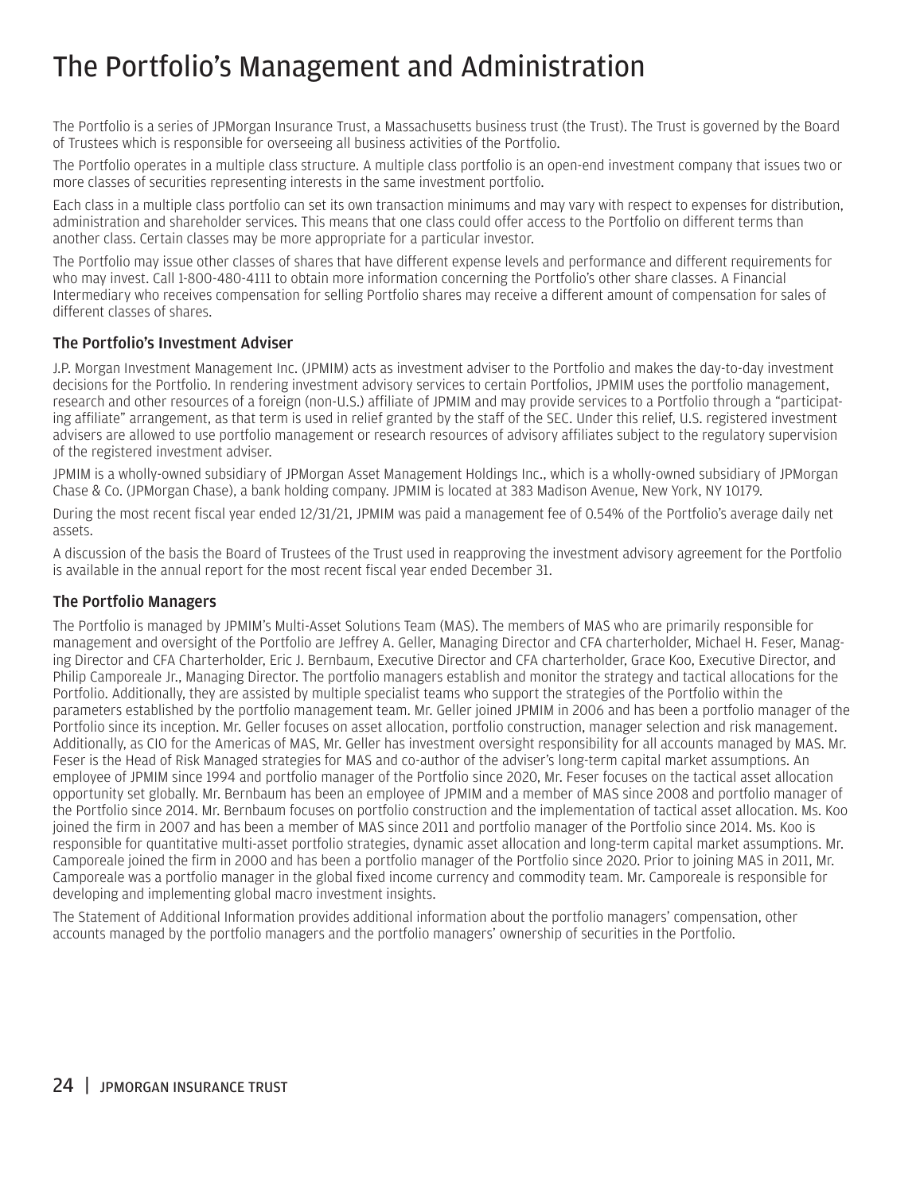# The Portfolio's Management and Administration

The Portfolio is a series of JPMorgan Insurance Trust, a Massachusetts business trust (the Trust). The Trust is governed by the Board of Trustees which is responsible for overseeing all business activities of the Portfolio.

The Portfolio operates in a multiple class structure. A multiple class portfolio is an open-end investment company that issues two or more classes of securities representing interests in the same investment portfolio.

Each class in a multiple class portfolio can set its own transaction minimums and may vary with respect to expenses for distribution, administration and shareholder services. This means that one class could offer access to the Portfolio on different terms than another class. Certain classes may be more appropriate for a particular investor.

The Portfolio may issue other classes of shares that have different expense levels and performance and different requirements for who may invest. Call 1-800-480-4111 to obtain more information concerning the Portfolio's other share classes. A Financial Intermediary who receives compensation for selling Portfolio shares may receive a different amount of compensation for sales of different classes of shares.

### The Portfolio's Investment Adviser

J.P. Morgan Investment Management Inc. (JPMIM) acts as investment adviser to the Portfolio and makes the day-to-day investment decisions for the Portfolio. In rendering investment advisory services to certain Portfolios, JPMIM uses the portfolio management, research and other resources of a foreign (non-U.S.) affiliate of JPMIM and may provide services to a Portfolio through a "participating affiliate" arrangement, as that term is used in relief granted by the staff of the SEC. Under this relief, U.S. registered investment advisers are allowed to use portfolio management or research resources of advisory affiliates subject to the regulatory supervision of the registered investment adviser.

JPMIM is a wholly-owned subsidiary of JPMorgan Asset Management Holdings Inc., which is a wholly-owned subsidiary of JPMorgan Chase & Co. (JPMorgan Chase), a bank holding company. JPMIM is located at 383 Madison Avenue, New York, NY 10179.

During the most recent fiscal year ended 12/31/21, JPMIM was paid a management fee of 0.54% of the Portfolio's average daily net assets.

A discussion of the basis the Board of Trustees of the Trust used in reapproving the investment advisory agreement for the Portfolio is available in the annual report for the most recent fiscal year ended December 31.

### The Portfolio Managers

The Portfolio is managed by JPMIM's Multi-Asset Solutions Team (MAS). The members of MAS who are primarily responsible for management and oversight of the Portfolio are Jeffrey A. Geller, Managing Director and CFA charterholder, Michael H. Feser, Managing Director and CFA Charterholder, Eric J. Bernbaum, Executive Director and CFA charterholder, Grace Koo, Executive Director, and Philip Camporeale Jr., Managing Director. The portfolio managers establish and monitor the strategy and tactical allocations for the Portfolio. Additionally, they are assisted by multiple specialist teams who support the strategies of the Portfolio within the parameters established by the portfolio management team. Mr. Geller joined JPMIM in 2006 and has been a portfolio manager of the Portfolio since its inception. Mr. Geller focuses on asset allocation, portfolio construction, manager selection and risk management. Additionally, as CIO for the Americas of MAS, Mr. Geller has investment oversight responsibility for all accounts managed by MAS. Mr. Feser is the Head of Risk Managed strategies for MAS and co-author of the adviser's long-term capital market assumptions. An employee of JPMIM since 1994 and portfolio manager of the Portfolio since 2020, Mr. Feser focuses on the tactical asset allocation opportunity set globally. Mr. Bernbaum has been an employee of JPMIM and a member of MAS since 2008 and portfolio manager of the Portfolio since 2014. Mr. Bernbaum focuses on portfolio construction and the implementation of tactical asset allocation. Ms. Koo joined the firm in 2007 and has been a member of MAS since 2011 and portfolio manager of the Portfolio since 2014. Ms. Koo is responsible for quantitative multi-asset portfolio strategies, dynamic asset allocation and long-term capital market assumptions. Mr. Camporeale joined the firm in 2000 and has been a portfolio manager of the Portfolio since 2020. Prior to joining MAS in 2011, Mr. Camporeale was a portfolio manager in the global fixed income currency and commodity team. Mr. Camporeale is responsible for developing and implementing global macro investment insights.

The Statement of Additional Information provides additional information about the portfolio managers' compensation, other accounts managed by the portfolio managers and the portfolio managers' ownership of securities in the Portfolio.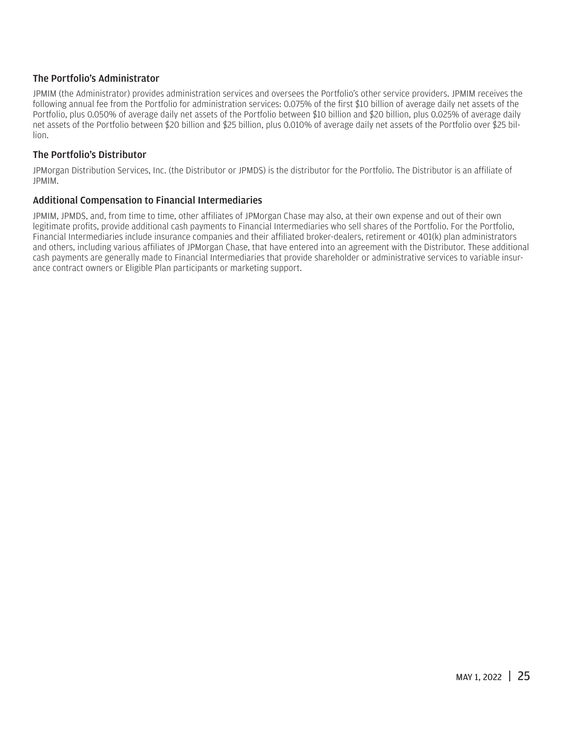### The Portfolio's Administrator

JPMIM (the Administrator) provides administration services and oversees the Portfolio's other service providers. JPMIM receives the following annual fee from the Portfolio for administration services: 0.075% of the first $10 billion of average daily net assets of the Portfolio, plus 0.050% of average daily net assets of the Portfolio between $10 billion and $20 billion, plus 0.025% of average daily net assets of the Portfolio between $20 billion and $25 billion, plus 0.010% of average daily net assets of the Portfolio over $25 billion.

### The Portfolio's Distributor

JPMorgan Distribution Services, Inc. (the Distributor or JPMDS) is the distributor for the Portfolio. The Distributor is an affiliate of JPMIM.

### Additional Compensation to Financial Intermediaries

JPMIM, JPMDS, and, from time to time, other affiliates of JPMorgan Chase may also, at their own expense and out of their own legitimate profits, provide additional cash payments to Financial Intermediaries who sell shares of the Portfolio. For the Portfolio, Financial Intermediaries include insurance companies and their affiliated broker-dealers, retirement or 401(k) plan administrators and others, including various affiliates of JPMorgan Chase, that have entered into an agreement with the Distributor. These additional cash payments are generally made to Financial Intermediaries that provide shareholder or administrative services to variable insurance contract owners or Eligible Plan participants or marketing support.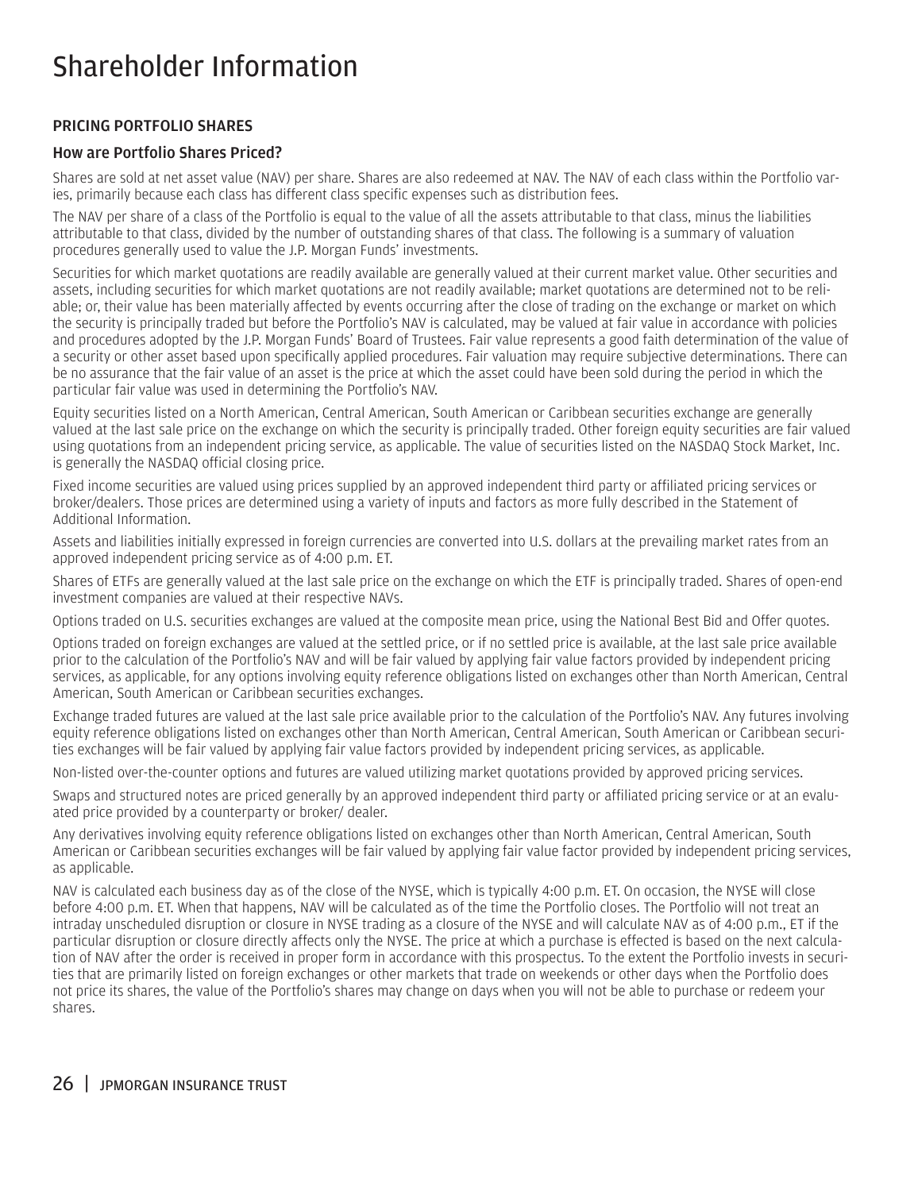# Shareholder Information

## PRICING PORTFOLIO SHARES

### How are Portfolio Shares Priced?

Shares are sold at net asset value (NAV) per share. Shares are also redeemed at NAV. The NAV of each class within the Portfolio varies, primarily because each class has different class specific expenses such as distribution fees.

The NAV per share of a class of the Portfolio is equal to the value of all the assets attributable to that class, minus the liabilities attributable to that class, divided by the number of outstanding shares of that class. The following is a summary of valuation procedures generally used to value the J.P. Morgan Funds' investments.

Securities for which market quotations are readily available are generally valued at their current market value. Other securities and assets, including securities for which market quotations are not readily available; market quotations are determined not to be reliable; or, their value has been materially affected by events occurring after the close of trading on the exchange or market on which the security is principally traded but before the Portfolio's NAV is calculated, may be valued at fair value in accordance with policies and procedures adopted by the J.P. Morgan Funds' Board of Trustees. Fair value represents a good faith determination of the value of a security or other asset based upon specifically applied procedures. Fair valuation may require subjective determinations. There can be no assurance that the fair value of an asset is the price at which the asset could have been sold during the period in which the particular fair value was used in determining the Portfolio's NAV.

Equity securities listed on a North American, Central American, South American or Caribbean securities exchange are generally valued at the last sale price on the exchange on which the security is principally traded. Other foreign equity securities are fair valued using quotations from an independent pricing service, as applicable. The value of securities listed on the NASDAQ Stock Market, Inc. is generally the NASDAQ official closing price.

Fixed income securities are valued using prices supplied by an approved independent third party or affiliated pricing services or broker/dealers. Those prices are determined using a variety of inputs and factors as more fully described in the Statement of Additional Information.

Assets and liabilities initially expressed in foreign currencies are converted into U.S. dollars at the prevailing market rates from an approved independent pricing service as of 4:00 p.m. ET.

Shares of ETFs are generally valued at the last sale price on the exchange on which the ETF is principally traded. Shares of open-end investment companies are valued at their respective NAVs.

Options traded on U.S. securities exchanges are valued at the composite mean price, using the National Best Bid and Offer quotes.

Options traded on foreign exchanges are valued at the settled price, or if no settled price is available, at the last sale price available prior to the calculation of the Portfolio's NAV and will be fair valued by applying fair value factors provided by independent pricing services, as applicable, for any options involving equity reference obligations listed on exchanges other than North American, Central American, South American or Caribbean securities exchanges.

Exchange traded futures are valued at the last sale price available prior to the calculation of the Portfolio's NAV. Any futures involving equity reference obligations listed on exchanges other than North American, Central American, South American or Caribbean securities exchanges will be fair valued by applying fair value factors provided by independent pricing services, as applicable.

Non-listed over-the-counter options and futures are valued utilizing market quotations provided by approved pricing services.

Swaps and structured notes are priced generally by an approved independent third party or affiliated pricing service or at an evaluated price provided by a counterparty or broker/ dealer.

Any derivatives involving equity reference obligations listed on exchanges other than North American, Central American, South American or Caribbean securities exchanges will be fair valued by applying fair value factor provided by independent pricing services, as applicable.

NAV is calculated each business day as of the close of the NYSE, which is typically 4:00 p.m. ET. On occasion, the NYSE will close before 4:00 p.m. ET. When that happens, NAV will be calculated as of the time the Portfolio closes. The Portfolio will not treat an intraday unscheduled disruption or closure in NYSE trading as a closure of the NYSE and will calculate NAV as of 4:00 p.m., ET if the particular disruption or closure directly affects only the NYSE. The price at which a purchase is effected is based on the next calculation of NAV after the order is received in proper form in accordance with this prospectus. To the extent the Portfolio invests in securities that are primarily listed on foreign exchanges or other markets that trade on weekends or other days when the Portfolio does not price its shares, the value of the Portfolio's shares may change on days when you will not be able to purchase or redeem your shares.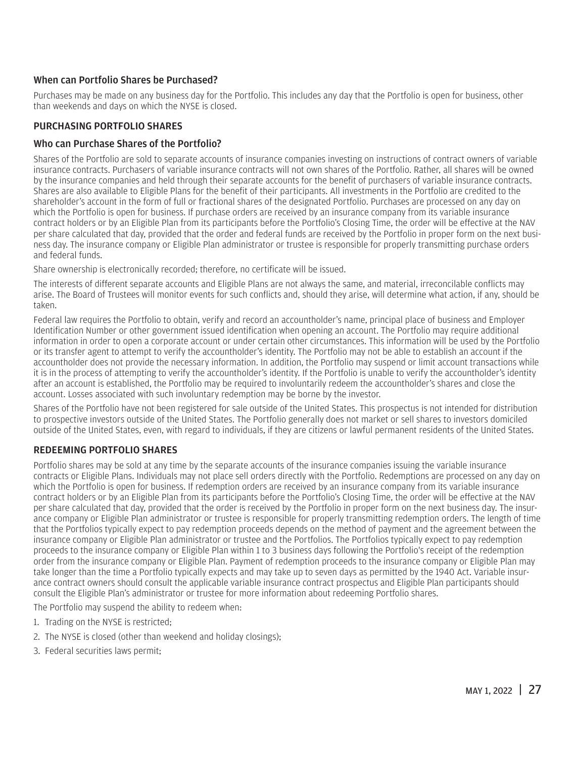### When can Portfolio Shares be Purchased?

Purchases may be made on any business day for the Portfolio. This includes any day that the Portfolio is open for business, other than weekends and days on which the NYSE is closed.

## PURCHASING PORTFOLIO SHARES

### Who can Purchase Shares of the Portfolio?

Shares of the Portfolio are sold to separate accounts of insurance companies investing on instructions of contract owners of variable insurance contracts. Purchasers of variable insurance contracts will not own shares of the Portfolio. Rather, all shares will be owned by the insurance companies and held through their separate accounts for the benefit of purchasers of variable insurance contracts. Shares are also available to Eligible Plans for the benefit of their participants. All investments in the Portfolio are credited to the shareholder's account in the form of full or fractional shares of the designated Portfolio. Purchases are processed on any day on which the Portfolio is open for business. If purchase orders are received by an insurance company from its variable insurance contract holders or by an Eligible Plan from its participants before the Portfolio's Closing Time, the order will be effective at the NAV per share calculated that day, provided that the order and federal funds are received by the Portfolio in proper form on the next business day. The insurance company or Eligible Plan administrator or trustee is responsible for properly transmitting purchase orders and federal funds.

Share ownership is electronically recorded; therefore, no certificate will be issued.

The interests of different separate accounts and Eligible Plans are not always the same, and material, irreconcilable conflicts may arise. The Board of Trustees will monitor events for such conflicts and, should they arise, will determine what action, if any, should be taken.

Federal law requires the Portfolio to obtain, verify and record an accountholder's name, principal place of business and Employer Identification Number or other government issued identification when opening an account. The Portfolio may require additional information in order to open a corporate account or under certain other circumstances. This information will be used by the Portfolio or its transfer agent to attempt to verify the accountholder's identity. The Portfolio may not be able to establish an account if the accountholder does not provide the necessary information. In addition, the Portfolio may suspend or limit account transactions while it is in the process of attempting to verify the accountholder's identity. If the Portfolio is unable to verify the accountholder's identity after an account is established, the Portfolio may be required to involuntarily redeem the accountholder's shares and close the account. Losses associated with such involuntary redemption may be borne by the investor.

Shares of the Portfolio have not been registered for sale outside of the United States. This prospectus is not intended for distribution to prospective investors outside of the United States. The Portfolio generally does not market or sell shares to investors domiciled outside of the United States, even, with regard to individuals, if they are citizens or lawful permanent residents of the United States.

## REDEEMING PORTFOLIO SHARES

Portfolio shares may be sold at any time by the separate accounts of the insurance companies issuing the variable insurance contracts or Eligible Plans. Individuals may not place sell orders directly with the Portfolio. Redemptions are processed on any day on which the Portfolio is open for business. If redemption orders are received by an insurance company from its variable insurance contract holders or by an Eligible Plan from its participants before the Portfolio's Closing Time, the order will be effective at the NAV per share calculated that day, provided that the order is received by the Portfolio in proper form on the next business day. The insurance company or Eligible Plan administrator or trustee is responsible for properly transmitting redemption orders. The length of time that the Portfolios typically expect to pay redemption proceeds depends on the method of payment and the agreement between the insurance company or Eligible Plan administrator or trustee and the Portfolios. The Portfolios typically expect to pay redemption proceeds to the insurance company or Eligible Plan within 1 to 3 business days following the Portfolio's receipt of the redemption order from the insurance company or Eligible Plan. Payment of redemption proceeds to the insurance company or Eligible Plan may take longer than the time a Portfolio typically expects and may take up to seven days as permitted by the 1940 Act. Variable insurance contract owners should consult the applicable variable insurance contract prospectus and Eligible Plan participants should consult the Eligible Plan's administrator or trustee for more information about redeeming Portfolio shares.

The Portfolio may suspend the ability to redeem when:

1. Trading on the NYSE is restricted;
2. The NYSE is closed (other than weekend and holiday closings);
3. Federal securities laws permit;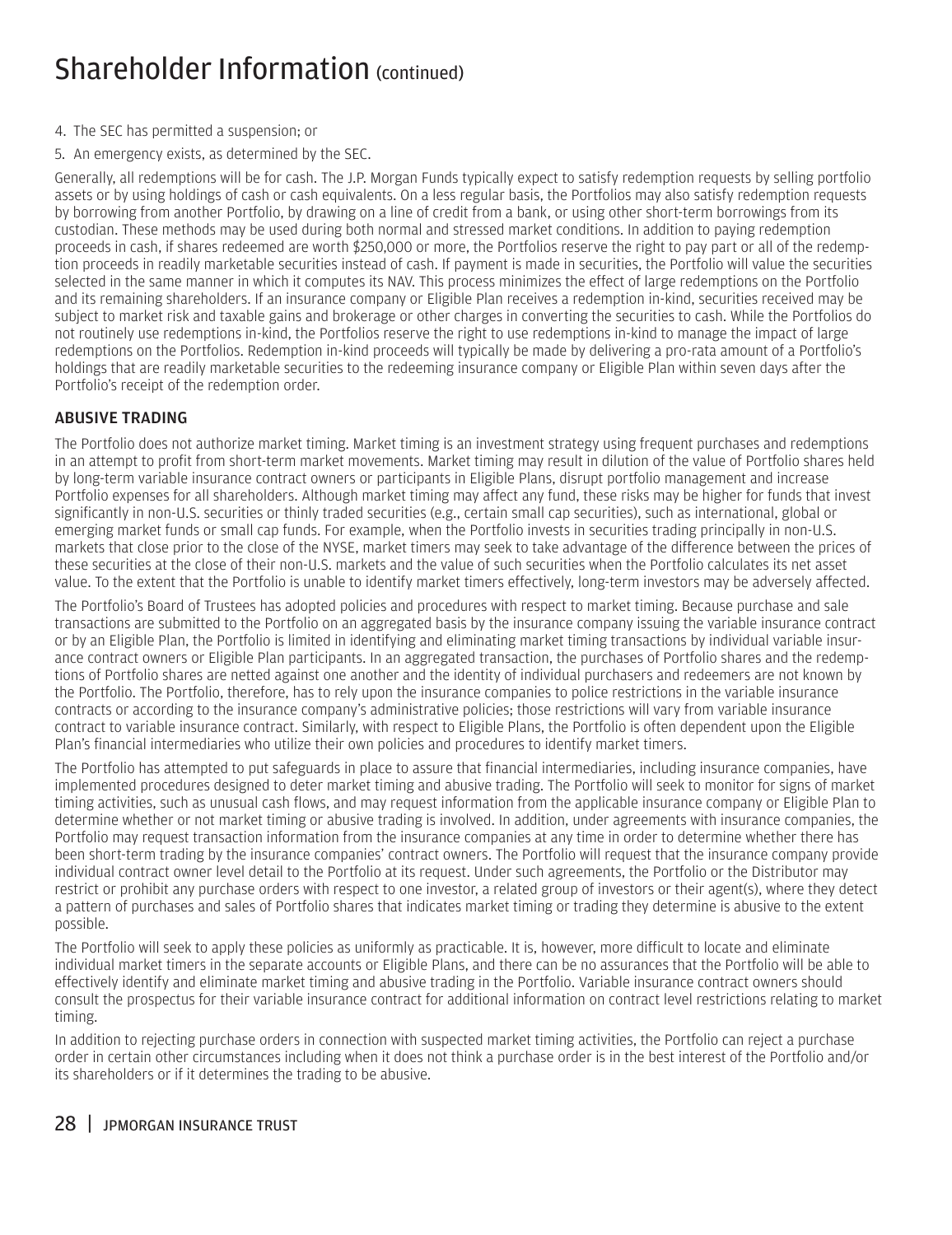4. The SEC has permitted a suspension; or
5. An emergency exists, as determined by the SEC.

Generally, all redemptions will be for cash. The J.P. Morgan Funds typically expect to satisfy redemption requests by selling portfolio assets or by using holdings of cash or cash equivalents. On a less regular basis, the Portfolios may also satisfy redemption requests by borrowing from another Portfolio, by drawing on a line of credit from a bank, or using other short-term borrowings from its custodian. These methods may be used during both normal and stressed market conditions. In addition to paying redemption proceeds in cash, if shares redeemed are worth $250,000 or more, the Portfolios reserve the right to pay part or all of the redemption proceeds in readily marketable securities instead of cash. If payment is made in securities, the Portfolio will value the securities selected in the same manner in which it computes its NAV. This process minimizes the effect of large redemptions on the Portfolio and its remaining shareholders. If an insurance company or Eligible Plan receives a redemption in-kind, securities received may be subject to market risk and taxable gains and brokerage or other charges in converting the securities to cash. While the Portfolios do not routinely use redemptions in-kind, the Portfolios reserve the right to use redemptions in-kind to manage the impact of large redemptions on the Portfolios. Redemption in-kind proceeds will typically be made by delivering a pro-rata amount of a Portfolio's holdings that are readily marketable securities to the redeeming insurance company or Eligible Plan within seven days after the Portfolio's receipt of the redemption order.

### ABUSIVE TRADING

The Portfolio does not authorize market timing. Market timing is an investment strategy using frequent purchases and redemptions in an attempt to profit from short-term market movements. Market timing may result in dilution of the value of Portfolio shares held by long-term variable insurance contract owners or participants in Eligible Plans, disrupt portfolio management and increase Portfolio expenses for all shareholders. Although market timing may affect any fund, these risks may be higher for funds that invest significantly in non-U.S. securities or thinly traded securities (e.g., certain small cap securities), such as international, global or emerging market funds or small cap funds. For example, when the Portfolio invests in securities trading principally in non-U.S. markets that close prior to the close of the NYSE, market timers may seek to take advantage of the difference between the prices of these securities at the close of their non-U.S. markets and the value of such securities when the Portfolio calculates its net asset value. To the extent that the Portfolio is unable to identify market timers effectively, long-term investors may be adversely affected.

The Portfolio's Board of Trustees has adopted policies and procedures with respect to market timing. Because purchase and sale transactions are submitted to the Portfolio on an aggregated basis by the insurance company issuing the variable insurance contract or by an Eligible Plan, the Portfolio is limited in identifying and eliminating market timing transactions by individual variable insurance contract owners or Eligible Plan participants. In an aggregated transaction, the purchases of Portfolio shares and the redemptions of Portfolio shares are netted against one another and the identity of individual purchasers and redeemers are not known by the Portfolio. The Portfolio, therefore, has to rely upon the insurance companies to police restrictions in the variable insurance contracts or according to the insurance company's administrative policies; those restrictions will vary from variable insurance contract to variable insurance contract. Similarly, with respect to Eligible Plans, the Portfolio is often dependent upon the Eligible Plan's financial intermediaries who utilize their own policies and procedures to identify market timers.

The Portfolio has attempted to put safeguards in place to assure that financial intermediaries, including insurance companies, have implemented procedures designed to deter market timing and abusive trading. The Portfolio will seek to monitor for signs of market timing activities, such as unusual cash flows, and may request information from the applicable insurance company or Eligible Plan to determine whether or not market timing or abusive trading is involved. In addition, under agreements with insurance companies, the Portfolio may request transaction information from the insurance companies at any time in order to determine whether there has been short-term trading by the insurance companies' contract owners. The Portfolio will request that the insurance company provide individual contract owner level detail to the Portfolio at its request. Under such agreements, the Portfolio or the Distributor may restrict or prohibit any purchase orders with respect to one investor, a related group of investors or their agent(s), where they detect a pattern of purchases and sales of Portfolio shares that indicates market timing or trading they determine is abusive to the extent possible.

The Portfolio will seek to apply these policies as uniformly as practicable. It is, however, more difficult to locate and eliminate individual market timers in the separate accounts or Eligible Plans, and there can be no assurances that the Portfolio will be able to effectively identify and eliminate market timing and abusive trading in the Portfolio. Variable insurance contract owners should consult the prospectus for their variable insurance contract for additional information on contract level restrictions relating to market timing.

In addition to rejecting purchase orders in connection with suspected market timing activities, the Portfolio can reject a purchase order in certain other circumstances including when it does not think a purchase order is in the best interest of the Portfolio and/or its shareholders or if it determines the trading to be abusive.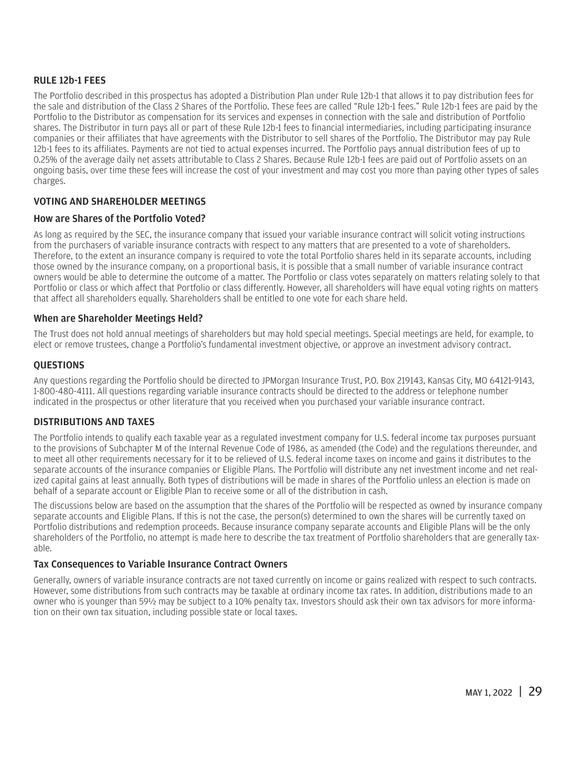## RULE 12b-1 FEES

The Portfolio described in this prospectus has adopted a Distribution Plan under Rule 12b-1 that allows it to pay distribution fees for the sale and distribution of the Class 2 Shares of the Portfolio. These fees are called "Rule 12b-1 fees." Rule 12b-1 fees are paid by the Portfolio to the Distributor as compensation for its services and expenses in connection with the sale and distribution of Portfolio shares. The Distributor in turn pays all or part of these Rule 12b-1 fees to financial intermediaries, including participating insurance companies or their affiliates that have agreements with the Distributor to sell shares of the Portfolio. The Distributor may pay Rule 12b-1 fees to its affiliates. Payments are not tied to actual expenses incurred. The Portfolio pays annual distribution fees of up to 0.25% of the average daily net assets attributable to Class 2 Shares. Because Rule 12b-1 fees are paid out of Portfolio assets on an ongoing basis, over time these fees will increase the cost of your investment and may cost you more than paying other types of sales charges.

## VOTING AND SHAREHOLDER MEETINGS

### How are Shares of the Portfolio Voted?

As long as required by the SEC, the insurance company that issued your variable insurance contract will solicit voting instructions from the purchasers of variable insurance contracts with respect to any matters that are presented to a vote of shareholders. Therefore, to the extent an insurance company is required to vote the total Portfolio shares held in its separate accounts, including those owned by the insurance company, on a proportional basis, it is possible that a small number of variable insurance contract owners would be able to determine the outcome of a matter. The Portfolio or class votes separately on matters relating solely to that Portfolio or class or which affect that Portfolio or class differently. However, all shareholders will have equal voting rights on matters that affect all shareholders equally. Shareholders shall be entitled to one vote for each share held.

### When are Shareholder Meetings Held?

The Trust does not hold annual meetings of shareholders but may hold special meetings. Special meetings are held, for example, to elect or remove trustees, change a Portfolio's fundamental investment objective, or approve an investment advisory contract.

## QUESTIONS

Any questions regarding the Portfolio should be directed to JPMorgan Insurance Trust, P.O. Box 219143, Kansas City, MO 64121-9143, 1-800-480-4111. All questions regarding variable insurance contracts should be directed to the address or telephone number indicated in the prospectus or other literature that you received when you purchased your variable insurance contract.

## DISTRIBUTIONS AND TAXES

The Portfolio intends to qualify each taxable year as a regulated investment company for U.S. federal income tax purposes pursuant to the provisions of Subchapter M of the Internal Revenue Code of 1986, as amended (the Code) and the regulations thereunder, and to meet all other requirements necessary for it to be relieved of U.S. federal income taxes on income and gains it distributes to the separate accounts of the insurance companies or Eligible Plans. The Portfolio will distribute any net investment income and net realized capital gains at least annually. Both types of distributions will be made in shares of the Portfolio unless an election is made on behalf of a separate account or Eligible Plan to receive some or all of the distribution in cash.

The discussions below are based on the assumption that the shares of the Portfolio will be respected as owned by insurance company separate accounts and Eligible Plans. If this is not the case, the person(s) determined to own the shares will be currently taxed on Portfolio distributions and redemption proceeds. Because insurance company separate accounts and Eligible Plans will be the only shareholders of the Portfolio, no attempt is made here to describe the tax treatment of Portfolio shareholders that are generally taxable.

### Tax Consequences to Variable Insurance Contract Owners

Generally, owners of variable insurance contracts are not taxed currently on income or gains realized with respect to such contracts. However, some distributions from such contracts may be taxable at ordinary income tax rates. In addition, distributions made to an owner who is younger than 59½ may be subject to a 10% penalty tax. Investors should ask their own tax advisors for more information on their own tax situation, including possible state or local taxes.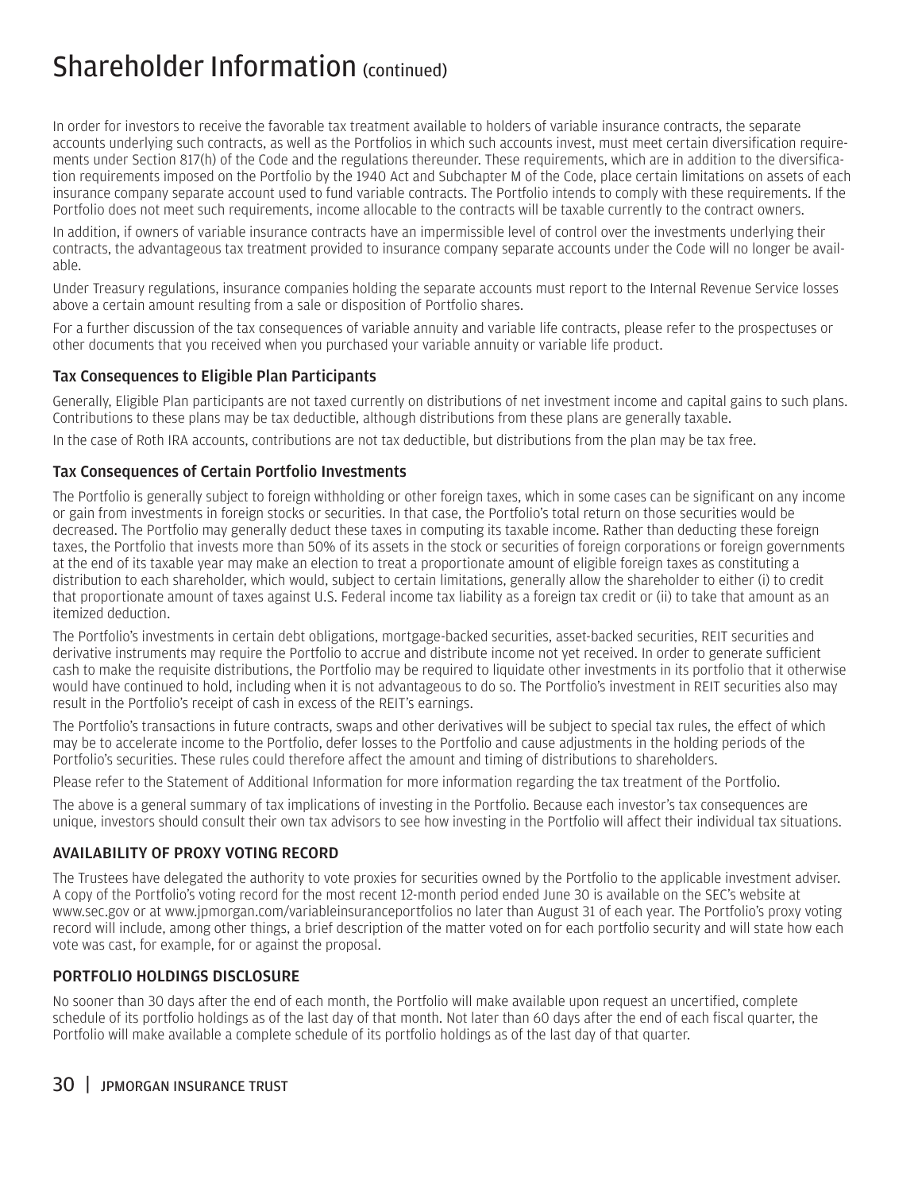# Shareholder Information (continued)

In order for investors to receive the favorable tax treatment available to holders of variable insurance contracts, the separate accounts underlying such contracts, as well as the Portfolios in which such accounts invest, must meet certain diversification requirements under Section 817(h) of the Code and the regulations thereunder. These requirements, which are in addition to the diversification requirements imposed on the Portfolio by the 1940 Act and Subchapter M of the Code, place certain limitations on assets of each insurance company separate account used to fund variable contracts. The Portfolio intends to comply with these requirements. If the Portfolio does not meet such requirements, income allocable to the contracts will be taxable currently to the contract owners.

In addition, if owners of variable insurance contracts have an impermissible level of control over the investments underlying their contracts, the advantageous tax treatment provided to insurance company separate accounts under the Code will no longer be available.

Under Treasury regulations, insurance companies holding the separate accounts must report to the Internal Revenue Service losses above a certain amount resulting from a sale or disposition of Portfolio shares.

For a further discussion of the tax consequences of variable annuity and variable life contracts, please refer to the prospectuses or other documents that you received when you purchased your variable annuity or variable life product.

### Tax Consequences to Eligible Plan Participants

Generally, Eligible Plan participants are not taxed currently on distributions of net investment income and capital gains to such plans. Contributions to these plans may be tax deductible, although distributions from these plans are generally taxable.

In the case of Roth IRA accounts, contributions are not tax deductible, but distributions from the plan may be tax free.

### Tax Consequences of Certain Portfolio Investments

The Portfolio is generally subject to foreign withholding or other foreign taxes, which in some cases can be significant on any income or gain from investments in foreign stocks or securities. In that case, the Portfolio's total return on those securities would be decreased. The Portfolio may generally deduct these taxes in computing its taxable income. Rather than deducting these foreign taxes, the Portfolio that invests more than 50% of its assets in the stock or securities of foreign corporations or foreign governments at the end of its taxable year may make an election to treat a proportionate amount of eligible foreign taxes as constituting a distribution to each shareholder, which would, subject to certain limitations, generally allow the shareholder to either (i) to credit that proportionate amount of taxes against U.S. Federal income tax liability as a foreign tax credit or (ii) to take that amount as an itemized deduction.

The Portfolio's investments in certain debt obligations, mortgage-backed securities, asset-backed securities, REIT securities and derivative instruments may require the Portfolio to accrue and distribute income not yet received. In order to generate sufficient cash to make the requisite distributions, the Portfolio may be required to liquidate other investments in its portfolio that it otherwise would have continued to hold, including when it is not advantageous to do so. The Portfolio's investment in REIT securities also may result in the Portfolio's receipt of cash in excess of the REIT's earnings.

The Portfolio's transactions in future contracts, swaps and other derivatives will be subject to special tax rules, the effect of which may be to accelerate income to the Portfolio, defer losses to the Portfolio and cause adjustments in the holding periods of the Portfolio's securities. These rules could therefore affect the amount and timing of distributions to shareholders.

Please refer to the Statement of Additional Information for more information regarding the tax treatment of the Portfolio.

The above is a general summary of tax implications of investing in the Portfolio. Because each investor's tax consequences are unique, investors should consult their own tax advisors to see how investing in the Portfolio will affect their individual tax situations.

## AVAILABILITY OF PROXY VOTING RECORD

The Trustees have delegated the authority to vote proxies for securities owned by the Portfolio to the applicable investment adviser. A copy of the Portfolio's voting record for the most recent 12-month period ended June 30 is available on the SEC's website at www.sec.gov or at www.jpmorgan.com/variableinsuranceportfolios no later than August 31 of each year. The Portfolio's proxy voting record will include, among other things, a brief description of the matter voted on for each portfolio security and will state how each vote was cast, for example, for or against the proposal.

## PORTFOLIO HOLDINGS DISCLOSURE

No sooner than 30 days after the end of each month, the Portfolio will make available upon request an uncertified, complete schedule of its portfolio holdings as of the last day of that month. Not later than 60 days after the end of each fiscal quarter, the Portfolio will make available a complete schedule of its portfolio holdings as of the last day of that quarter.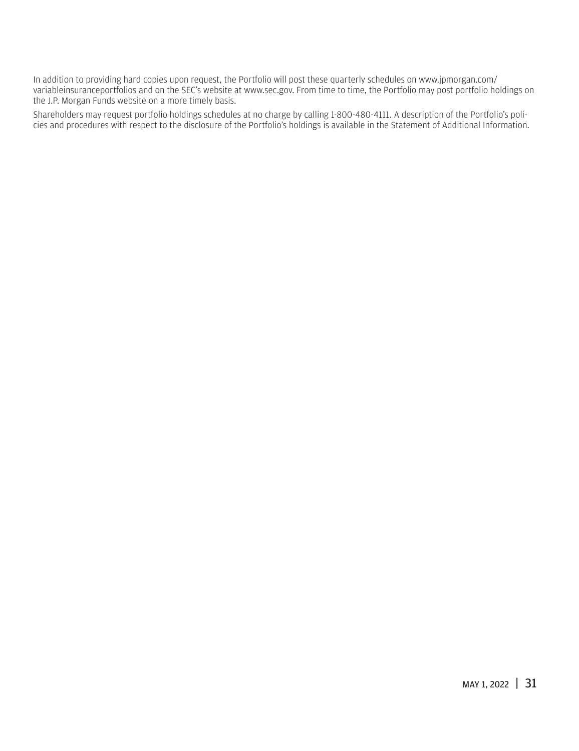In addition to providing hard copies upon request, the Portfolio will post these quarterly schedules on www.jpmorgan.com/variableinsuranceportfolios and on the SEC's website at www.sec.gov. From time to time, the Portfolio may post portfolio holdings on the J.P. Morgan Funds website on a more timely basis.

Shareholders may request portfolio holdings schedules at no charge by calling 1-800-480-4111. A description of the Portfolio's policies and procedures with respect to the disclosure of the Portfolio's holdings is available in the Statement of Additional Information.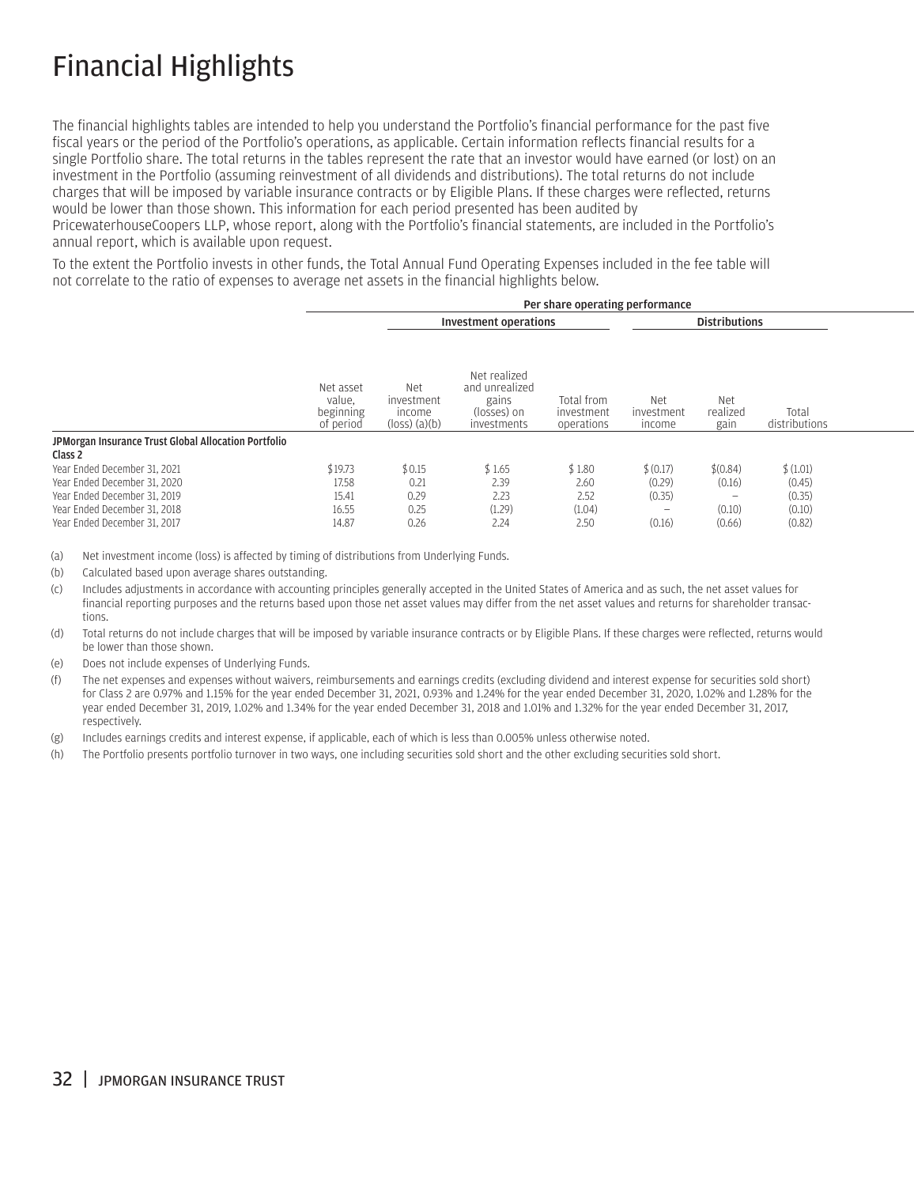# Financial Highlights

The financial highlights tables are intended to help you understand the Portfolio's financial performance for the past five fiscal years or the period of the Portfolio's operations, as applicable. Certain information reflects financial results for a single Portfolio share. The total returns in the tables represent the rate that an investor would have earned (or lost) on an investment in the Portfolio (assuming reinvestment of all dividends and distributions). The total returns do not include charges that will be imposed by variable insurance contracts or by Eligible Plans. If these charges were reflected, returns would be lower than those shown. This information for each period presented has been audited by PricewaterhouseCoopers LLP, whose report, along with the Portfolio's financial statements, are included in the Portfolio's annual report, which is available upon request.

To the extent the Portfolio invests in other funds, the Total Annual Fund Operating Expenses included in the fee table will not correlate to the ratio of expenses to average net assets in the financial highlights below.

| | Per share operating performance | | | | | | |
|---|---|---|---|---|---|---|---|
| | | Investment operations | | | Distributions | | |
| | Net asset value, beginning of period | Net investment income (loss) (a)(b) | Net realized and unrealized gains (losses) on investments | Total from investment operations | Net investment income | Net realized gain | Total distributions |
| **JPMorgan Insurance Trust Global Allocation Portfolio** | | | | | | | |
| **Class 2** | | | | | | | |
| Year Ended December 31, 2021 | $19.73 | $0.15 | $1.65 | $1.80 | $(0.17) | $(0.84) | $(1.01) |
| Year Ended December 31, 2020 | 17.58 | 0.21 | 2.39 | 2.60 | (0.29) | (0.16) | (0.45) |
| Year Ended December 31, 2019 | 15.41 | 0.29 | 2.23 | 2.52 | (0.35) | – | (0.35) |
| Year Ended December 31, 2018 | 16.55 | 0.25 | (1.29) | (1.04) | – | (0.10) | (0.10) |
| Year Ended December 31, 2017 | 14.87 | 0.26 | 2.24 | 2.50 | (0.16) | (0.66) | (0.82) |

(a) Net investment income (loss) is affected by timing of distributions from Underlying Funds.

(b) Calculated based upon average shares outstanding.

(c) Includes adjustments in accordance with accounting principles generally accepted in the United States of America and as such, the net asset values for financial reporting purposes and the returns based upon those net asset values may differ from the net asset values and returns for shareholder transactions.

(d) Total returns do not include charges that will be imposed by variable insurance contracts or by Eligible Plans. If these charges were reflected, returns would be lower than those shown.

(e) Does not include expenses of Underlying Funds.

(f) The net expenses and expenses without waivers, reimbursements and earnings credits (excluding dividend and interest expense for securities sold short) for Class 2 are 0.97% and 1.15% for the year ended December 31, 2021, 0.93% and 1.24% for the year ended December 31, 2020, 1.02% and 1.28% for the year ended December 31, 2019, 1.02% and 1.34% for the year ended December 31, 2018 and 1.01% and 1.32% for the year ended December 31, 2017, respectively.

(g) Includes earnings credits and interest expense, if applicable, each of which is less than 0.005% unless otherwise noted.

(h) The Portfolio presents portfolio turnover in two ways, one including securities sold short and the other excluding securities sold short.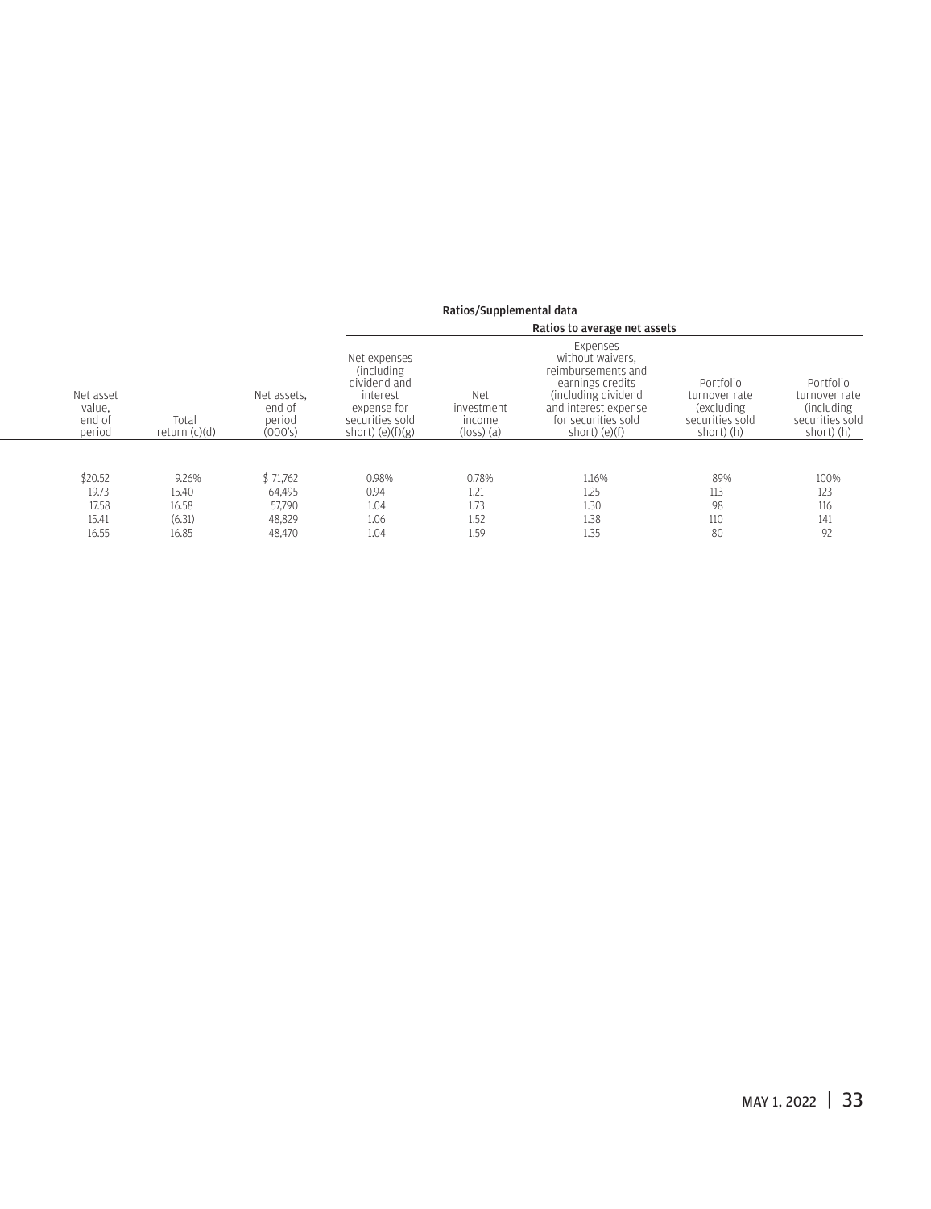| | | | Ratios/Supplemental data | | | | |
|---|---|---|---|---|---|---|---|
| | | | Ratios to average net assets | | | | |
| Net asset value, end of period | Total return (c)(d) | Net assets, end of period (000's) | Net expenses (including dividend and interest expense for securities sold short) (e)(f)(g) | Net investment income (loss) (a) | Expenses without waivers, reimbursements and earnings credits (including dividend and interest expense for securities sold short) (e)(f) | Portfolio turnover rate (excluding securities sold short) (h) | Portfolio turnover rate (including securities sold short) (h) |
| $20.52 | 9.26% | $ 71,762 | 0.98% | 0.78% | 1.16% | 89% | 100% |
| 19.73 | 15.40 | 64,495 | 0.94 | 1.21 | 1.25 | 113 | 123 |
| 17.58 | 16.58 | 57,790 | 1.04 | 1.73 | 1.30 | 98 | 116 |
| 15.41 | (6.31) | 48,829 | 1.06 | 1.52 | 1.38 | 110 | 141 |
| 16.55 | 16.85 | 48,470 | 1.04 | 1.59 | 1.35 | 80 | 92 |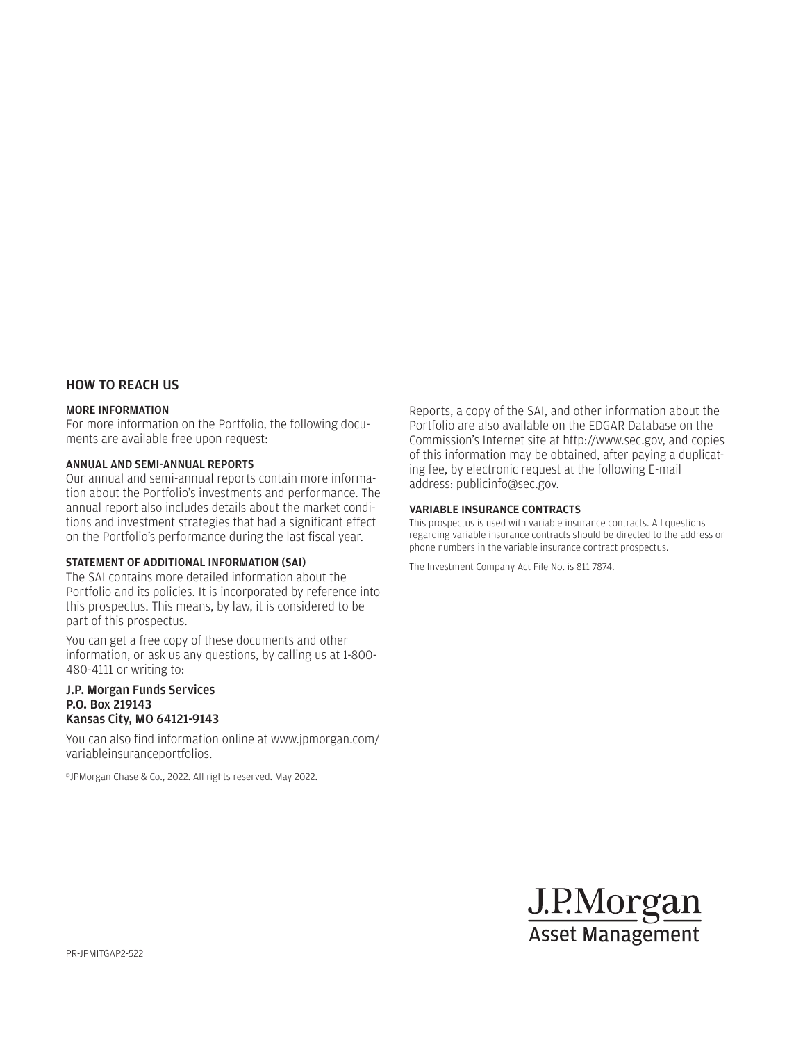## HOW TO REACH US

### MORE INFORMATION

For more information on the Portfolio, the following documents are available free upon request:

### ANNUAL AND SEMI-ANNUAL REPORTS

Our annual and semi-annual reports contain more information about the Portfolio's investments and performance. The annual report also includes details about the market conditions and investment strategies that had a significant effect on the Portfolio's performance during the last fiscal year.

### STATEMENT OF ADDITIONAL INFORMATION (SAI)

The SAI contains more detailed information about the Portfolio and its policies. It is incorporated by reference into this prospectus. This means, by law, it is considered to be part of this prospectus.

You can get a free copy of these documents and other information, or ask us any questions, by calling us at 1-800-480-4111 or writing to:

**J.P. Morgan Funds Services**
**P.O. Box 219143**
**Kansas City, MO 64121-9143**

You can also find information online at www.jpmorgan.com/variableinsuranceportfolios.

©JPMorgan Chase & Co., 2022. All rights reserved. May 2022.

Reports, a copy of the SAI, and other information about the Portfolio are also available on the EDGAR Database on the Commission's Internet site at http://www.sec.gov, and copies of this information may be obtained, after paying a duplicating fee, by electronic request at the following E-mail address: publicinfo@sec.gov.

### VARIABLE INSURANCE CONTRACTS

This prospectus is used with variable insurance contracts. All questions regarding variable insurance contracts should be directed to the address or phone numbers in the variable insurance contract prospectus.

The Investment Company Act File No. is 811-7874.

J.P.Morgan
Asset Management

PR-JPMITGAP2-522